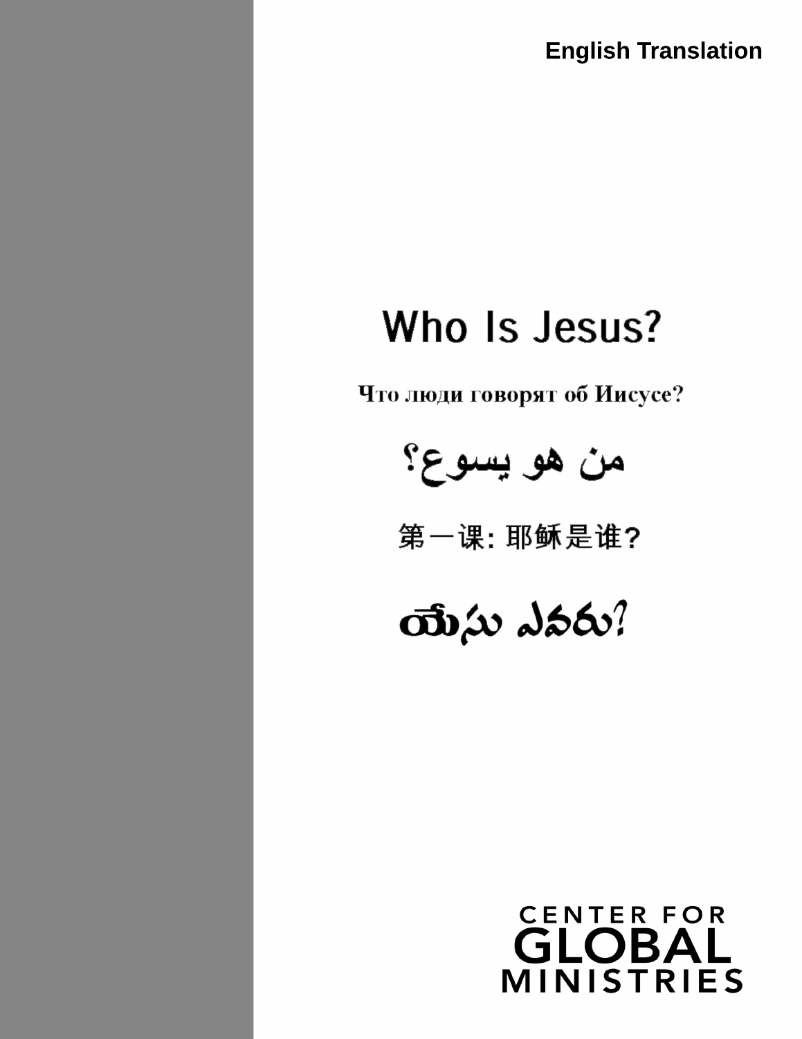**English Translation**

# Who Is Jesus?

Что люди говорят об Иисусе?

من هو يسوع؟

第一课: 耶稣是谁?

యేసు ఎవరు?

CENTER FOR GLOBAL MINISTRIES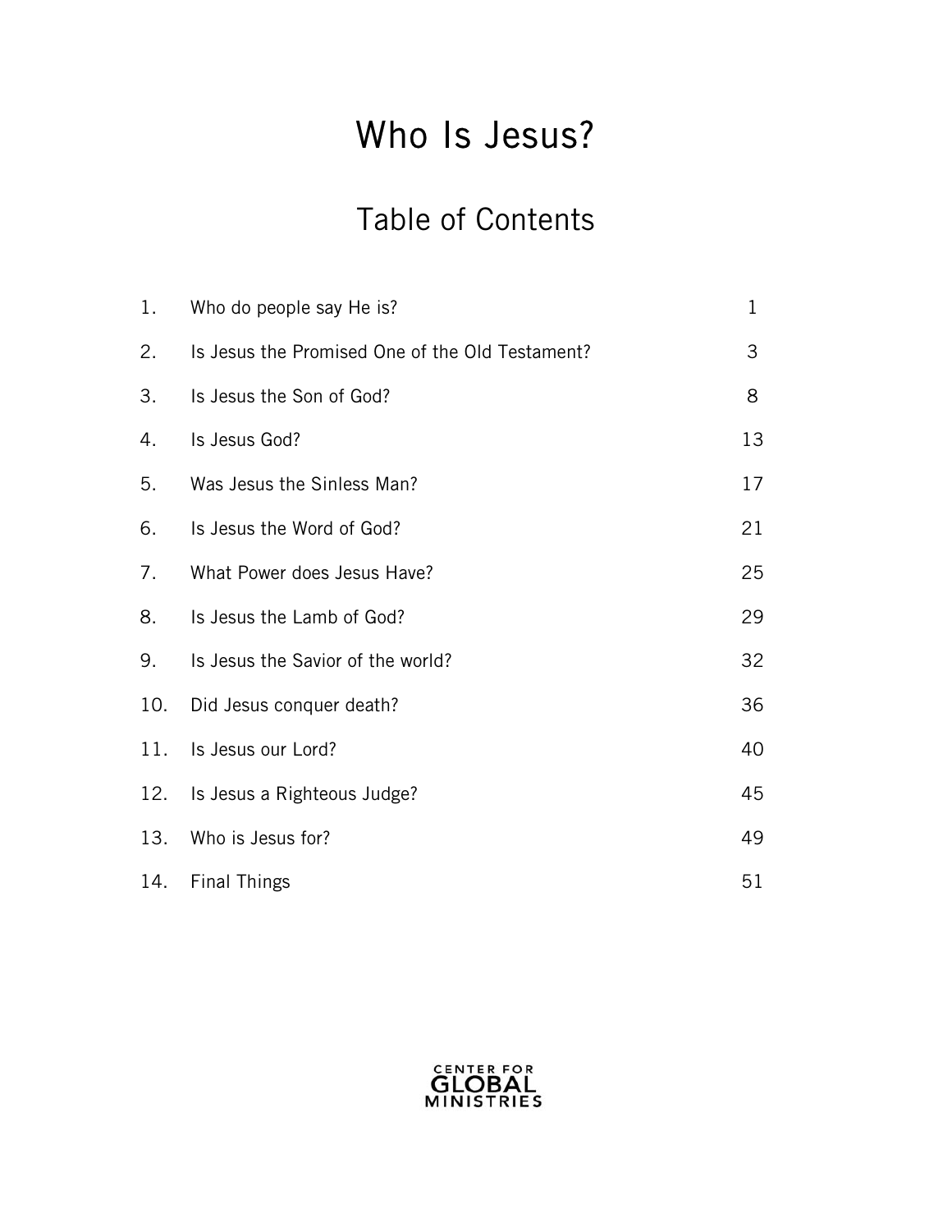# Who Is Jesus?

## Table of Contents

| | | |
|---|---|---|
| 1. | Who do people say He is? | 1 |
| 2. | Is Jesus the Promised One of the Old Testament? | 3 |
| 3. | Is Jesus the Son of God? | 8 |
| 4. | Is Jesus God? | 13 |
| 5. | Was Jesus the Sinless Man? | 17 |
| 6. | Is Jesus the Word of God? | 21 |
| 7. | What Power does Jesus Have? | 25 |
| 8. | Is Jesus the Lamb of God? | 29 |
| 9. | Is Jesus the Savior of the world? | 32 |
| 10. | Did Jesus conquer death? | 36 |
| 11. | Is Jesus our Lord? | 40 |
| 12. | Is Jesus a Righteous Judge? | 45 |
| 13. | Who is Jesus for? | 49 |
| 14. | Final Things | 51 |

CENTER FOR GLOBAL MINISTRIES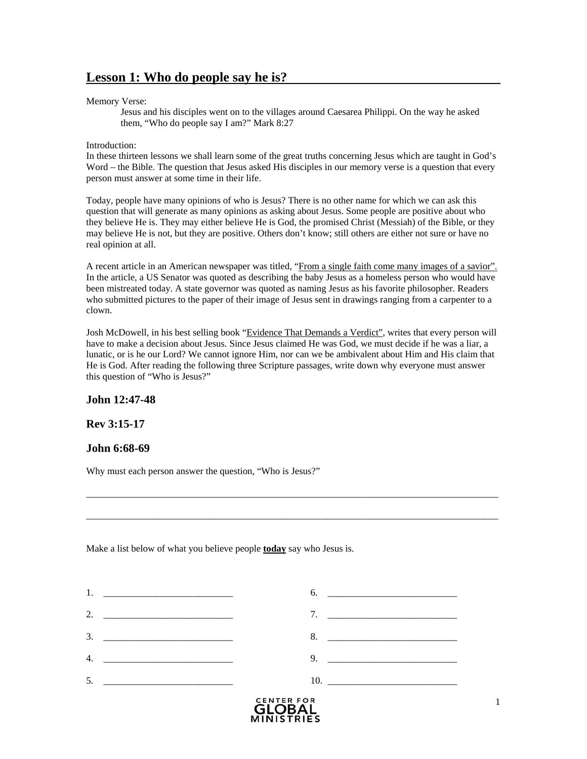# Lesson 1: Who do people say he is?

Memory Verse:

> Jesus and his disciples went on to the villages around Caesarea Philippi. On the way he asked them, "Who do people say I am?" Mark 8:27

Introduction:
In these thirteen lessons we shall learn some of the great truths concerning Jesus which are taught in God's Word – the Bible. The question that Jesus asked His disciples in our memory verse is a question that every person must answer at some time in their life.

Today, people have many opinions of who is Jesus? There is no other name for which we can ask this question that will generate as many opinions as asking about Jesus. Some people are positive about who they believe He is. They may either believe He is God, the promised Christ (Messiah) of the Bible, or they may believe He is not, but they are positive. Others don't know; still others are either not sure or have no real opinion at all.

A recent article in an American newspaper was titled, "From a single faith come many images of a savior". In the article, a US Senator was quoted as describing the baby Jesus as a homeless person who would have been mistreated today. A state governor was quoted as naming Jesus as his favorite philosopher. Readers who submitted pictures to the paper of their image of Jesus sent in drawings ranging from a carpenter to a clown.

Josh McDowell, in his best selling book "Evidence That Demands a Verdict", writes that every person will have to make a decision about Jesus. Since Jesus claimed He was God, we must decide if he was a liar, a lunatic, or is he our Lord? We cannot ignore Him, nor can we be ambivalent about Him and His claim that He is God. After reading the following three Scripture passages, write down why everyone must answer this question of "Who is Jesus?"

### John 12:47-48

### Rev 3:15-17

### John 6:68-69

Why must each person answer the question, "Who is Jesus?"

______________________________________________________________________________

______________________________________________________________________________

Make a list below of what you believe people **today** say who Jesus is.

1. ___________________________
2. ___________________________
3. ___________________________
4. ___________________________
5. ___________________________
6. ___________________________
7. ___________________________
8. ___________________________
9. ___________________________
10. ___________________________

CENTER FOR GLOBAL MINISTRIES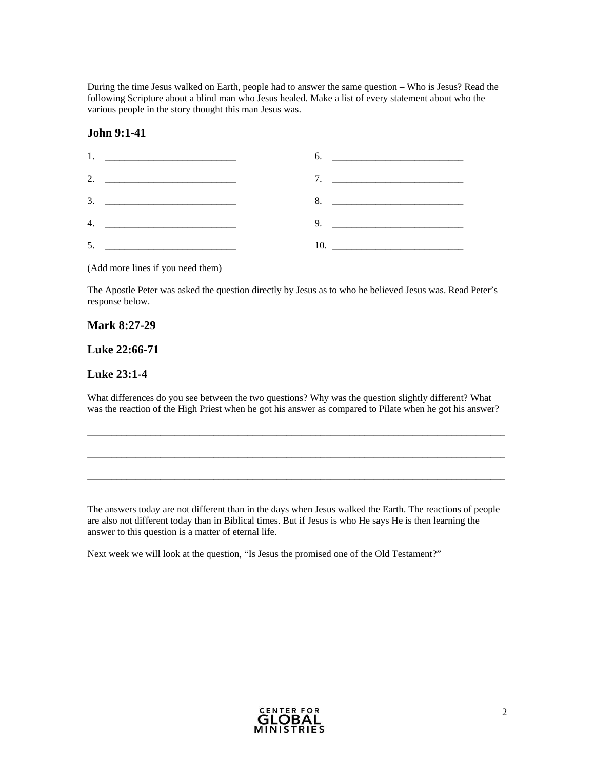During the time Jesus walked on Earth, people had to answer the same question – Who is Jesus? Read the following Scripture about a blind man who Jesus healed. Make a list of every statement about who the various people in the story thought this man Jesus was.

### John 9:1-41

1. ___________________________
2. ___________________________
3. ___________________________
4. ___________________________
5. ___________________________
6. ___________________________
7. ___________________________
8. ___________________________
9. ___________________________
10. ___________________________

(Add more lines if you need them)

The Apostle Peter was asked the question directly by Jesus as to who he believed Jesus was. Read Peter's response below.

### Mark 8:27-29

### Luke 22:66-71

### Luke 23:1-4

What differences do you see between the two questions? Why was the question slightly different? What was the reaction of the High Priest when he got his answer as compared to Pilate when he got his answer?

_____________________________________________________________________________________

_____________________________________________________________________________________

_____________________________________________________________________________________

The answers today are not different than in the days when Jesus walked the Earth. The reactions of people are also not different today than in Biblical times. But if Jesus is who He says He is then learning the answer to this question is a matter of eternal life.

Next week we will look at the question, "Is Jesus the promised one of the Old Testament?"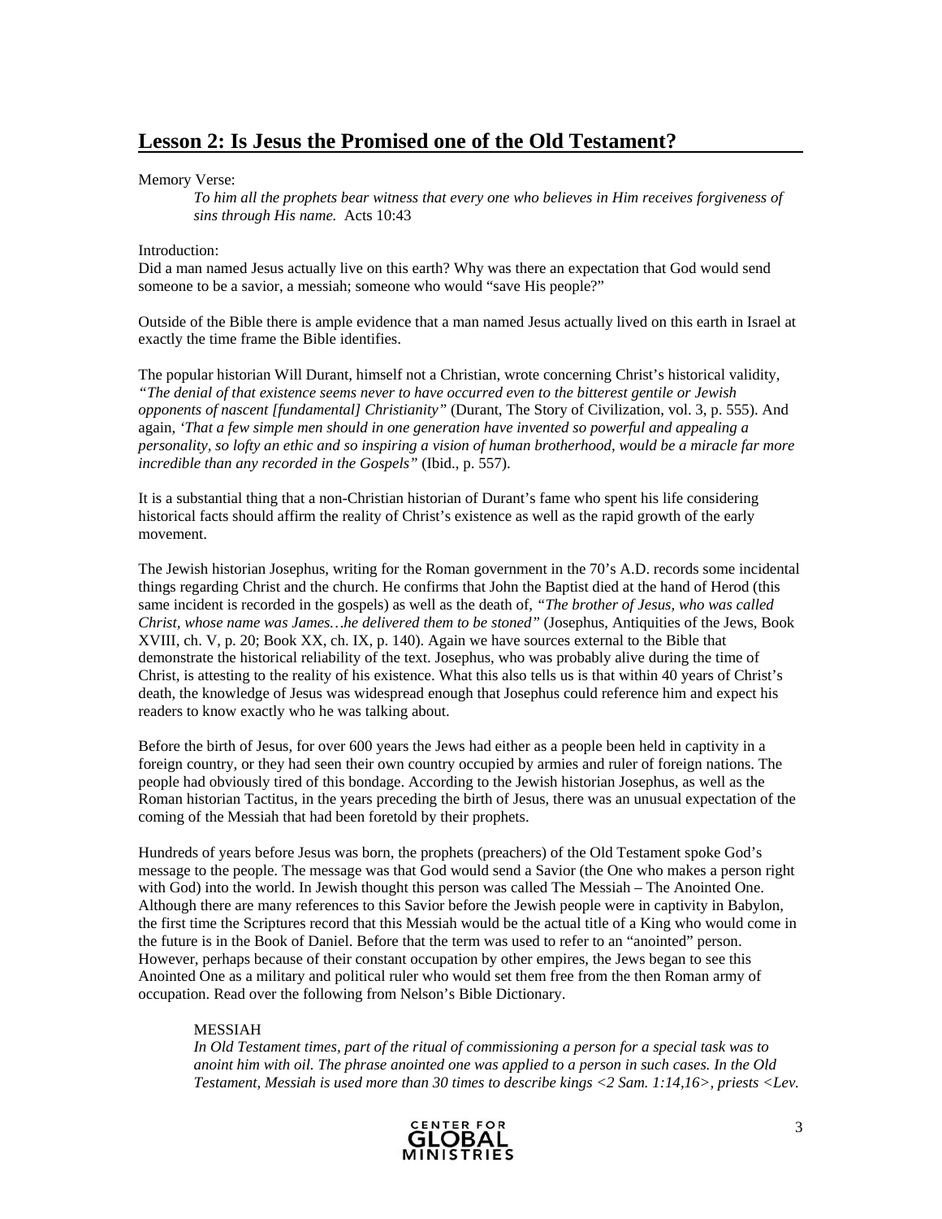## Lesson 2: Is Jesus the Promised one of the Old Testament?

Memory Verse:

> *To him all the prophets bear witness that every one who believes in Him receives forgiveness of sins through His name.* Acts 10:43

Introduction:

Did a man named Jesus actually live on this earth? Why was there an expectation that God would send someone to be a savior, a messiah; someone who would "save His people?"

Outside of the Bible there is ample evidence that a man named Jesus actually lived on this earth in Israel at exactly the time frame the Bible identifies.

The popular historian Will Durant, himself not a Christian, wrote concerning Christ's historical validity, *"The denial of that existence seems never to have occurred even to the bitterest gentile or Jewish opponents of nascent [fundamental] Christianity"* (Durant, The Story of Civilization, vol. 3, p. 555). And again, *'That a few simple men should in one generation have invented so powerful and appealing a personality, so lofty an ethic and so inspiring a vision of human brotherhood, would be a miracle far more incredible than any recorded in the Gospels"* (Ibid., p. 557).

It is a substantial thing that a non-Christian historian of Durant's fame who spent his life considering historical facts should affirm the reality of Christ's existence as well as the rapid growth of the early movement.

The Jewish historian Josephus, writing for the Roman government in the 70's A.D. records some incidental things regarding Christ and the church. He confirms that John the Baptist died at the hand of Herod (this same incident is recorded in the gospels) as well as the death of, *"The brother of Jesus, who was called Christ, whose name was James…he delivered them to be stoned"* (Josephus, Antiquities of the Jews, Book XVIII, ch. V, p. 20; Book XX, ch. IX, p. 140). Again we have sources external to the Bible that demonstrate the historical reliability of the text. Josephus, who was probably alive during the time of Christ, is attesting to the reality of his existence. What this also tells us is that within 40 years of Christ's death, the knowledge of Jesus was widespread enough that Josephus could reference him and expect his readers to know exactly who he was talking about.

Before the birth of Jesus, for over 600 years the Jews had either as a people been held in captivity in a foreign country, or they had seen their own country occupied by armies and ruler of foreign nations. The people had obviously tired of this bondage. According to the Jewish historian Josephus, as well as the Roman historian Tactitus, in the years preceding the birth of Jesus, there was an unusual expectation of the coming of the Messiah that had been foretold by their prophets.

Hundreds of years before Jesus was born, the prophets (preachers) of the Old Testament spoke God's message to the people. The message was that God would send a Savior (the One who makes a person right with God) into the world. In Jewish thought this person was called The Messiah – The Anointed One. Although there are many references to this Savior before the Jewish people were in captivity in Babylon, the first time the Scriptures record that this Messiah would be the actual title of a King who would come in the future is in the Book of Daniel. Before that the term was used to refer to an "anointed" person. However, perhaps because of their constant occupation by other empires, the Jews began to see this Anointed One as a military and political ruler who would set them free from the then Roman army of occupation. Read over the following from Nelson's Bible Dictionary.

> MESSIAH
>
> *In Old Testament times, part of the ritual of commissioning a person for a special task was to anoint him with oil. The phrase anointed one was applied to a person in such cases. In the Old Testament, Messiah is used more than 30 times to describe kings <2 Sam. 1:14,16>, priests <Lev.*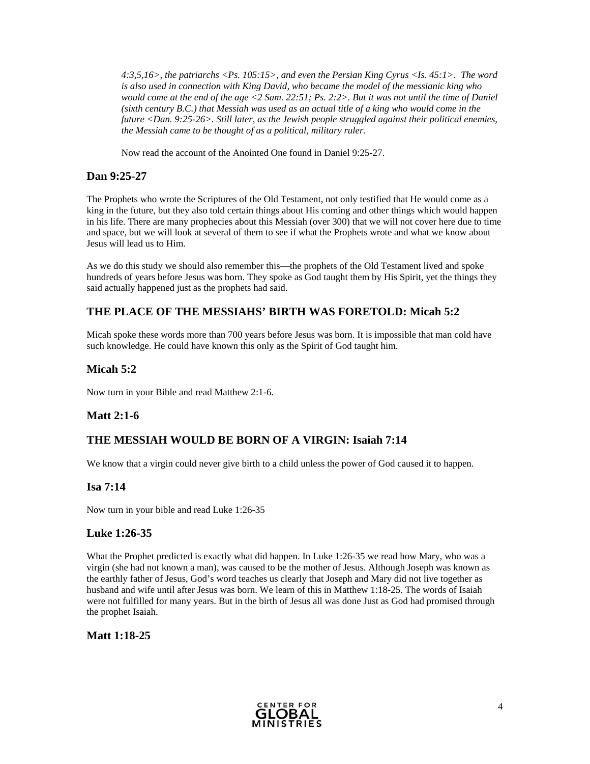*4:3,5,16>, the patriarchs <Ps. 105:15>, and even the Persian King Cyrus <Is. 45:1>. The word is also used in connection with King David, who became the model of the messianic king who would come at the end of the age <2 Sam. 22:51; Ps. 2:2>. But it was not until the time of Daniel (sixth century B.C.) that Messiah was used as an actual title of a king who would come in the future <Dan. 9:25-26>. Still later, as the Jewish people struggled against their political enemies, the Messiah came to be thought of as a political, military ruler.*

Now read the account of the Anointed One found in Daniel 9:25-27.

### Dan 9:25-27

The Prophets who wrote the Scriptures of the Old Testament, not only testified that He would come as a king in the future, but they also told certain things about His coming and other things which would happen in his life. There are many prophecies about this Messiah (over 300) that we will not cover here due to time and space, but we will look at several of them to see if what the Prophets wrote and what we know about Jesus will lead us to Him.

As we do this study we should also remember this—the prophets of the Old Testament lived and spoke hundreds of years before Jesus was born. They spoke as God taught them by His Spirit, yet the things they said actually happened just as the prophets had said.

### THE PLACE OF THE MESSIAHS' BIRTH WAS FORETOLD: Micah 5:2

Micah spoke these words more than 700 years before Jesus was born. It is impossible that man cold have such knowledge. He could have known this only as the Spirit of God taught him.

### Micah 5:2

Now turn in your Bible and read Matthew 2:1-6.

### Matt 2:1-6

### THE MESSIAH WOULD BE BORN OF A VIRGIN: Isaiah 7:14

We know that a virgin could never give birth to a child unless the power of God caused it to happen.

### Isa 7:14

Now turn in your bible and read Luke 1:26-35

### Luke 1:26-35

What the Prophet predicted is exactly what did happen. In Luke 1:26-35 we read how Mary, who was a virgin (she had not known a man), was caused to be the mother of Jesus. Although Joseph was known as the earthly father of Jesus, God's word teaches us clearly that Joseph and Mary did not live together as husband and wife until after Jesus was born. We learn of this in Matthew 1:18-25. The words of Isaiah were not fulfilled for many years. But in the birth of Jesus all was done Just as God had promised through the prophet Isaiah.

### Matt 1:18-25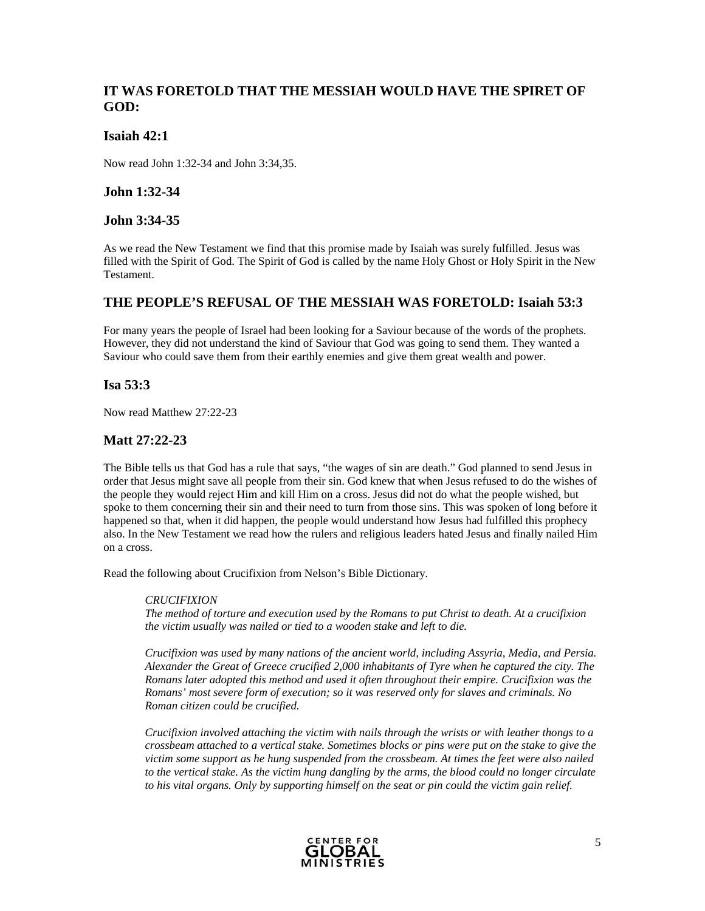## IT WAS FORETOLD THAT THE MESSIAH WOULD HAVE THE SPIRET OF GOD:

### Isaiah 42:1

Now read John 1:32-34 and John 3:34,35.

### John 1:32-34

### John 3:34-35

As we read the New Testament we find that this promise made by Isaiah was surely fulfilled. Jesus was filled with the Spirit of God. The Spirit of God is called by the name Holy Ghost or Holy Spirit in the New Testament.

## THE PEOPLE'S REFUSAL OF THE MESSIAH WAS FORETOLD: Isaiah 53:3

For many years the people of Israel had been looking for a Saviour because of the words of the prophets. However, they did not understand the kind of Saviour that God was going to send them. They wanted a Saviour who could save them from their earthly enemies and give them great wealth and power.

### Isa 53:3

Now read Matthew 27:22-23

### Matt 27:22-23

The Bible tells us that God has a rule that says, "the wages of sin are death." God planned to send Jesus in order that Jesus might save all people from their sin. God knew that when Jesus refused to do the wishes of the people they would reject Him and kill Him on a cross. Jesus did not do what the people wished, but spoke to them concerning their sin and their need to turn from those sins. This was spoken of long before it happened so that, when it did happen, the people would understand how Jesus had fulfilled this prophecy also. In the New Testament we read how the rulers and religious leaders hated Jesus and finally nailed Him on a cross.

Read the following about Crucifixion from Nelson's Bible Dictionary.

> *CRUCIFIXION*
> *The method of torture and execution used by the Romans to put Christ to death. At a crucifixion the victim usually was nailed or tied to a wooden stake and left to die.*
>
> *Crucifixion was used by many nations of the ancient world, including Assyria, Media, and Persia. Alexander the Great of Greece crucified 2,000 inhabitants of Tyre when he captured the city. The Romans later adopted this method and used it often throughout their empire. Crucifixion was the Romans' most severe form of execution; so it was reserved only for slaves and criminals. No Roman citizen could be crucified.*
>
> *Crucifixion involved attaching the victim with nails through the wrists or with leather thongs to a crossbeam attached to a vertical stake. Sometimes blocks or pins were put on the stake to give the victim some support as he hung suspended from the crossbeam. At times the feet were also nailed to the vertical stake. As the victim hung dangling by the arms, the blood could no longer circulate to his vital organs. Only by supporting himself on the seat or pin could the victim gain relief.*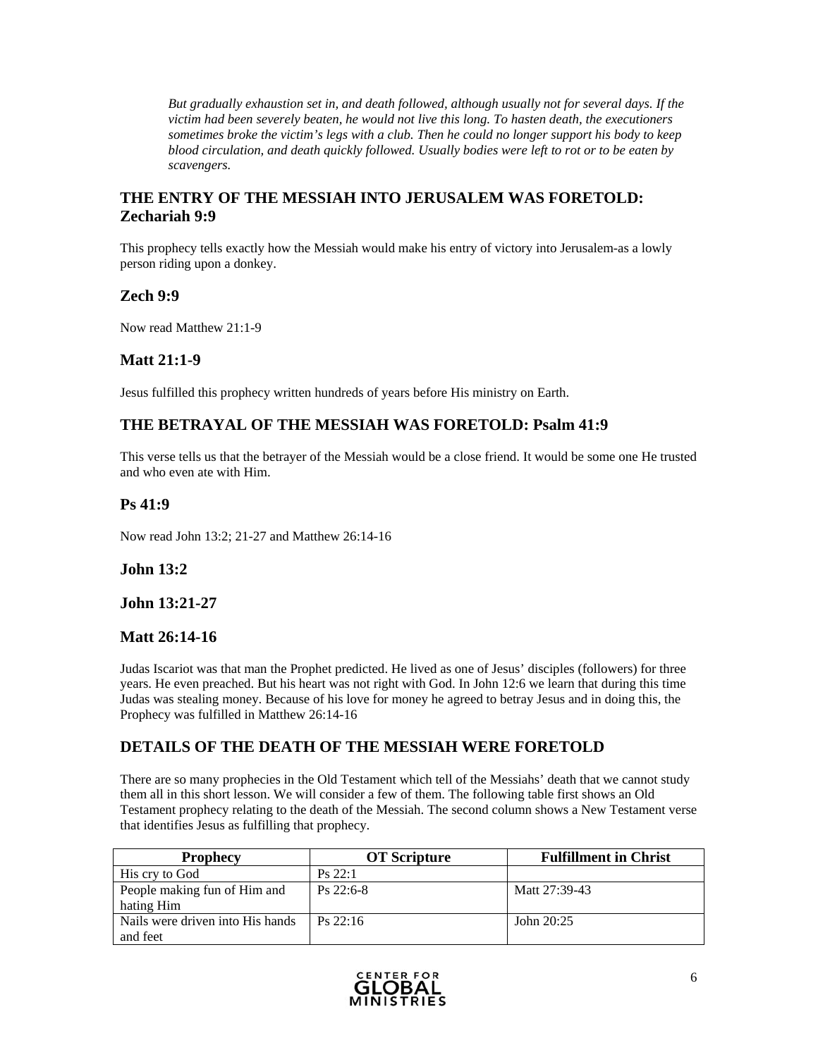*But gradually exhaustion set in, and death followed, although usually not for several days. If the victim had been severely beaten, he would not live this long. To hasten death, the executioners sometimes broke the victim's legs with a club. Then he could no longer support his body to keep blood circulation, and death quickly followed. Usually bodies were left to rot or to be eaten by scavengers.*

## THE ENTRY OF THE MESSIAH INTO JERUSALEM WAS FORETOLD: Zechariah 9:9

This prophecy tells exactly how the Messiah would make his entry of victory into Jerusalem-as a lowly person riding upon a donkey.

### Zech 9:9

Now read Matthew 21:1-9

### Matt 21:1-9

Jesus fulfilled this prophecy written hundreds of years before His ministry on Earth.

## THE BETRAYAL OF THE MESSIAH WAS FORETOLD: Psalm 41:9

This verse tells us that the betrayer of the Messiah would be a close friend. It would be some one He trusted and who even ate with Him.

### Ps 41:9

Now read John 13:2; 21-27 and Matthew 26:14-16

### John 13:2

### John 13:21-27

### Matt 26:14-16

Judas Iscariot was that man the Prophet predicted. He lived as one of Jesus' disciples (followers) for three years. He even preached. But his heart was not right with God. In John 12:6 we learn that during this time Judas was stealing money. Because of his love for money he agreed to betray Jesus and in doing this, the Prophecy was fulfilled in Matthew 26:14-16

## DETAILS OF THE DEATH OF THE MESSIAH WERE FORETOLD

There are so many prophecies in the Old Testament which tell of the Messiahs' death that we cannot study them all in this short lesson. We will consider a few of them. The following table first shows an Old Testament prophecy relating to the death of the Messiah. The second column shows a New Testament verse that identifies Jesus as fulfilling that prophecy.

| Prophecy | OT Scripture | Fulfillment in Christ |
|---|---|---|
| His cry to God | Ps 22:1 | |
| People making fun of Him and hating Him | Ps 22:6-8 | Matt 27:39-43 |
| Nails were driven into His hands and feet | Ps 22:16 | John 20:25 |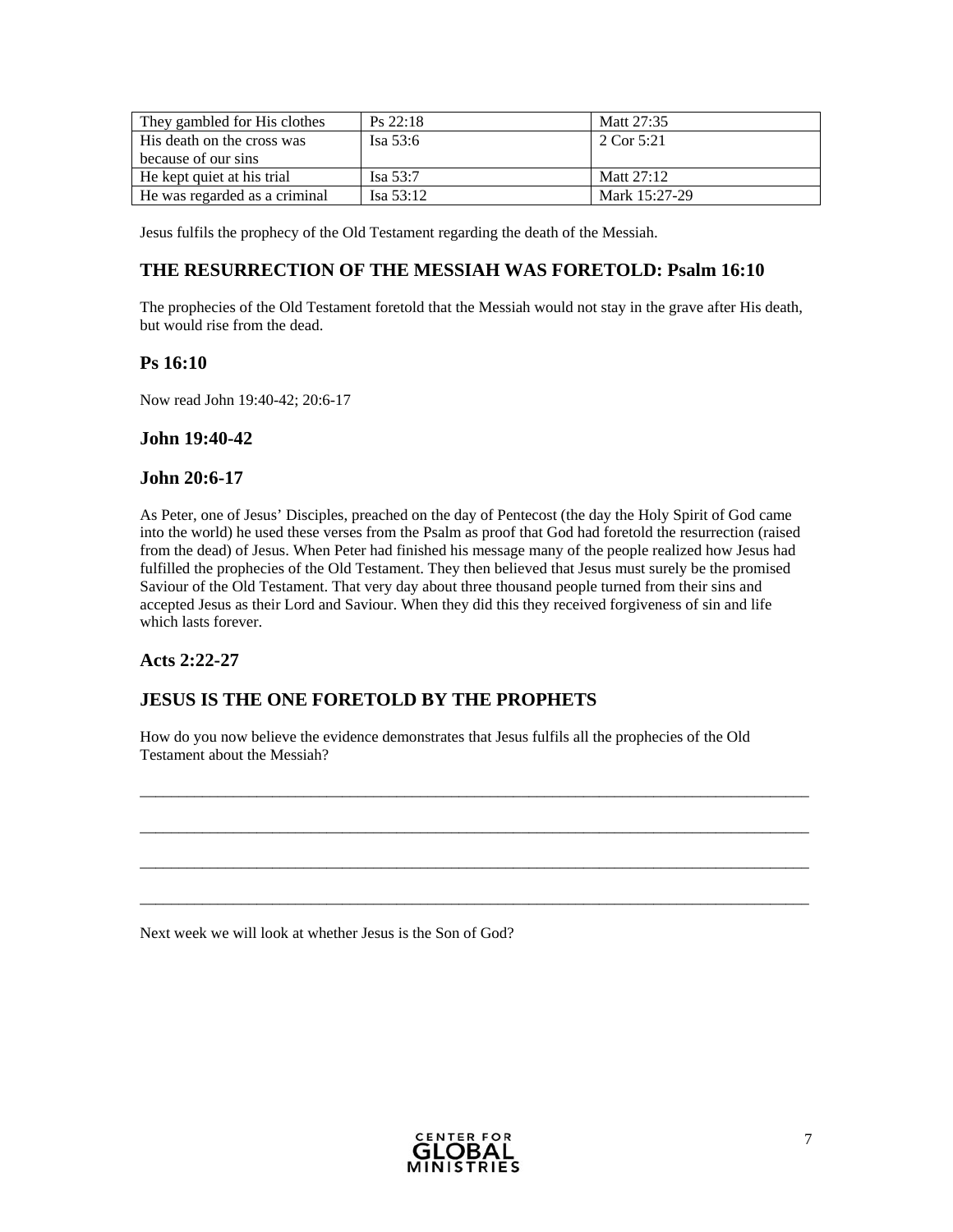| They gambled for His clothes | Ps 22:18 | Matt 27:35 |
|---|---|---|
| His death on the cross was because of our sins | Isa 53:6 | 2 Cor 5:21 |
| He kept quiet at his trial | Isa 53:7 | Matt 27:12 |
| He was regarded as a criminal | Isa 53:12 | Mark 15:27-29 |

Jesus fulfils the prophecy of the Old Testament regarding the death of the Messiah.

## THE RESURRECTION OF THE MESSIAH WAS FORETOLD: Psalm 16:10

The prophecies of the Old Testament foretold that the Messiah would not stay in the grave after His death, but would rise from the dead.

### Ps 16:10

Now read John 19:40-42; 20:6-17

### John 19:40-42

### John 20:6-17

As Peter, one of Jesus' Disciples, preached on the day of Pentecost (the day the Holy Spirit of God came into the world) he used these verses from the Psalm as proof that God had foretold the resurrection (raised from the dead) of Jesus. When Peter had finished his message many of the people realized how Jesus had fulfilled the prophecies of the Old Testament. They then believed that Jesus must surely be the promised Saviour of the Old Testament. That very day about three thousand people turned from their sins and accepted Jesus as their Lord and Saviour. When they did this they received forgiveness of sin and life which lasts forever.

### Acts 2:22-27

## JESUS IS THE ONE FORETOLD BY THE PROPHETS

How do you now believe the evidence demonstrates that Jesus fulfils all the prophecies of the Old Testament about the Messiah?

_______________________________________________________________________________________

_______________________________________________________________________________________

_______________________________________________________________________________________

_______________________________________________________________________________________

Next week we will look at whether Jesus is the Son of God?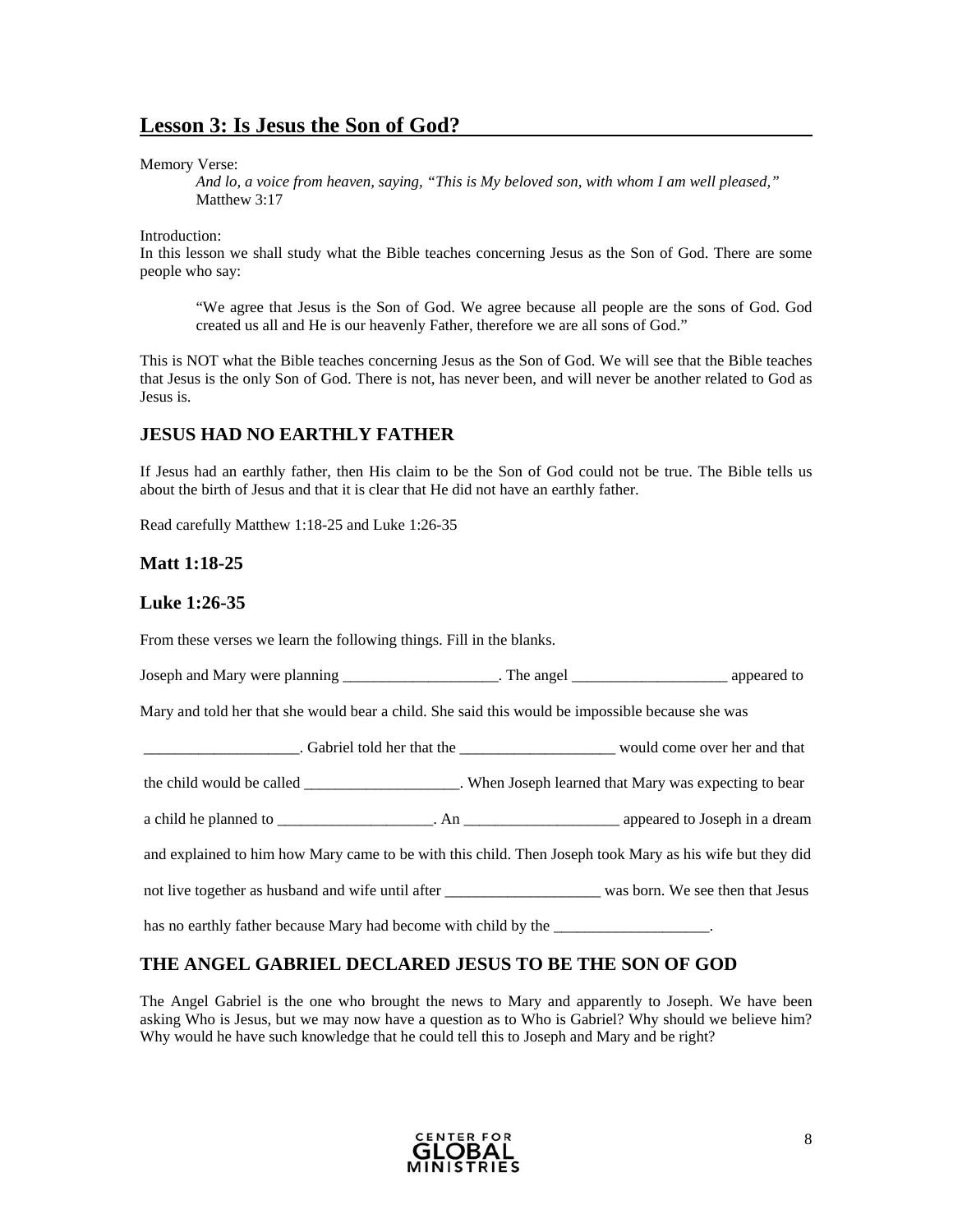## Lesson 3: Is Jesus the Son of God?

Memory Verse:

> *And lo, a voice from heaven, saying, "This is My beloved son, with whom I am well pleased,"*
> Matthew 3:17

Introduction:
In this lesson we shall study what the Bible teaches concerning Jesus as the Son of God. There are some people who say:

> "We agree that Jesus is the Son of God. We agree because all people are the sons of God. God created us all and He is our heavenly Father, therefore we are all sons of God."

This is NOT what the Bible teaches concerning Jesus as the Son of God. We will see that the Bible teaches that Jesus is the only Son of God. There is not, has never been, and will never be another related to God as Jesus is.

### JESUS HAD NO EARTHLY FATHER

If Jesus had an earthly father, then His claim to be the Son of God could not be true. The Bible tells us about the birth of Jesus and that it is clear that He did not have an earthly father.

Read carefully Matthew 1:18-25 and Luke 1:26-35

### Matt 1:18-25

### Luke 1:26-35

From these verses we learn the following things. Fill in the blanks.

Joseph and Mary were planning ____________________. The angel ____________________ appeared to Mary and told her that she would bear a child. She said this would be impossible because she was ____________________. Gabriel told her that the ____________________ would come over her and that the child would be called ____________________. When Joseph learned that Mary was expecting to bear a child he planned to ____________________. An ____________________ appeared to Joseph in a dream and explained to him how Mary came to be with this child. Then Joseph took Mary as his wife but they did not live together as husband and wife until after ____________________ was born. We see then that Jesus has no earthly father because Mary had become with child by the ____________________.

### THE ANGEL GABRIEL DECLARED JESUS TO BE THE SON OF GOD

The Angel Gabriel is the one who brought the news to Mary and apparently to Joseph. We have been asking Who is Jesus, but we may now have a question as to Who is Gabriel? Why should we believe him? Why would he have such knowledge that he could tell this to Joseph and Mary and be right?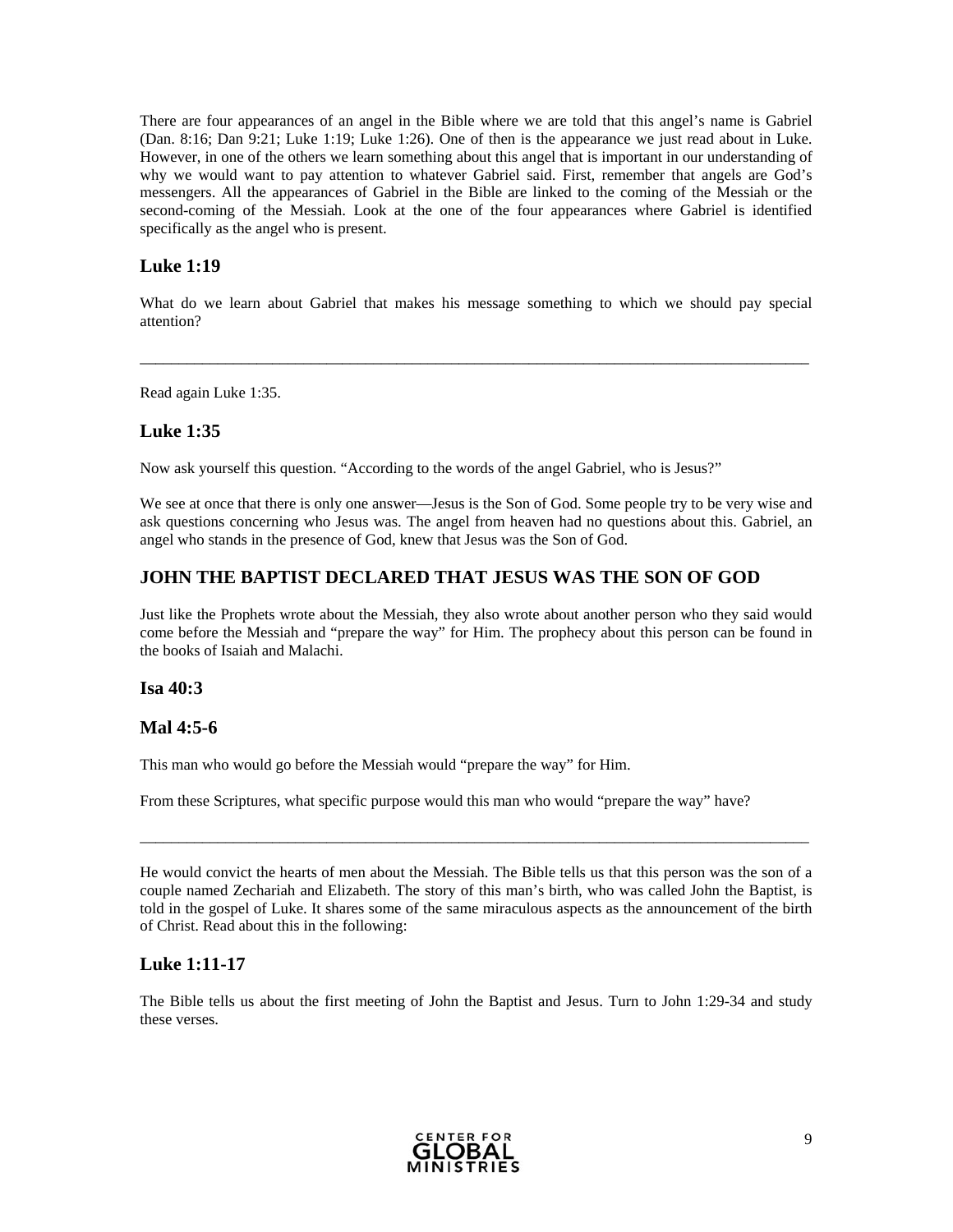There are four appearances of an angel in the Bible where we are told that this angel's name is Gabriel (Dan. 8:16; Dan 9:21; Luke 1:19; Luke 1:26). One of then is the appearance we just read about in Luke. However, in one of the others we learn something about this angel that is important in our understanding of why we would want to pay attention to whatever Gabriel said. First, remember that angels are God's messengers. All the appearances of Gabriel in the Bible are linked to the coming of the Messiah or the second-coming of the Messiah. Look at the one of the four appearances where Gabriel is identified specifically as the angel who is present.

### Luke 1:19

What do we learn about Gabriel that makes his message something to which we should pay special attention?

_______________________________________________________________________________________

Read again Luke 1:35.

### Luke 1:35

Now ask yourself this question. "According to the words of the angel Gabriel, who is Jesus?"

We see at once that there is only one answer—Jesus is the Son of God. Some people try to be very wise and ask questions concerning who Jesus was. The angel from heaven had no questions about this. Gabriel, an angel who stands in the presence of God, knew that Jesus was the Son of God.

## JOHN THE BAPTIST DECLARED THAT JESUS WAS THE SON OF GOD

Just like the Prophets wrote about the Messiah, they also wrote about another person who they said would come before the Messiah and "prepare the way" for Him. The prophecy about this person can be found in the books of Isaiah and Malachi.

### Isa 40:3

### Mal 4:5-6

This man who would go before the Messiah would "prepare the way" for Him.

From these Scriptures, what specific purpose would this man who would "prepare the way" have?

_______________________________________________________________________________________

He would convict the hearts of men about the Messiah. The Bible tells us that this person was the son of a couple named Zechariah and Elizabeth. The story of this man's birth, who was called John the Baptist, is told in the gospel of Luke. It shares some of the same miraculous aspects as the announcement of the birth of Christ. Read about this in the following:

### Luke 1:11-17

The Bible tells us about the first meeting of John the Baptist and Jesus. Turn to John 1:29-34 and study these verses.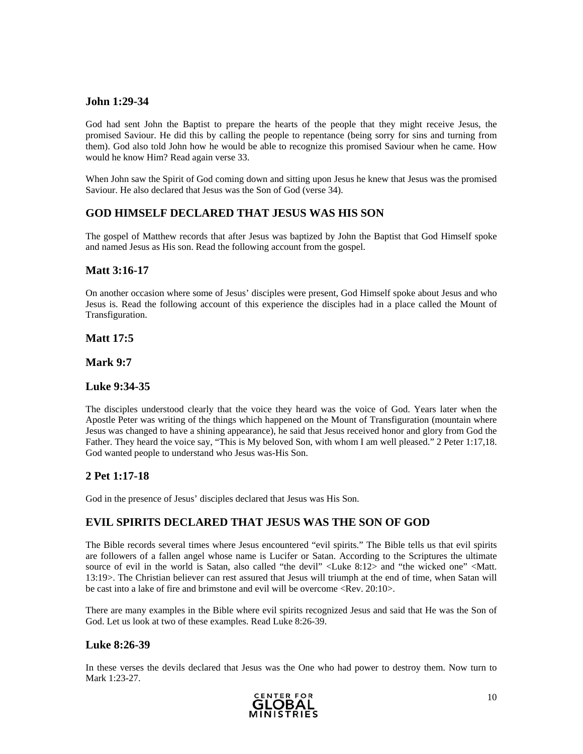### John 1:29-34

God had sent John the Baptist to prepare the hearts of the people that they might receive Jesus, the promised Saviour. He did this by calling the people to repentance (being sorry for sins and turning from them). God also told John how he would be able to recognize this promised Saviour when he came. How would he know Him? Read again verse 33.

When John saw the Spirit of God coming down and sitting upon Jesus he knew that Jesus was the promised Saviour. He also declared that Jesus was the Son of God (verse 34).

## GOD HIMSELF DECLARED THAT JESUS WAS HIS SON

The gospel of Matthew records that after Jesus was baptized by John the Baptist that God Himself spoke and named Jesus as His son. Read the following account from the gospel.

### Matt 3:16-17

On another occasion where some of Jesus' disciples were present, God Himself spoke about Jesus and who Jesus is. Read the following account of this experience the disciples had in a place called the Mount of Transfiguration.

### Matt 17:5

### Mark 9:7

### Luke 9:34-35

The disciples understood clearly that the voice they heard was the voice of God. Years later when the Apostle Peter was writing of the things which happened on the Mount of Transfiguration (mountain where Jesus was changed to have a shining appearance), he said that Jesus received honor and glory from God the Father. They heard the voice say, "This is My beloved Son, with whom I am well pleased." 2 Peter 1:17,18. God wanted people to understand who Jesus was-His Son.

### 2 Pet 1:17-18

God in the presence of Jesus' disciples declared that Jesus was His Son.

## EVIL SPIRITS DECLARED THAT JESUS WAS THE SON OF GOD

The Bible records several times where Jesus encountered "evil spirits." The Bible tells us that evil spirits are followers of a fallen angel whose name is Lucifer or Satan. According to the Scriptures the ultimate source of evil in the world is Satan, also called "the devil" <Luke 8:12> and "the wicked one" <Matt. 13:19>. The Christian believer can rest assured that Jesus will triumph at the end of time, when Satan will be cast into a lake of fire and brimstone and evil will be overcome <Rev. 20:10>.

There are many examples in the Bible where evil spirits recognized Jesus and said that He was the Son of God. Let us look at two of these examples. Read Luke 8:26-39.

### Luke 8:26-39

In these verses the devils declared that Jesus was the One who had power to destroy them. Now turn to Mark 1:23-27.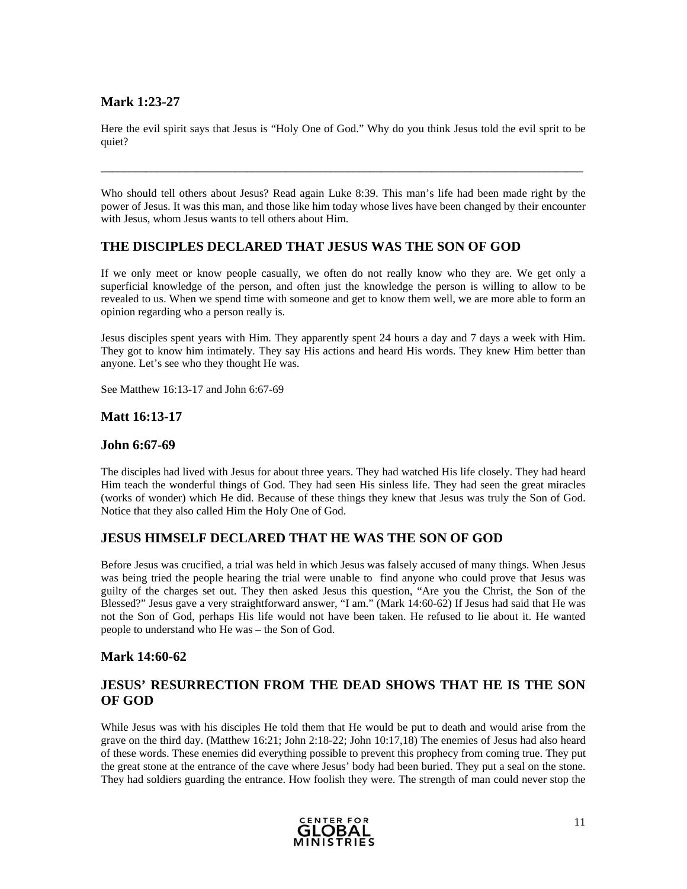### Mark 1:23-27

Here the evil spirit says that Jesus is "Holy One of God." Why do you think Jesus told the evil sprit to be quiet?

_______________________________________________________________________________________

Who should tell others about Jesus? Read again Luke 8:39. This man's life had been made right by the power of Jesus. It was this man, and those like him today whose lives have been changed by their encounter with Jesus, whom Jesus wants to tell others about Him.

## THE DISCIPLES DECLARED THAT JESUS WAS THE SON OF GOD

If we only meet or know people casually, we often do not really know who they are. We get only a superficial knowledge of the person, and often just the knowledge the person is willing to allow to be revealed to us. When we spend time with someone and get to know them well, we are more able to form an opinion regarding who a person really is.

Jesus disciples spent years with Him. They apparently spent 24 hours a day and 7 days a week with Him. They got to know him intimately. They say His actions and heard His words. They knew Him better than anyone. Let's see who they thought He was.

See Matthew 16:13-17 and John 6:67-69

### Matt 16:13-17

### John 6:67-69

The disciples had lived with Jesus for about three years. They had watched His life closely. They had heard Him teach the wonderful things of God. They had seen His sinless life. They had seen the great miracles (works of wonder) which He did. Because of these things they knew that Jesus was truly the Son of God. Notice that they also called Him the Holy One of God.

## JESUS HIMSELF DECLARED THAT HE WAS THE SON OF GOD

Before Jesus was crucified, a trial was held in which Jesus was falsely accused of many things. When Jesus was being tried the people hearing the trial were unable to find anyone who could prove that Jesus was guilty of the charges set out. They then asked Jesus this question, "Are you the Christ, the Son of the Blessed?" Jesus gave a very straightforward answer, "I am." (Mark 14:60-62) If Jesus had said that He was not the Son of God, perhaps His life would not have been taken. He refused to lie about it. He wanted people to understand who He was – the Son of God.

### Mark 14:60-62

## JESUS' RESURRECTION FROM THE DEAD SHOWS THAT HE IS THE SON OF GOD

While Jesus was with his disciples He told them that He would be put to death and would arise from the grave on the third day. (Matthew 16:21; John 2:18-22; John 10:17,18) The enemies of Jesus had also heard of these words. These enemies did everything possible to prevent this prophecy from coming true. They put the great stone at the entrance of the cave where Jesus' body had been buried. They put a seal on the stone. They had soldiers guarding the entrance. How foolish they were. The strength of man could never stop the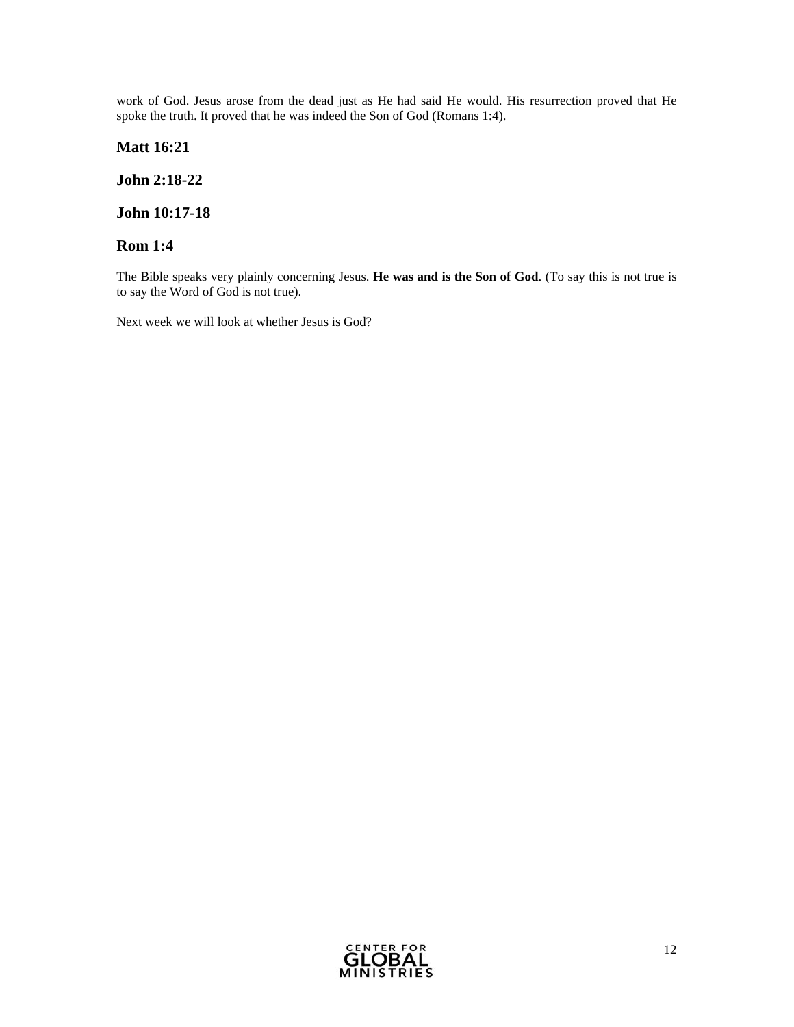work of God. Jesus arose from the dead just as He had said He would. His resurrection proved that He spoke the truth. It proved that he was indeed the Son of God (Romans 1:4).

### Matt 16:21

### John 2:18-22

### John 10:17-18

### Rom 1:4

The Bible speaks very plainly concerning Jesus. **He was and is the Son of God**. (To say this is not true is to say the Word of God is not true).

Next week we will look at whether Jesus is God?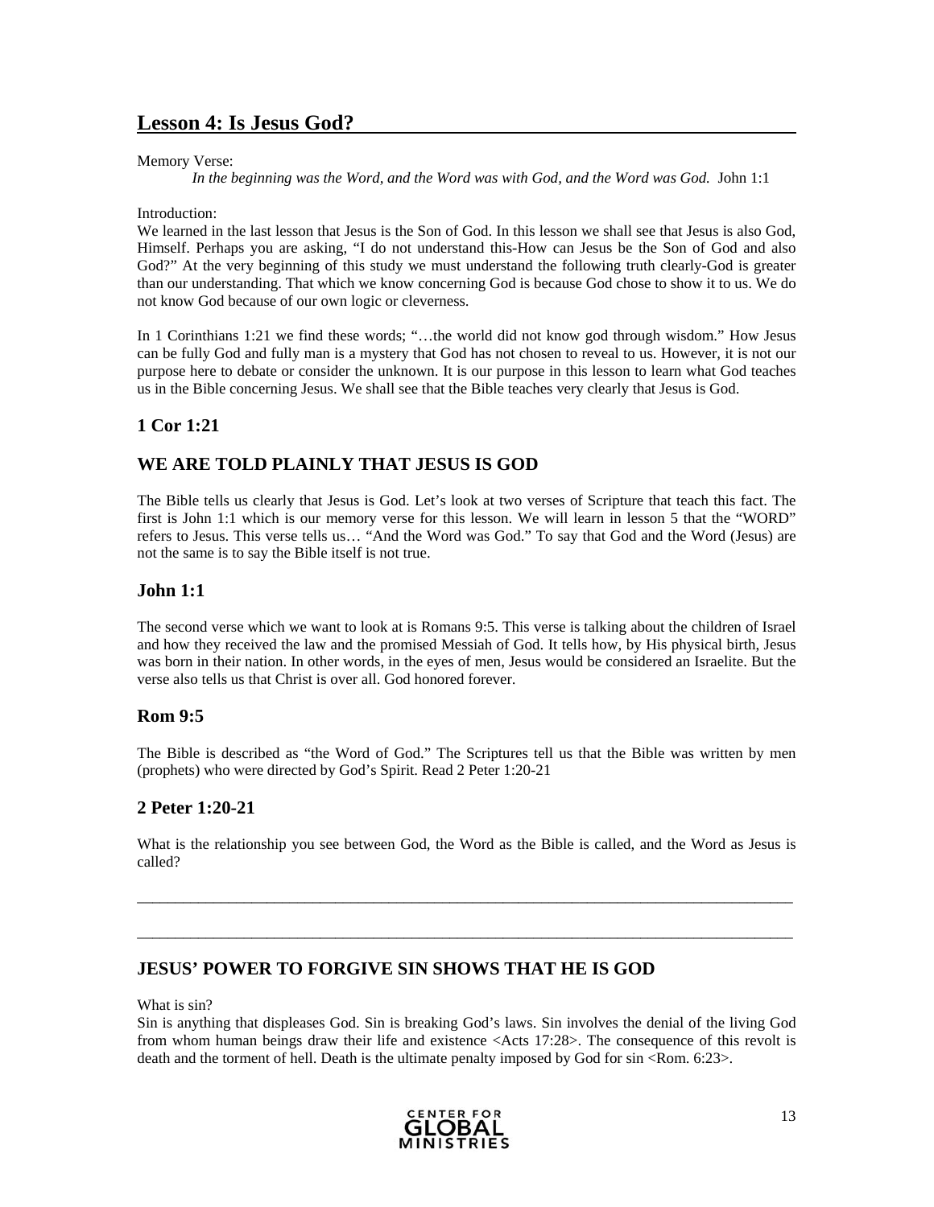## Lesson 4: Is Jesus God?

Memory Verse:

*In the beginning was the Word, and the Word was with God, and the Word was God.* John 1:1

Introduction:

We learned in the last lesson that Jesus is the Son of God. In this lesson we shall see that Jesus is also God, Himself. Perhaps you are asking, "I do not understand this-How can Jesus be the Son of God and also God?" At the very beginning of this study we must understand the following truth clearly-God is greater than our understanding. That which we know concerning God is because God chose to show it to us. We do not know God because of our own logic or cleverness.

In 1 Corinthians 1:21 we find these words; "…the world did not know god through wisdom." How Jesus can be fully God and fully man is a mystery that God has not chosen to reveal to us. However, it is not our purpose here to debate or consider the unknown. It is our purpose in this lesson to learn what God teaches us in the Bible concerning Jesus. We shall see that the Bible teaches very clearly that Jesus is God.

### 1 Cor 1:21

### WE ARE TOLD PLAINLY THAT JESUS IS GOD

The Bible tells us clearly that Jesus is God. Let's look at two verses of Scripture that teach this fact. The first is John 1:1 which is our memory verse for this lesson. We will learn in lesson 5 that the "WORD" refers to Jesus. This verse tells us… "And the Word was God." To say that God and the Word (Jesus) are not the same is to say the Bible itself is not true.

### John 1:1

The second verse which we want to look at is Romans 9:5. This verse is talking about the children of Israel and how they received the law and the promised Messiah of God. It tells how, by His physical birth, Jesus was born in their nation. In other words, in the eyes of men, Jesus would be considered an Israelite. But the verse also tells us that Christ is over all. God honored forever.

### Rom 9:5

The Bible is described as "the Word of God." The Scriptures tell us that the Bible was written by men (prophets) who were directed by God's Spirit. Read 2 Peter 1:20-21

### 2 Peter 1:20-21

What is the relationship you see between God, the Word as the Bible is called, and the Word as Jesus is called?

______________________________________________________________________________________

______________________________________________________________________________________

### JESUS' POWER TO FORGIVE SIN SHOWS THAT HE IS GOD

What is sin?

Sin is anything that displeases God. Sin is breaking God's laws. Sin involves the denial of the living God from whom human beings draw their life and existence <Acts 17:28>. The consequence of this revolt is death and the torment of hell. Death is the ultimate penalty imposed by God for sin <Rom. 6:23>.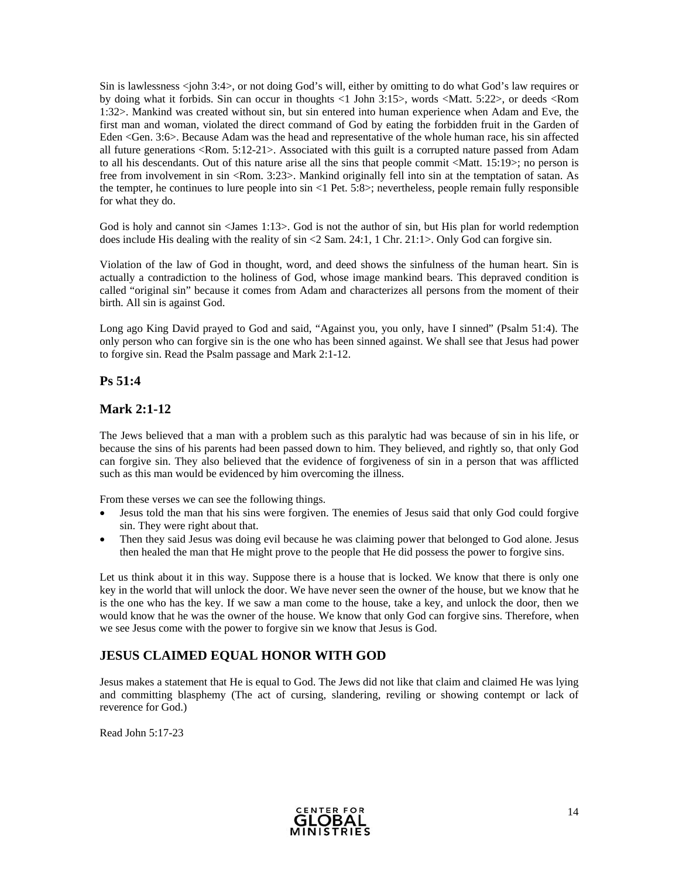Sin is lawlessness <john 3:4>, or not doing God's will, either by omitting to do what God's law requires or by doing what it forbids. Sin can occur in thoughts <1 John 3:15>, words <Matt. 5:22>, or deeds <Rom 1:32>. Mankind was created without sin, but sin entered into human experience when Adam and Eve, the first man and woman, violated the direct command of God by eating the forbidden fruit in the Garden of Eden <Gen. 3:6>. Because Adam was the head and representative of the whole human race, his sin affected all future generations <Rom. 5:12-21>. Associated with this guilt is a corrupted nature passed from Adam to all his descendants. Out of this nature arise all the sins that people commit <Matt. 15:19>; no person is free from involvement in sin <Rom. 3:23>. Mankind originally fell into sin at the temptation of satan. As the tempter, he continues to lure people into sin <1 Pet. 5:8>; nevertheless, people remain fully responsible for what they do.

God is holy and cannot sin <James 1:13>. God is not the author of sin, but His plan for world redemption does include His dealing with the reality of sin <2 Sam. 24:1, 1 Chr. 21:1>. Only God can forgive sin.

Violation of the law of God in thought, word, and deed shows the sinfulness of the human heart. Sin is actually a contradiction to the holiness of God, whose image mankind bears. This depraved condition is called "original sin" because it comes from Adam and characterizes all persons from the moment of their birth. All sin is against God.

Long ago King David prayed to God and said, "Against you, you only, have I sinned" (Psalm 51:4). The only person who can forgive sin is the one who has been sinned against. We shall see that Jesus had power to forgive sin. Read the Psalm passage and Mark 2:1-12.

### Ps 51:4

### Mark 2:1-12

The Jews believed that a man with a problem such as this paralytic had was because of sin in his life, or because the sins of his parents had been passed down to him. They believed, and rightly so, that only God can forgive sin. They also believed that the evidence of forgiveness of sin in a person that was afflicted such as this man would be evidenced by him overcoming the illness.

From these verses we can see the following things.

- Jesus told the man that his sins were forgiven. The enemies of Jesus said that only God could forgive sin. They were right about that.
- Then they said Jesus was doing evil because he was claiming power that belonged to God alone. Jesus then healed the man that He might prove to the people that He did possess the power to forgive sins.

Let us think about it in this way. Suppose there is a house that is locked. We know that there is only one key in the world that will unlock the door. We have never seen the owner of the house, but we know that he is the one who has the key. If we saw a man come to the house, take a key, and unlock the door, then we would know that he was the owner of the house. We know that only God can forgive sins. Therefore, when we see Jesus come with the power to forgive sin we know that Jesus is God.

## JESUS CLAIMED EQUAL HONOR WITH GOD

Jesus makes a statement that He is equal to God. The Jews did not like that claim and claimed He was lying and committing blasphemy (The act of cursing, slandering, reviling or showing contempt or lack of reverence for God.)

Read John 5:17-23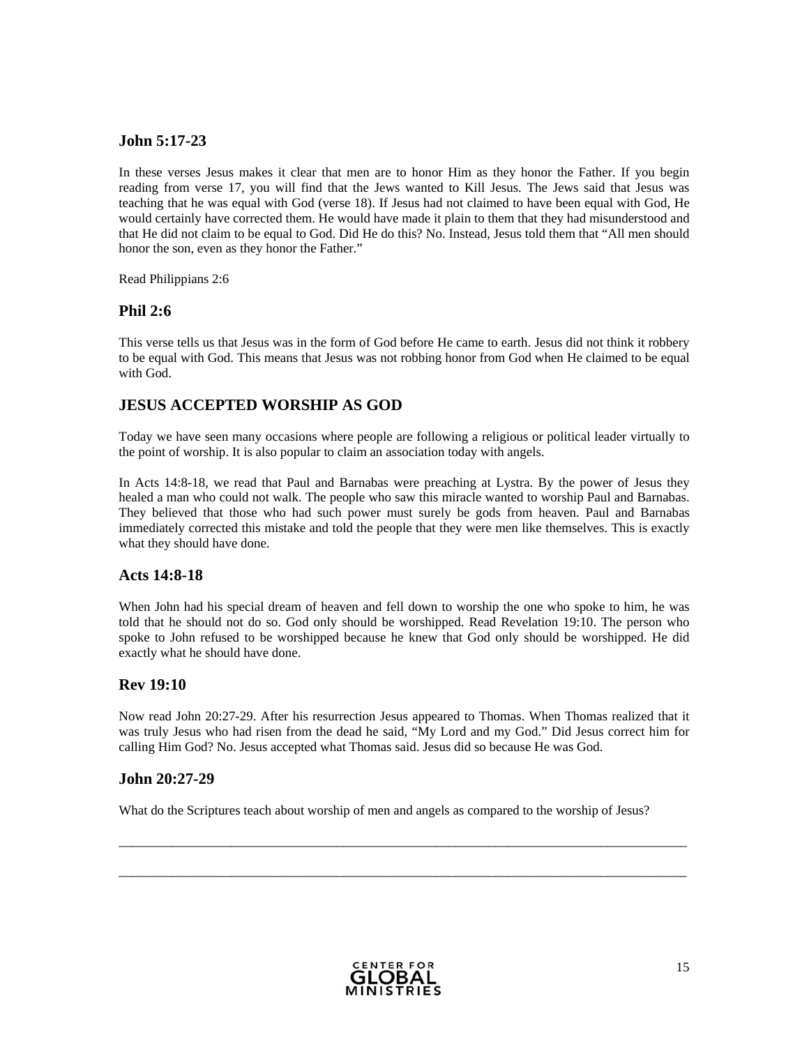## John 5:17-23

In these verses Jesus makes it clear that men are to honor Him as they honor the Father. If you begin reading from verse 17, you will find that the Jews wanted to Kill Jesus. The Jews said that Jesus was teaching that he was equal with God (verse 18). If Jesus had not claimed to have been equal with God, He would certainly have corrected them. He would have made it plain to them that they had misunderstood and that He did not claim to be equal to God. Did He do this? No. Instead, Jesus told them that "All men should honor the son, even as they honor the Father."

Read Philippians 2:6

## Phil 2:6

This verse tells us that Jesus was in the form of God before He came to earth. Jesus did not think it robbery to be equal with God. This means that Jesus was not robbing honor from God when He claimed to be equal with God.

## JESUS ACCEPTED WORSHIP AS GOD

Today we have seen many occasions where people are following a religious or political leader virtually to the point of worship. It is also popular to claim an association today with angels.

In Acts 14:8-18, we read that Paul and Barnabas were preaching at Lystra. By the power of Jesus they healed a man who could not walk. The people who saw this miracle wanted to worship Paul and Barnabas. They believed that those who had such power must surely be gods from heaven. Paul and Barnabas immediately corrected this mistake and told the people that they were men like themselves. This is exactly what they should have done.

## Acts 14:8-18

When John had his special dream of heaven and fell down to worship the one who spoke to him, he was told that he should not do so. God only should be worshipped. Read Revelation 19:10. The person who spoke to John refused to be worshipped because he knew that God only should be worshipped. He did exactly what he should have done.

## Rev 19:10

Now read John 20:27-29. After his resurrection Jesus appeared to Thomas. When Thomas realized that it was truly Jesus who had risen from the dead he said, "My Lord and my God." Did Jesus correct him for calling Him God? No. Jesus accepted what Thomas said. Jesus did so because He was God.

## John 20:27-29

What do the Scriptures teach about worship of men and angels as compared to the worship of Jesus?

_______________________________________________________________________________

_______________________________________________________________________________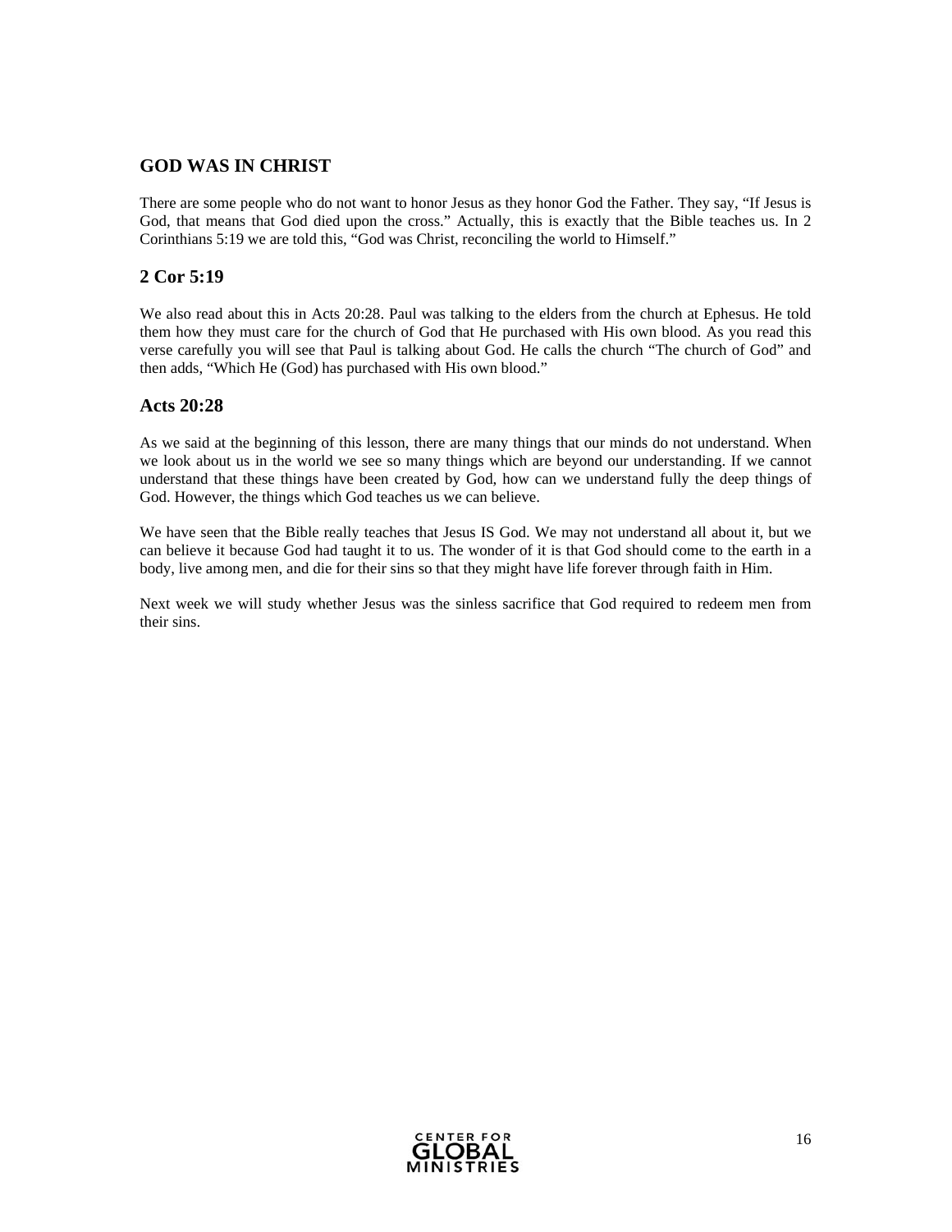## GOD WAS IN CHRIST

There are some people who do not want to honor Jesus as they honor God the Father. They say, "If Jesus is God, that means that God died upon the cross." Actually, this is exactly that the Bible teaches us. In 2 Corinthians 5:19 we are told this, "God was Christ, reconciling the world to Himself."

### 2 Cor 5:19

We also read about this in Acts 20:28. Paul was talking to the elders from the church at Ephesus. He told them how they must care for the church of God that He purchased with His own blood. As you read this verse carefully you will see that Paul is talking about God. He calls the church "The church of God" and then adds, "Which He (God) has purchased with His own blood."

### Acts 20:28

As we said at the beginning of this lesson, there are many things that our minds do not understand. When we look about us in the world we see so many things which are beyond our understanding. If we cannot understand that these things have been created by God, how can we understand fully the deep things of God. However, the things which God teaches us we can believe.

We have seen that the Bible really teaches that Jesus IS God. We may not understand all about it, but we can believe it because God had taught it to us. The wonder of it is that God should come to the earth in a body, live among men, and die for their sins so that they might have life forever through faith in Him.

Next week we will study whether Jesus was the sinless sacrifice that God required to redeem men from their sins.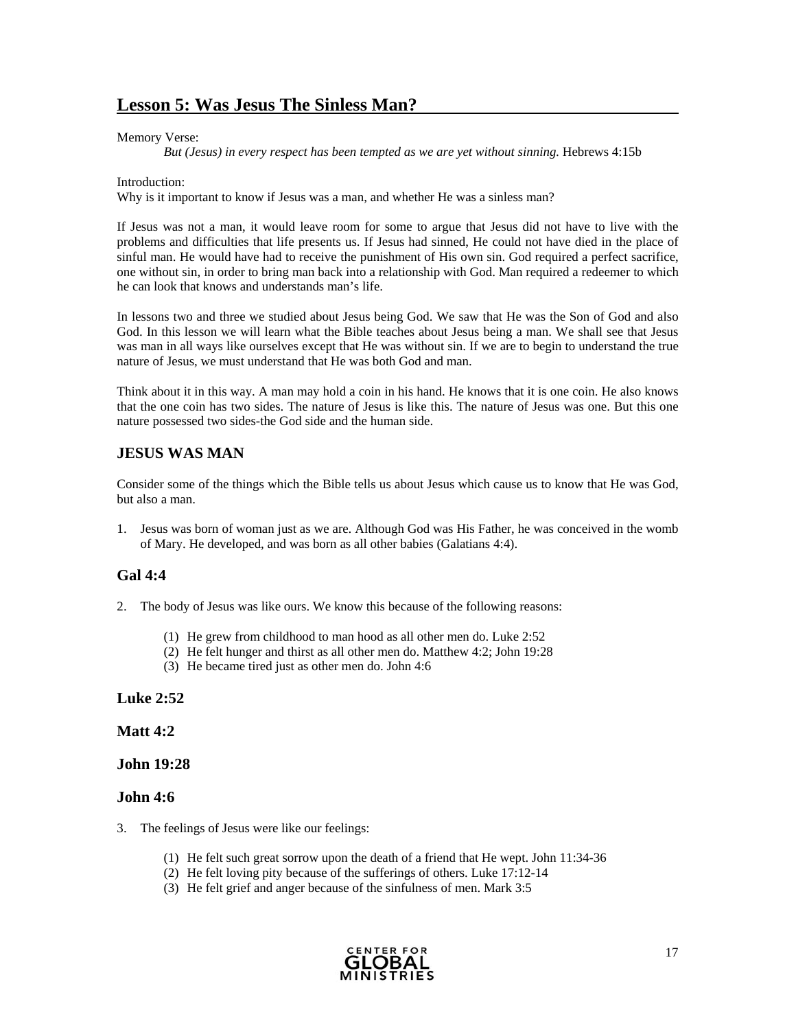## Lesson 5: Was Jesus The Sinless Man?

Memory Verse:

*But (Jesus) in every respect has been tempted as we are yet without sinning.* Hebrews 4:15b

Introduction:

Why is it important to know if Jesus was a man, and whether He was a sinless man?

If Jesus was not a man, it would leave room for some to argue that Jesus did not have to live with the problems and difficulties that life presents us. If Jesus had sinned, He could not have died in the place of sinful man. He would have had to receive the punishment of His own sin. God required a perfect sacrifice, one without sin, in order to bring man back into a relationship with God. Man required a redeemer to which he can look that knows and understands man's life.

In lessons two and three we studied about Jesus being God. We saw that He was the Son of God and also God. In this lesson we will learn what the Bible teaches about Jesus being a man. We shall see that Jesus was man in all ways like ourselves except that He was without sin. If we are to begin to understand the true nature of Jesus, we must understand that He was both God and man.

Think about it in this way. A man may hold a coin in his hand. He knows that it is one coin. He also knows that the one coin has two sides. The nature of Jesus is like this. The nature of Jesus was one. But this one nature possessed two sides-the God side and the human side.

### JESUS WAS MAN

Consider some of the things which the Bible tells us about Jesus which cause us to know that He was God, but also a man.

1. Jesus was born of woman just as we are. Although God was His Father, he was conceived in the womb of Mary. He developed, and was born as all other babies (Galatians 4:4).

### Gal 4:4

2. The body of Jesus was like ours. We know this because of the following reasons:

   (1) He grew from childhood to man hood as all other men do. Luke 2:52
   (2) He felt hunger and thirst as all other men do. Matthew 4:2; John 19:28
   (3) He became tired just as other men do. John 4:6

### Luke 2:52

### Matt 4:2

### John 19:28

### John 4:6

3. The feelings of Jesus were like our feelings:

   (1) He felt such great sorrow upon the death of a friend that He wept. John 11:34-36
   (2) He felt loving pity because of the sufferings of others. Luke 17:12-14
   (3) He felt grief and anger because of the sinfulness of men. Mark 3:5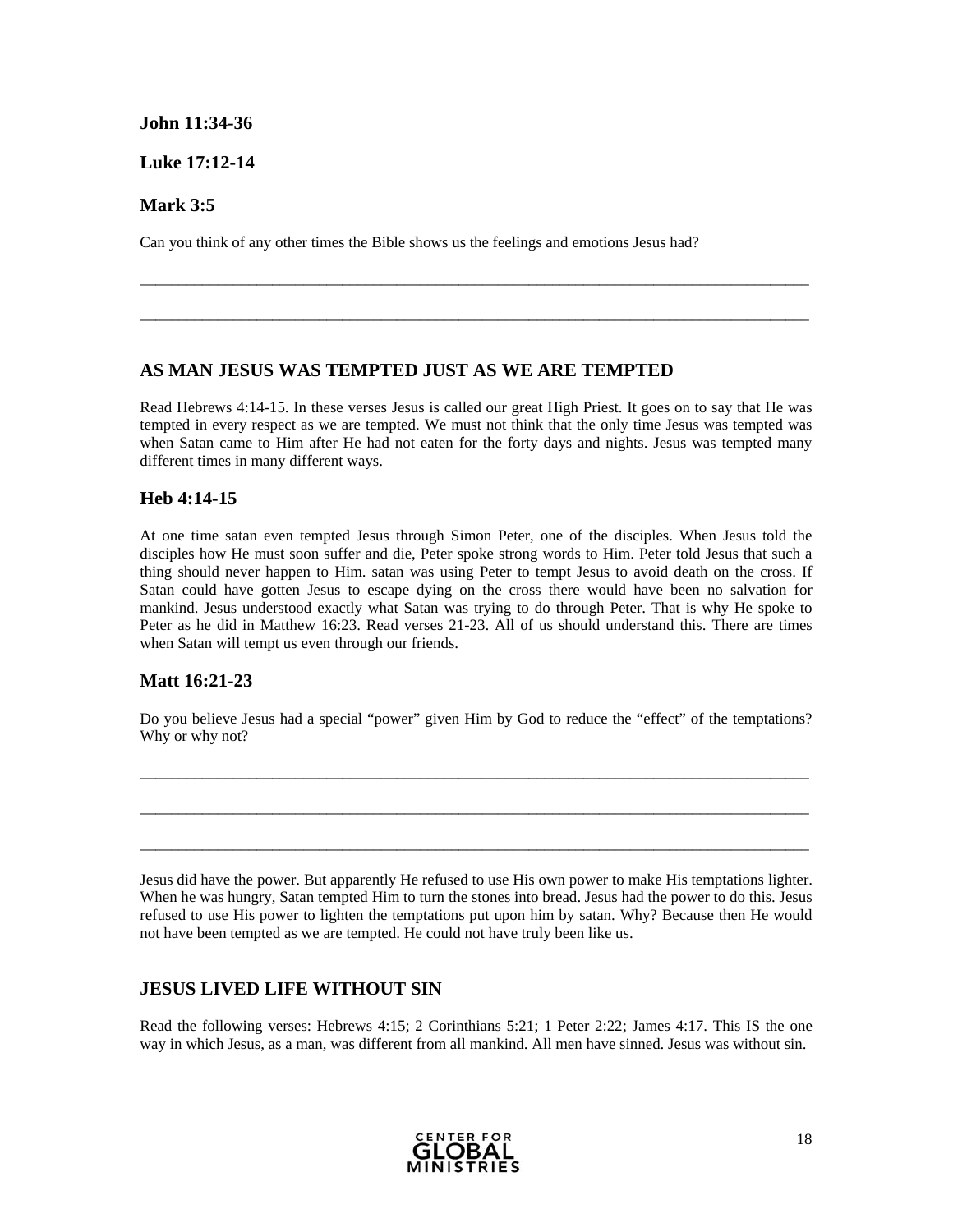**John 11:34-36**

**Luke 17:12-14**

**Mark 3:5**

Can you think of any other times the Bible shows us the feelings and emotions Jesus had?

_______________________________________________________________________________________

_______________________________________________________________________________________

## AS MAN JESUS WAS TEMPTED JUST AS WE ARE TEMPTED

Read Hebrews 4:14-15. In these verses Jesus is called our great High Priest. It goes on to say that He was tempted in every respect as we are tempted. We must not think that the only time Jesus was tempted was when Satan came to Him after He had not eaten for the forty days and nights. Jesus was tempted many different times in many different ways.

### Heb 4:14-15

At one time satan even tempted Jesus through Simon Peter, one of the disciples. When Jesus told the disciples how He must soon suffer and die, Peter spoke strong words to Him. Peter told Jesus that such a thing should never happen to Him. satan was using Peter to tempt Jesus to avoid death on the cross. If Satan could have gotten Jesus to escape dying on the cross there would have been no salvation for mankind. Jesus understood exactly what Satan was trying to do through Peter. That is why He spoke to Peter as he did in Matthew 16:23. Read verses 21-23. All of us should understand this. There are times when Satan will tempt us even through our friends.

### Matt 16:21-23

Do you believe Jesus had a special "power" given Him by God to reduce the "effect" of the temptations? Why or why not?

_______________________________________________________________________________________

_______________________________________________________________________________________

_______________________________________________________________________________________

Jesus did have the power. But apparently He refused to use His own power to make His temptations lighter. When he was hungry, Satan tempted Him to turn the stones into bread. Jesus had the power to do this. Jesus refused to use His power to lighten the temptations put upon him by satan. Why? Because then He would not have been tempted as we are tempted. He could not have truly been like us.

## JESUS LIVED LIFE WITHOUT SIN

Read the following verses: Hebrews 4:15; 2 Corinthians 5:21; 1 Peter 2:22; James 4:17. This IS the one way in which Jesus, as a man, was different from all mankind. All men have sinned. Jesus was without sin.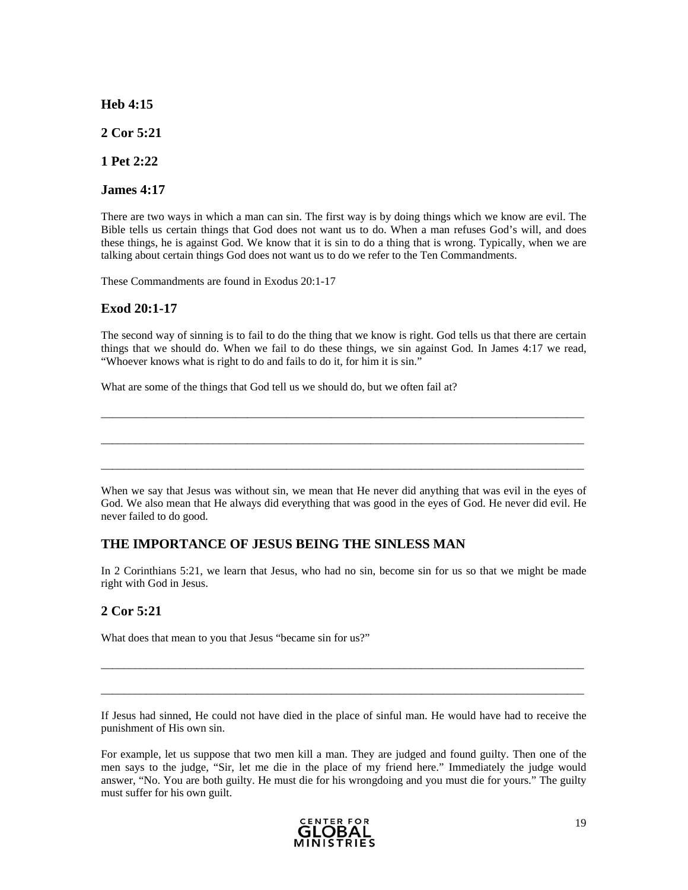### Heb 4:15

### 2 Cor 5:21

### 1 Pet 2:22

### James 4:17

There are two ways in which a man can sin. The first way is by doing things which we know are evil. The Bible tells us certain things that God does not want us to do. When a man refuses God's will, and does these things, he is against God. We know that it is sin to do a thing that is wrong. Typically, when we are talking about certain things God does not want us to do we refer to the Ten Commandments.

These Commandments are found in Exodus 20:1-17

### Exod 20:1-17

The second way of sinning is to fail to do the thing that we know is right. God tells us that there are certain things that we should do. When we fail to do these things, we sin against God. In James 4:17 we read, "Whoever knows what is right to do and fails to do it, for him it is sin."

What are some of the things that God tell us we should do, but we often fail at?

_______________________________________________________________________________

_______________________________________________________________________________

_______________________________________________________________________________

When we say that Jesus was without sin, we mean that He never did anything that was evil in the eyes of God. We also mean that He always did everything that was good in the eyes of God. He never did evil. He never failed to do good.

## THE IMPORTANCE OF JESUS BEING THE SINLESS MAN

In 2 Corinthians 5:21, we learn that Jesus, who had no sin, become sin for us so that we might be made right with God in Jesus.

### 2 Cor 5:21

What does that mean to you that Jesus "became sin for us?"

_______________________________________________________________________________

_______________________________________________________________________________

If Jesus had sinned, He could not have died in the place of sinful man. He would have had to receive the punishment of His own sin.

For example, let us suppose that two men kill a man. They are judged and found guilty. Then one of the men says to the judge, "Sir, let me die in the place of my friend here." Immediately the judge would answer, "No. You are both guilty. He must die for his wrongdoing and you must die for yours." The guilty must suffer for his own guilt.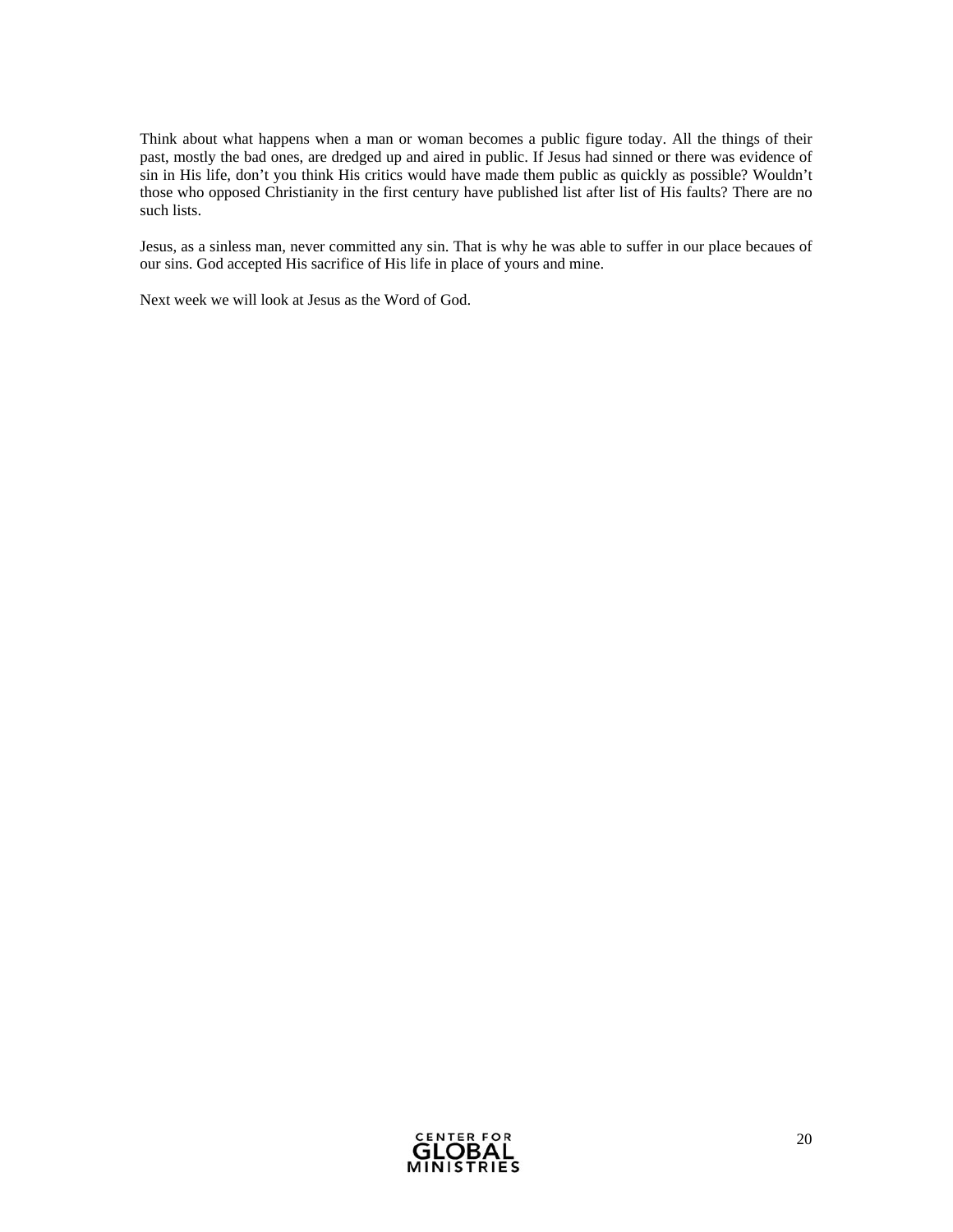Think about what happens when a man or woman becomes a public figure today. All the things of their past, mostly the bad ones, are dredged up and aired in public. If Jesus had sinned or there was evidence of sin in His life, don't you think His critics would have made them public as quickly as possible? Wouldn't those who opposed Christianity in the first century have published list after list of His faults? There are no such lists.

Jesus, as a sinless man, never committed any sin. That is why he was able to suffer in our place becaues of our sins. God accepted His sacrifice of His life in place of yours and mine.

Next week we will look at Jesus as the Word of God.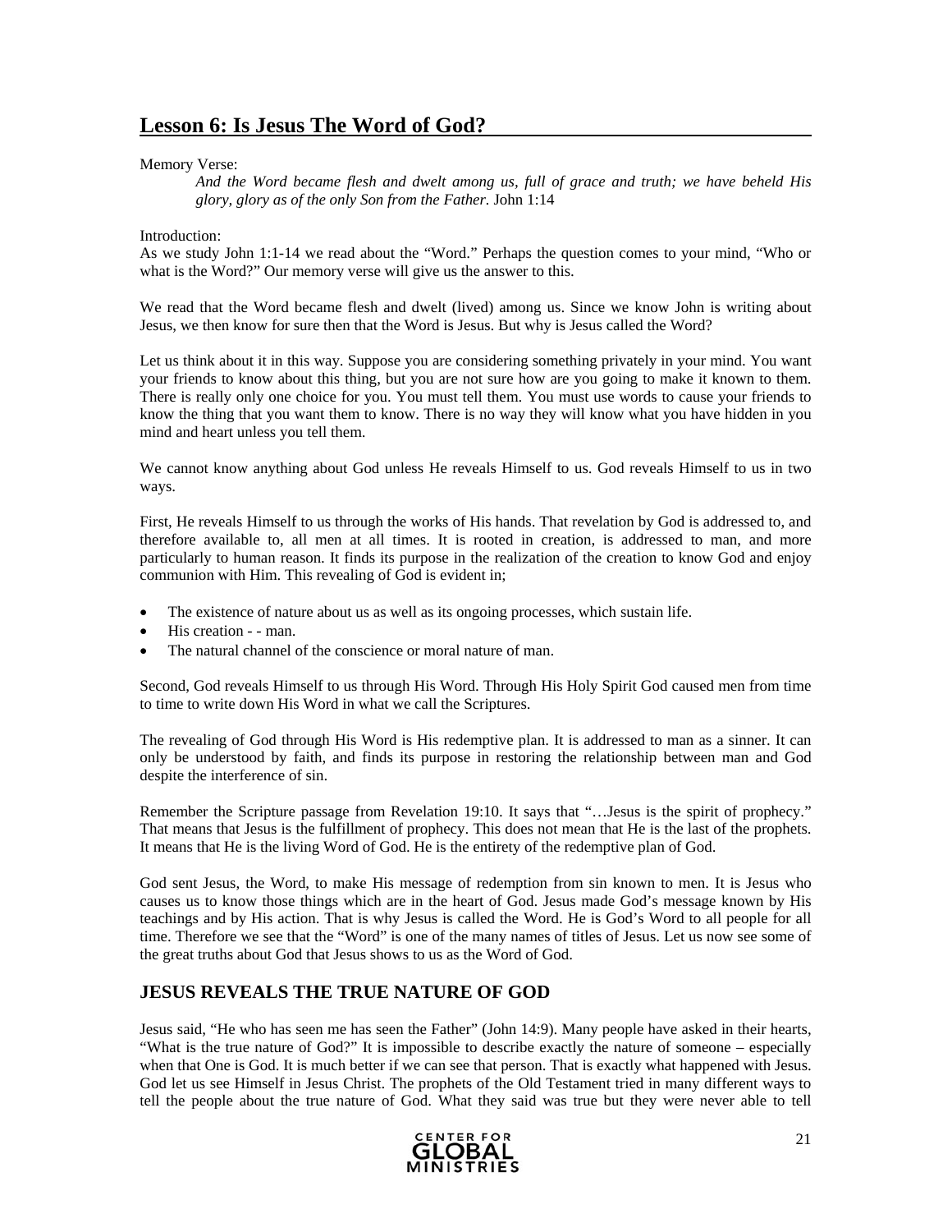## Lesson 6: Is Jesus The Word of God?

Memory Verse:

> *And the Word became flesh and dwelt among us, full of grace and truth; we have beheld His glory, glory as of the only Son from the Father.* John 1:14

Introduction:

As we study John 1:1-14 we read about the "Word." Perhaps the question comes to your mind, "Who or what is the Word?" Our memory verse will give us the answer to this.

We read that the Word became flesh and dwelt (lived) among us. Since we know John is writing about Jesus, we then know for sure then that the Word is Jesus. But why is Jesus called the Word?

Let us think about it in this way. Suppose you are considering something privately in your mind. You want your friends to know about this thing, but you are not sure how are you going to make it known to them. There is really only one choice for you. You must tell them. You must use words to cause your friends to know the thing that you want them to know. There is no way they will know what you have hidden in you mind and heart unless you tell them.

We cannot know anything about God unless He reveals Himself to us. God reveals Himself to us in two ways.

First, He reveals Himself to us through the works of His hands. That revelation by God is addressed to, and therefore available to, all men at all times. It is rooted in creation, is addressed to man, and more particularly to human reason. It finds its purpose in the realization of the creation to know God and enjoy communion with Him. This revealing of God is evident in;

- The existence of nature about us as well as its ongoing processes, which sustain life.
- His creation - - man.
- The natural channel of the conscience or moral nature of man.

Second, God reveals Himself to us through His Word. Through His Holy Spirit God caused men from time to time to write down His Word in what we call the Scriptures.

The revealing of God through His Word is His redemptive plan. It is addressed to man as a sinner. It can only be understood by faith, and finds its purpose in restoring the relationship between man and God despite the interference of sin.

Remember the Scripture passage from Revelation 19:10. It says that "…Jesus is the spirit of prophecy." That means that Jesus is the fulfillment of prophecy. This does not mean that He is the last of the prophets. It means that He is the living Word of God. He is the entirety of the redemptive plan of God.

God sent Jesus, the Word, to make His message of redemption from sin known to men. It is Jesus who causes us to know those things which are in the heart of God. Jesus made God's message known by His teachings and by His action. That is why Jesus is called the Word. He is God's Word to all people for all time. Therefore we see that the "Word" is one of the many names of titles of Jesus. Let us now see some of the great truths about God that Jesus shows to us as the Word of God.

### JESUS REVEALS THE TRUE NATURE OF GOD

Jesus said, "He who has seen me has seen the Father" (John 14:9). Many people have asked in their hearts, "What is the true nature of God?" It is impossible to describe exactly the nature of someone – especially when that One is God. It is much better if we can see that person. That is exactly what happened with Jesus. God let us see Himself in Jesus Christ. The prophets of the Old Testament tried in many different ways to tell the people about the true nature of God. What they said was true but they were never able to tell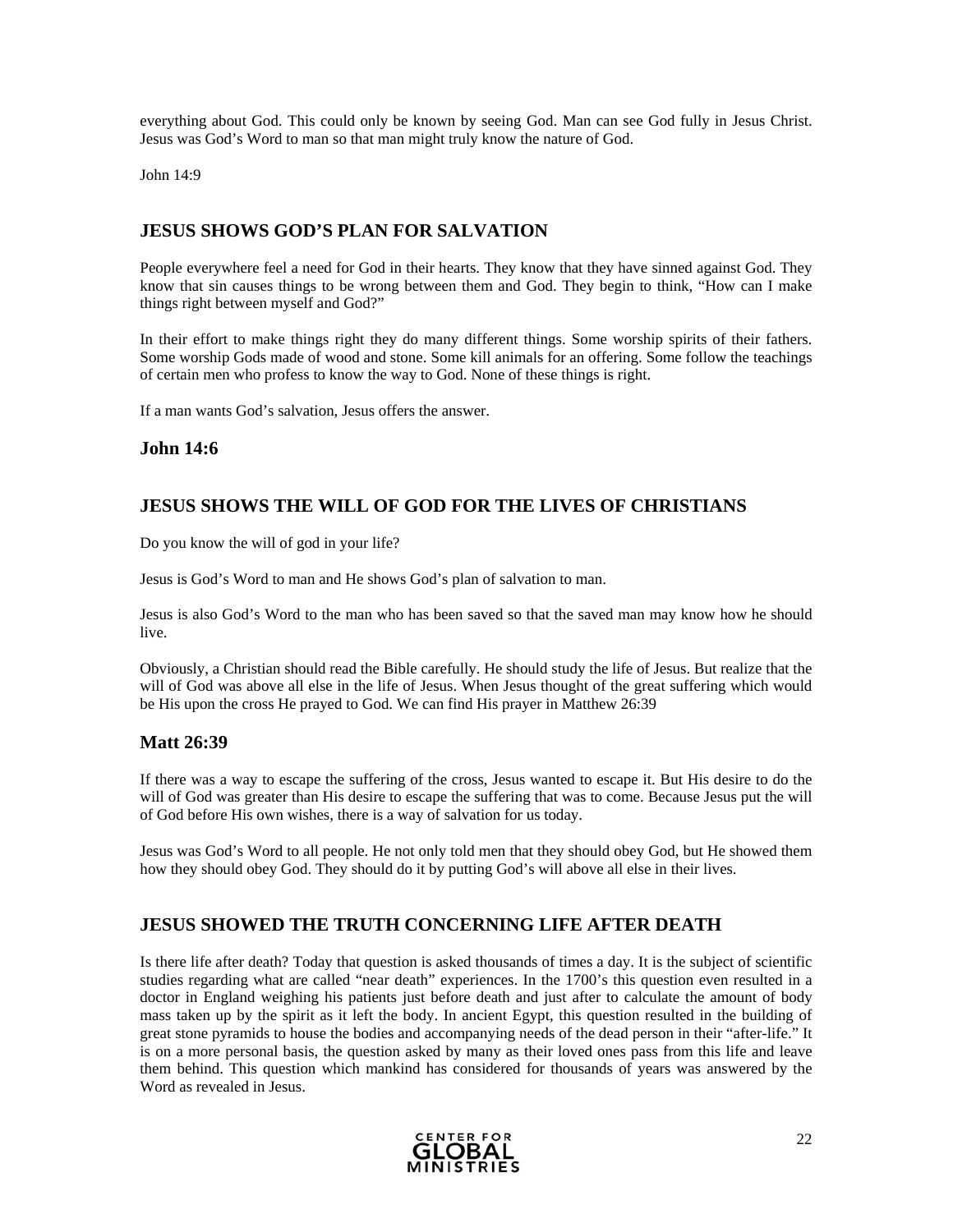everything about God. This could only be known by seeing God. Man can see God fully in Jesus Christ. Jesus was God's Word to man so that man might truly know the nature of God.

John 14:9

## JESUS SHOWS GOD'S PLAN FOR SALVATION

People everywhere feel a need for God in their hearts. They know that they have sinned against God. They know that sin causes things to be wrong between them and God. They begin to think, "How can I make things right between myself and God?"

In their effort to make things right they do many different things. Some worship spirits of their fathers. Some worship Gods made of wood and stone. Some kill animals for an offering. Some follow the teachings of certain men who profess to know the way to God. None of these things is right.

If a man wants God's salvation, Jesus offers the answer.

### John 14:6

## JESUS SHOWS THE WILL OF GOD FOR THE LIVES OF CHRISTIANS

Do you know the will of god in your life?

Jesus is God's Word to man and He shows God's plan of salvation to man.

Jesus is also God's Word to the man who has been saved so that the saved man may know how he should live.

Obviously, a Christian should read the Bible carefully. He should study the life of Jesus. But realize that the will of God was above all else in the life of Jesus. When Jesus thought of the great suffering which would be His upon the cross He prayed to God. We can find His prayer in Matthew 26:39

### Matt 26:39

If there was a way to escape the suffering of the cross, Jesus wanted to escape it. But His desire to do the will of God was greater than His desire to escape the suffering that was to come. Because Jesus put the will of God before His own wishes, there is a way of salvation for us today.

Jesus was God's Word to all people. He not only told men that they should obey God, but He showed them how they should obey God. They should do it by putting God's will above all else in their lives.

## JESUS SHOWED THE TRUTH CONCERNING LIFE AFTER DEATH

Is there life after death? Today that question is asked thousands of times a day. It is the subject of scientific studies regarding what are called "near death" experiences. In the 1700's this question even resulted in a doctor in England weighing his patients just before death and just after to calculate the amount of body mass taken up by the spirit as it left the body. In ancient Egypt, this question resulted in the building of great stone pyramids to house the bodies and accompanying needs of the dead person in their "after-life." It is on a more personal basis, the question asked by many as their loved ones pass from this life and leave them behind. This question which mankind has considered for thousands of years was answered by the Word as revealed in Jesus.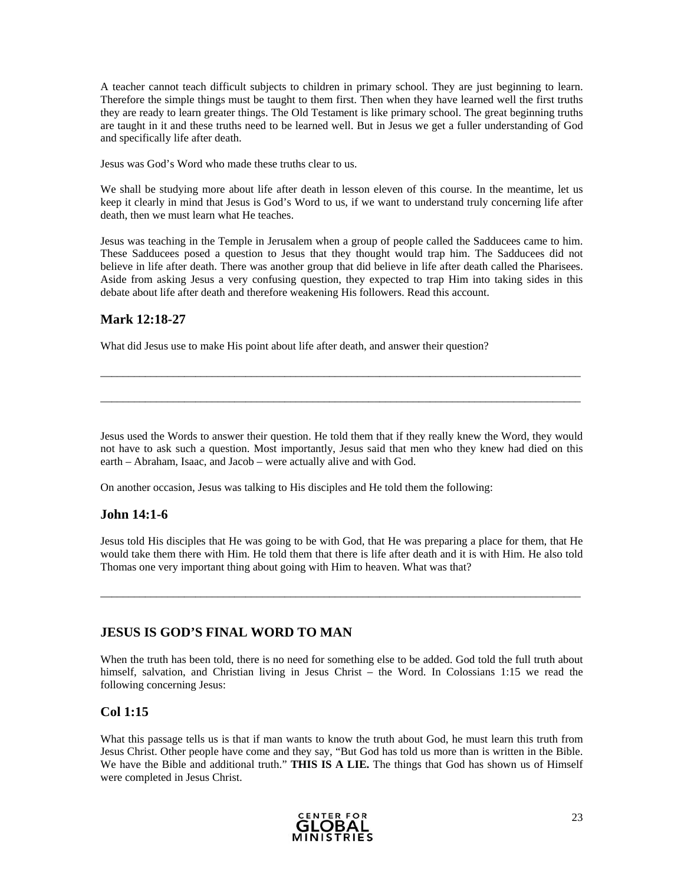A teacher cannot teach difficult subjects to children in primary school. They are just beginning to learn. Therefore the simple things must be taught to them first. Then when they have learned well the first truths they are ready to learn greater things. The Old Testament is like primary school. The great beginning truths are taught in it and these truths need to be learned well. But in Jesus we get a fuller understanding of God and specifically life after death.

Jesus was God's Word who made these truths clear to us.

We shall be studying more about life after death in lesson eleven of this course. In the meantime, let us keep it clearly in mind that Jesus is God's Word to us, if we want to understand truly concerning life after death, then we must learn what He teaches.

Jesus was teaching in the Temple in Jerusalem when a group of people called the Sadducees came to him. These Sadducees posed a question to Jesus that they thought would trap him. The Sadducees did not believe in life after death. There was another group that did believe in life after death called the Pharisees. Aside from asking Jesus a very confusing question, they expected to trap Him into taking sides in this debate about life after death and therefore weakening His followers. Read this account.

## Mark 12:18-27

What did Jesus use to make His point about life after death, and answer their question?

_______________________________________________________________________________________

_______________________________________________________________________________________

Jesus used the Words to answer their question. He told them that if they really knew the Word, they would not have to ask such a question. Most importantly, Jesus said that men who they knew had died on this earth – Abraham, Isaac, and Jacob – were actually alive and with God.

On another occasion, Jesus was talking to His disciples and He told them the following:

## John 14:1-6

Jesus told His disciples that He was going to be with God, that He was preparing a place for them, that He would take them there with Him. He told them that there is life after death and it is with Him. He also told Thomas one very important thing about going with Him to heaven. What was that?

_______________________________________________________________________________________

## JESUS IS GOD'S FINAL WORD TO MAN

When the truth has been told, there is no need for something else to be added. God told the full truth about himself, salvation, and Christian living in Jesus Christ – the Word. In Colossians 1:15 we read the following concerning Jesus:

## Col 1:15

What this passage tells us is that if man wants to know the truth about God, he must learn this truth from Jesus Christ. Other people have come and they say, "But God has told us more than is written in the Bible. We have the Bible and additional truth." **THIS IS A LIE.** The things that God has shown us of Himself were completed in Jesus Christ.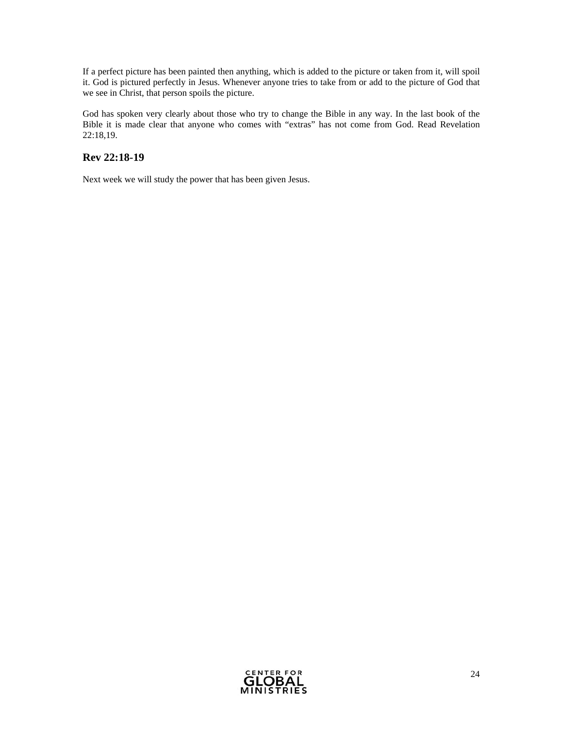If a perfect picture has been painted then anything, which is added to the picture or taken from it, will spoil it. God is pictured perfectly in Jesus. Whenever anyone tries to take from or add to the picture of God that we see in Christ, that person spoils the picture.

God has spoken very clearly about those who try to change the Bible in any way. In the last book of the Bible it is made clear that anyone who comes with "extras" has not come from God. Read Revelation 22:18,19.

## Rev 22:18-19

Next week we will study the power that has been given Jesus.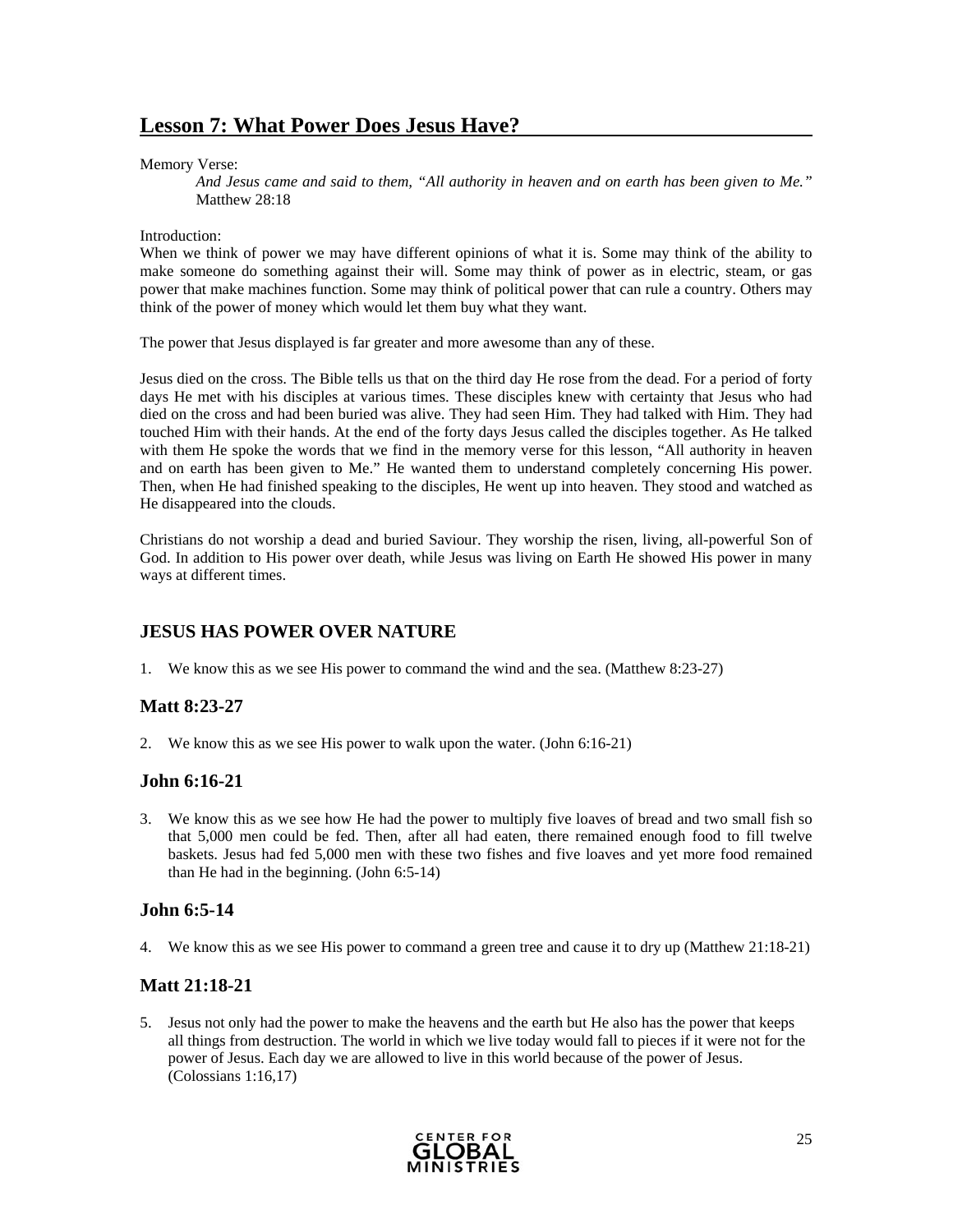## Lesson 7: What Power Does Jesus Have?

Memory Verse:

> *And Jesus came and said to them, "All authority in heaven and on earth has been given to Me."*
> Matthew 28:18

Introduction:

When we think of power we may have different opinions of what it is. Some may think of the ability to make someone do something against their will. Some may think of power as in electric, steam, or gas power that make machines function. Some may think of political power that can rule a country. Others may think of the power of money which would let them buy what they want.

The power that Jesus displayed is far greater and more awesome than any of these.

Jesus died on the cross. The Bible tells us that on the third day He rose from the dead. For a period of forty days He met with his disciples at various times. These disciples knew with certainty that Jesus who had died on the cross and had been buried was alive. They had seen Him. They had talked with Him. They had touched Him with their hands. At the end of the forty days Jesus called the disciples together. As He talked with them He spoke the words that we find in the memory verse for this lesson, "All authority in heaven and on earth has been given to Me." He wanted them to understand completely concerning His power. Then, when He had finished speaking to the disciples, He went up into heaven. They stood and watched as He disappeared into the clouds.

Christians do not worship a dead and buried Saviour. They worship the risen, living, all-powerful Son of God. In addition to His power over death, while Jesus was living on Earth He showed His power in many ways at different times.

### JESUS HAS POWER OVER NATURE

1. We know this as we see His power to command the wind and the sea. (Matthew 8:23-27)

### Matt 8:23-27

2. We know this as we see His power to walk upon the water. (John 6:16-21)

### John 6:16-21

3. We know this as we see how He had the power to multiply five loaves of bread and two small fish so that 5,000 men could be fed. Then, after all had eaten, there remained enough food to fill twelve baskets. Jesus had fed 5,000 men with these two fishes and five loaves and yet more food remained than He had in the beginning. (John 6:5-14)

### John 6:5-14

4. We know this as we see His power to command a green tree and cause it to dry up (Matthew 21:18-21)

### Matt 21:18-21

5. Jesus not only had the power to make the heavens and the earth but He also has the power that keeps all things from destruction. The world in which we live today would fall to pieces if it were not for the power of Jesus. Each day we are allowed to live in this world because of the power of Jesus. (Colossians 1:16,17)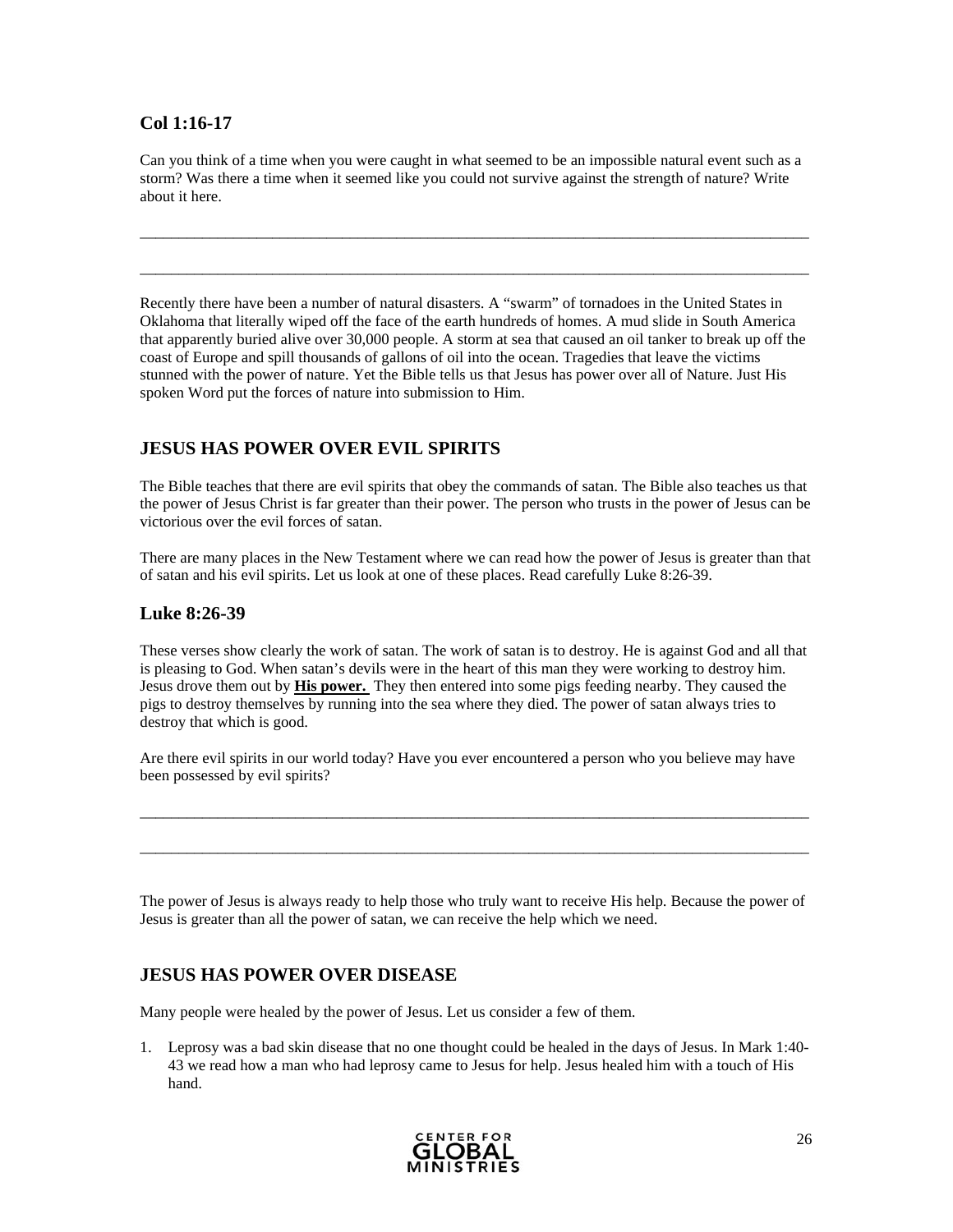### Col 1:16-17

Can you think of a time when you were caught in what seemed to be an impossible natural event such as a storm? Was there a time when it seemed like you could not survive against the strength of nature? Write about it here.

___________________________________________________________________________________________

___________________________________________________________________________________________

Recently there have been a number of natural disasters. A "swarm" of tornadoes in the United States in Oklahoma that literally wiped off the face of the earth hundreds of homes. A mud slide in South America that apparently buried alive over 30,000 people. A storm at sea that caused an oil tanker to break up off the coast of Europe and spill thousands of gallons of oil into the ocean. Tragedies that leave the victims stunned with the power of nature. Yet the Bible tells us that Jesus has power over all of Nature. Just His spoken Word put the forces of nature into submission to Him.

## JESUS HAS POWER OVER EVIL SPIRITS

The Bible teaches that there are evil spirits that obey the commands of satan. The Bible also teaches us that the power of Jesus Christ is far greater than their power. The person who trusts in the power of Jesus can be victorious over the evil forces of satan.

There are many places in the New Testament where we can read how the power of Jesus is greater than that of satan and his evil spirits. Let us look at one of these places. Read carefully Luke 8:26-39.

### Luke 8:26-39

These verses show clearly the work of satan. The work of satan is to destroy. He is against God and all that is pleasing to God. When satan's devils were in the heart of this man they were working to destroy him. Jesus drove them out by <u>**His power.**</u> They then entered into some pigs feeding nearby. They caused the pigs to destroy themselves by running into the sea where they died. The power of satan always tries to destroy that which is good.

Are there evil spirits in our world today? Have you ever encountered a person who you believe may have been possessed by evil spirits?

___________________________________________________________________________________________

___________________________________________________________________________________________

The power of Jesus is always ready to help those who truly want to receive His help. Because the power of Jesus is greater than all the power of satan, we can receive the help which we need.

## JESUS HAS POWER OVER DISEASE

Many people were healed by the power of Jesus. Let us consider a few of them.

1. Leprosy was a bad skin disease that no one thought could be healed in the days of Jesus. In Mark 1:40-43 we read how a man who had leprosy came to Jesus for help. Jesus healed him with a touch of His hand.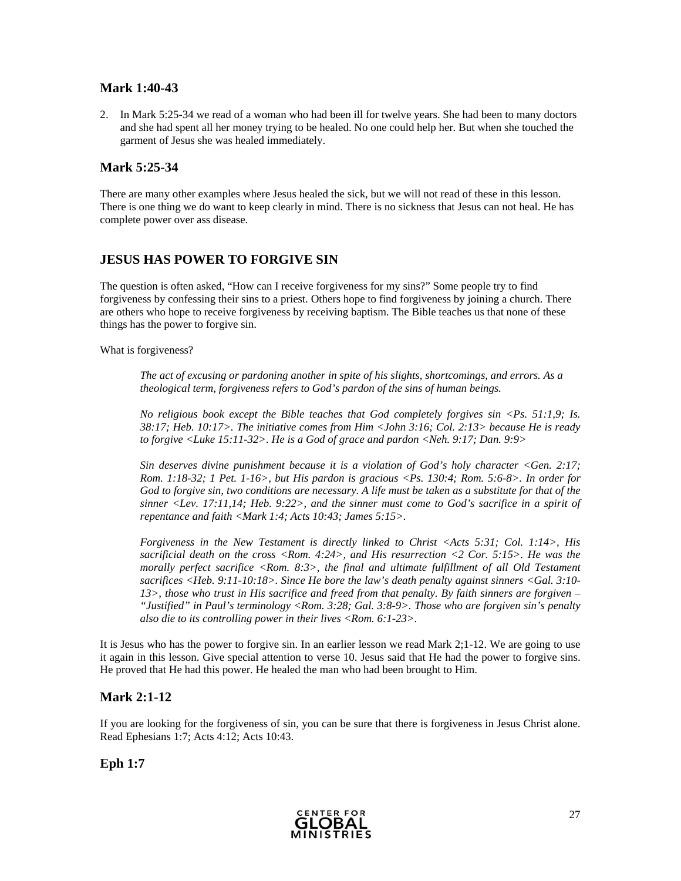## Mark 1:40-43

2. In Mark 5:25-34 we read of a woman who had been ill for twelve years. She had been to many doctors and she had spent all her money trying to be healed. No one could help her. But when she touched the garment of Jesus she was healed immediately.

## Mark 5:25-34

There are many other examples where Jesus healed the sick, but we will not read of these in this lesson. There is one thing we do want to keep clearly in mind. There is no sickness that Jesus can not heal. He has complete power over ass disease.

## JESUS HAS POWER TO FORGIVE SIN

The question is often asked, "How can I receive forgiveness for my sins?" Some people try to find forgiveness by confessing their sins to a priest. Others hope to find forgiveness by joining a church. There are others who hope to receive forgiveness by receiving baptism. The Bible teaches us that none of these things has the power to forgive sin.

What is forgiveness?

> *The act of excusing or pardoning another in spite of his slights, shortcomings, and errors. As a theological term, forgiveness refers to God's pardon of the sins of human beings.*
>
> *No religious book except the Bible teaches that God completely forgives sin <Ps. 51:1,9; Is. 38:17; Heb. 10:17>. The initiative comes from Him <John 3:16; Col. 2:13> because He is ready to forgive <Luke 15:11-32>. He is a God of grace and pardon <Neh. 9:17; Dan. 9:9>*
>
> *Sin deserves divine punishment because it is a violation of God's holy character <Gen. 2:17; Rom. 1:18-32; 1 Pet. 1-16>, but His pardon is gracious <Ps. 130:4; Rom. 5:6-8>. In order for God to forgive sin, two conditions are necessary. A life must be taken as a substitute for that of the sinner <Lev. 17:11,14; Heb. 9:22>, and the sinner must come to God's sacrifice in a spirit of repentance and faith <Mark 1:4; Acts 10:43; James 5:15>.*
>
> *Forgiveness in the New Testament is directly linked to Christ <Acts 5:31; Col. 1:14>, His sacrificial death on the cross <Rom. 4:24>, and His resurrection <2 Cor. 5:15>. He was the morally perfect sacrifice <Rom. 8:3>, the final and ultimate fulfillment of all Old Testament sacrifices <Heb. 9:11-10:18>. Since He bore the law's death penalty against sinners <Gal. 3:10-13>, those who trust in His sacrifice and freed from that penalty. By faith sinners are forgiven – "Justified" in Paul's terminology <Rom. 3:28; Gal. 3:8-9>. Those who are forgiven sin's penalty also die to its controlling power in their lives <Rom. 6:1-23>.*

It is Jesus who has the power to forgive sin. In an earlier lesson we read Mark 2;1-12. We are going to use it again in this lesson. Give special attention to verse 10. Jesus said that He had the power to forgive sins. He proved that He had this power. He healed the man who had been brought to Him.

## Mark 2:1-12

If you are looking for the forgiveness of sin, you can be sure that there is forgiveness in Jesus Christ alone. Read Ephesians 1:7; Acts 4:12; Acts 10:43.

## Eph 1:7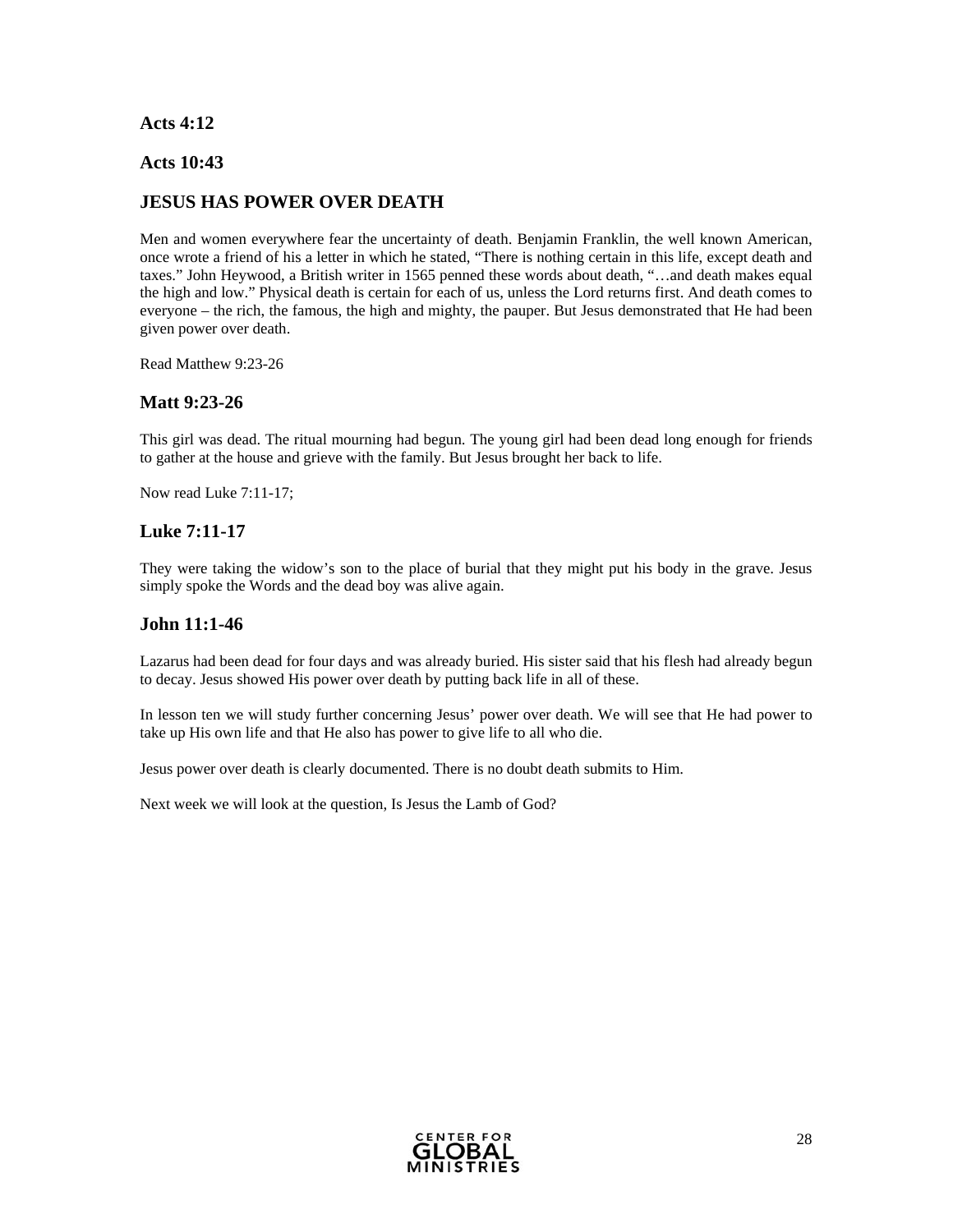### Acts 4:12

### Acts 10:43

## JESUS HAS POWER OVER DEATH

Men and women everywhere fear the uncertainty of death. Benjamin Franklin, the well known American, once wrote a friend of his a letter in which he stated, "There is nothing certain in this life, except death and taxes." John Heywood, a British writer in 1565 penned these words about death, "…and death makes equal the high and low." Physical death is certain for each of us, unless the Lord returns first. And death comes to everyone – the rich, the famous, the high and mighty, the pauper. But Jesus demonstrated that He had been given power over death.

Read Matthew 9:23-26

### Matt 9:23-26

This girl was dead. The ritual mourning had begun. The young girl had been dead long enough for friends to gather at the house and grieve with the family. But Jesus brought her back to life.

Now read Luke 7:11-17;

### Luke 7:11-17

They were taking the widow's son to the place of burial that they might put his body in the grave. Jesus simply spoke the Words and the dead boy was alive again.

### John 11:1-46

Lazarus had been dead for four days and was already buried. His sister said that his flesh had already begun to decay. Jesus showed His power over death by putting back life in all of these.

In lesson ten we will study further concerning Jesus' power over death. We will see that He had power to take up His own life and that He also has power to give life to all who die.

Jesus power over death is clearly documented. There is no doubt death submits to Him.

Next week we will look at the question, Is Jesus the Lamb of God?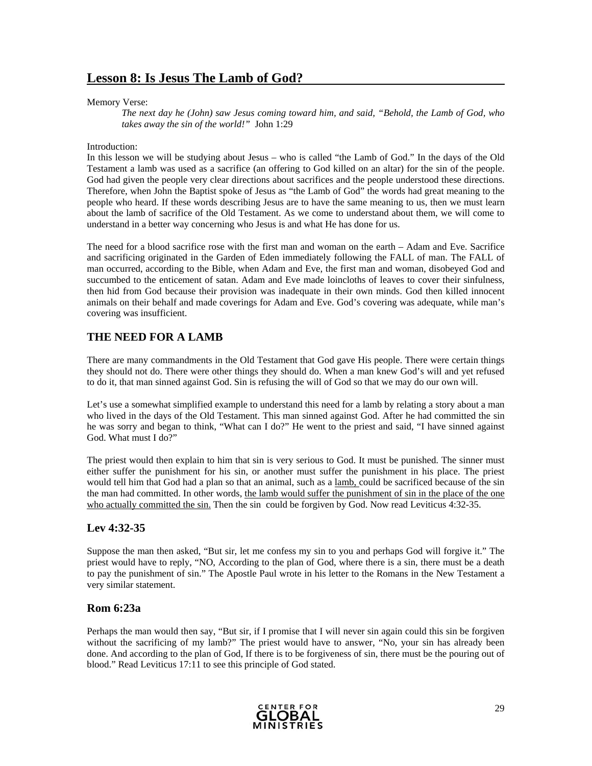## Lesson 8: Is Jesus The Lamb of God?

Memory Verse:

> *The next day he (John) saw Jesus coming toward him, and said, "Behold, the Lamb of God, who takes away the sin of the world!"* John 1:29

Introduction:
In this lesson we will be studying about Jesus – who is called "the Lamb of God." In the days of the Old Testament a lamb was used as a sacrifice (an offering to God killed on an altar) for the sin of the people. God had given the people very clear directions about sacrifices and the people understood these directions. Therefore, when John the Baptist spoke of Jesus as "the Lamb of God" the words had great meaning to the people who heard. If these words describing Jesus are to have the same meaning to us, then we must learn about the lamb of sacrifice of the Old Testament. As we come to understand about them, we will come to understand in a better way concerning who Jesus is and what He has done for us.

The need for a blood sacrifice rose with the first man and woman on the earth – Adam and Eve. Sacrifice and sacrificing originated in the Garden of Eden immediately following the FALL of man. The FALL of man occurred, according to the Bible, when Adam and Eve, the first man and woman, disobeyed God and succumbed to the enticement of satan. Adam and Eve made loincloths of leaves to cover their sinfulness, then hid from God because their provision was inadequate in their own minds. God then killed innocent animals on their behalf and made coverings for Adam and Eve. God's covering was adequate, while man's covering was insufficient.

### THE NEED FOR A LAMB

There are many commandments in the Old Testament that God gave His people. There were certain things they should not do. There were other things they should do. When a man knew God's will and yet refused to do it, that man sinned against God. Sin is refusing the will of God so that we may do our own will.

Let's use a somewhat simplified example to understand this need for a lamb by relating a story about a man who lived in the days of the Old Testament. This man sinned against God. After he had committed the sin he was sorry and began to think, "What can I do?" He went to the priest and said, "I have sinned against God. What must I do?"

The priest would then explain to him that sin is very serious to God. It must be punished. The sinner must either suffer the punishment for his sin, or another must suffer the punishment in his place. The priest would tell him that God had a plan so that an animal, such as a <u>lamb,</u> could be sacrificed because of the sin the man had committed. In other words, <u>the lamb would suffer the punishment of sin in the place of the one who actually committed the sin.</u> Then the sin could be forgiven by God. Now read Leviticus 4:32-35.

### Lev 4:32-35

Suppose the man then asked, "But sir, let me confess my sin to you and perhaps God will forgive it." The priest would have to reply, "NO, According to the plan of God, where there is a sin, there must be a death to pay the punishment of sin." The Apostle Paul wrote in his letter to the Romans in the New Testament a very similar statement.

### Rom 6:23a

Perhaps the man would then say, "But sir, if I promise that I will never sin again could this sin be forgiven without the sacrificing of my lamb?" The priest would have to answer, "No, your sin has already been done. And according to the plan of God, If there is to be forgiveness of sin, there must be the pouring out of blood." Read Leviticus 17:11 to see this principle of God stated.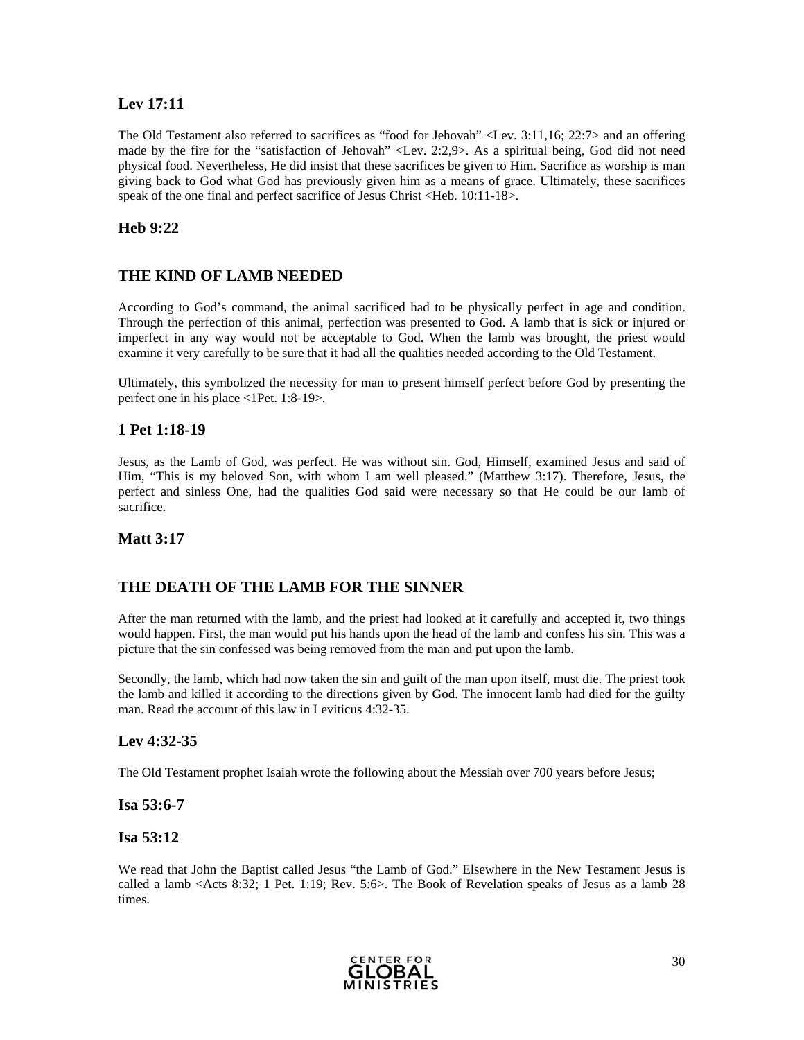### Lev 17:11

The Old Testament also referred to sacrifices as "food for Jehovah" <Lev. 3:11,16; 22:7> and an offering made by the fire for the "satisfaction of Jehovah" <Lev. 2:2,9>. As a spiritual being, God did not need physical food. Nevertheless, He did insist that these sacrifices be given to Him. Sacrifice as worship is man giving back to God what God has previously given him as a means of grace. Ultimately, these sacrifices speak of the one final and perfect sacrifice of Jesus Christ <Heb. 10:11-18>.

### Heb 9:22

## THE KIND OF LAMB NEEDED

According to God's command, the animal sacrificed had to be physically perfect in age and condition. Through the perfection of this animal, perfection was presented to God. A lamb that is sick or injured or imperfect in any way would not be acceptable to God. When the lamb was brought, the priest would examine it very carefully to be sure that it had all the qualities needed according to the Old Testament.

Ultimately, this symbolized the necessity for man to present himself perfect before God by presenting the perfect one in his place <1Pet. 1:8-19>.

### 1 Pet 1:18-19

Jesus, as the Lamb of God, was perfect. He was without sin. God, Himself, examined Jesus and said of Him, "This is my beloved Son, with whom I am well pleased." (Matthew 3:17). Therefore, Jesus, the perfect and sinless One, had the qualities God said were necessary so that He could be our lamb of sacrifice.

### Matt 3:17

## THE DEATH OF THE LAMB FOR THE SINNER

After the man returned with the lamb, and the priest had looked at it carefully and accepted it, two things would happen. First, the man would put his hands upon the head of the lamb and confess his sin. This was a picture that the sin confessed was being removed from the man and put upon the lamb.

Secondly, the lamb, which had now taken the sin and guilt of the man upon itself, must die. The priest took the lamb and killed it according to the directions given by God. The innocent lamb had died for the guilty man. Read the account of this law in Leviticus 4:32-35.

### Lev 4:32-35

The Old Testament prophet Isaiah wrote the following about the Messiah over 700 years before Jesus;

### Isa 53:6-7

### Isa 53:12

We read that John the Baptist called Jesus "the Lamb of God." Elsewhere in the New Testament Jesus is called a lamb <Acts 8:32; 1 Pet. 1:19; Rev. 5:6>. The Book of Revelation speaks of Jesus as a lamb 28 times.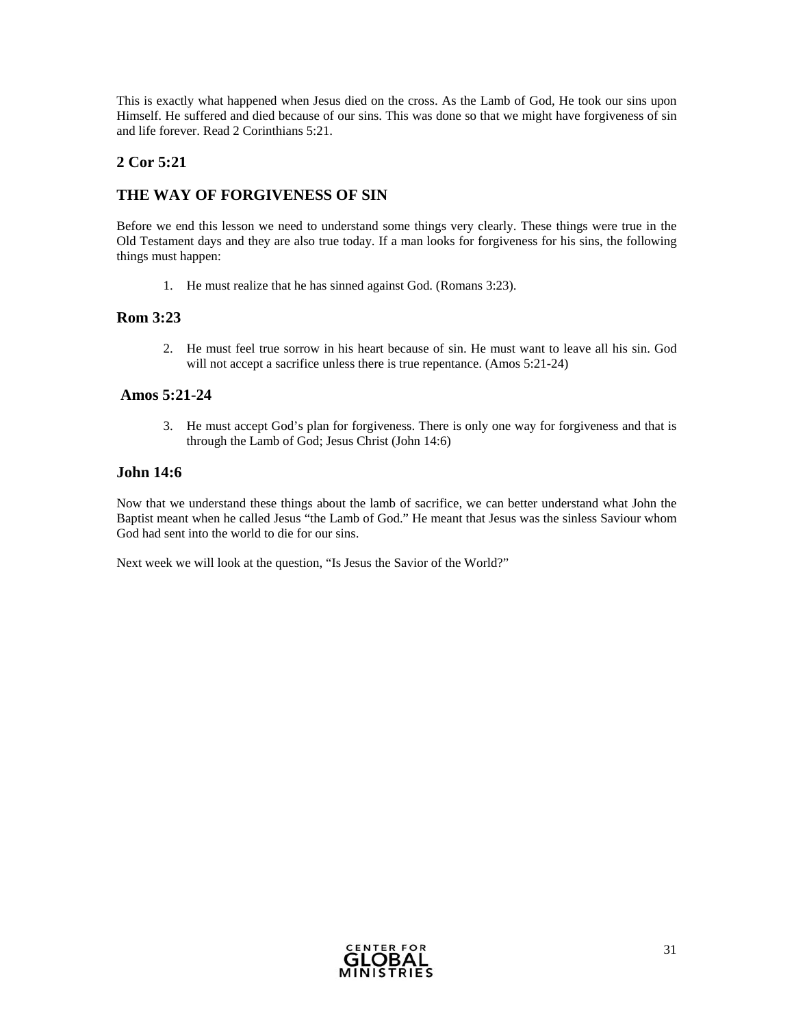This is exactly what happened when Jesus died on the cross. As the Lamb of God, He took our sins upon Himself. He suffered and died because of our sins. This was done so that we might have forgiveness of sin and life forever. Read 2 Corinthians 5:21.

### 2 Cor 5:21

## THE WAY OF FORGIVENESS OF SIN

Before we end this lesson we need to understand some things very clearly. These things were true in the Old Testament days and they are also true today. If a man looks for forgiveness for his sins, the following things must happen:

1. He must realize that he has sinned against God. (Romans 3:23).

### Rom 3:23

2. He must feel true sorrow in his heart because of sin. He must want to leave all his sin. God will not accept a sacrifice unless there is true repentance. (Amos 5:21-24)

### Amos 5:21-24

3. He must accept God's plan for forgiveness. There is only one way for forgiveness and that is through the Lamb of God; Jesus Christ (John 14:6)

### John 14:6

Now that we understand these things about the lamb of sacrifice, we can better understand what John the Baptist meant when he called Jesus "the Lamb of God." He meant that Jesus was the sinless Saviour whom God had sent into the world to die for our sins.

Next week we will look at the question, "Is Jesus the Savior of the World?"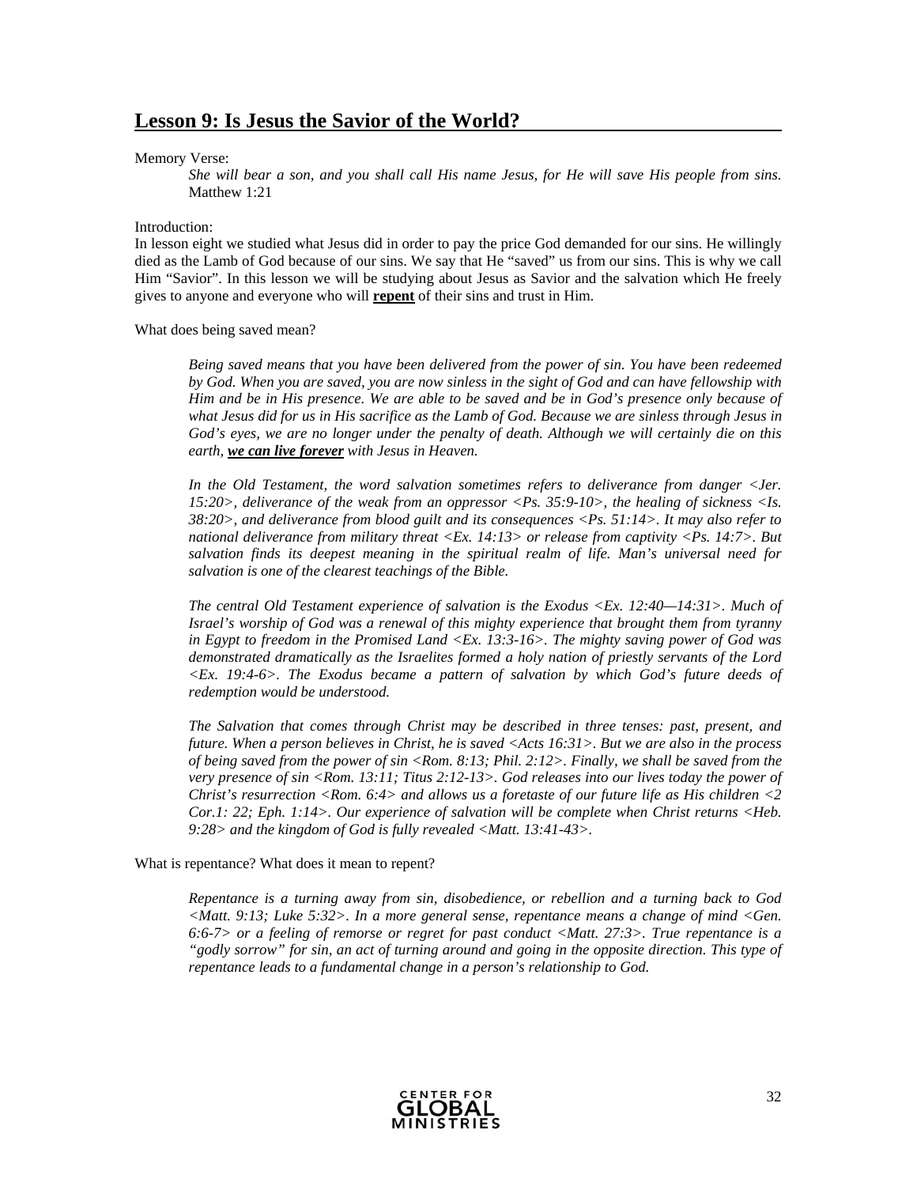## Lesson 9: Is Jesus the Savior of the World?

Memory Verse:

> *She will bear a son, and you shall call His name Jesus, for He will save His people from sins.* Matthew 1:21

Introduction:

In lesson eight we studied what Jesus did in order to pay the price God demanded for our sins. He willingly died as the Lamb of God because of our sins. We say that He "saved" us from our sins. This is why we call Him "Savior". In this lesson we will be studying about Jesus as Savior and the salvation which He freely gives to anyone and everyone who will **repent** of their sins and trust in Him.

What does being saved mean?

> *Being saved means that you have been delivered from the power of sin. You have been redeemed by God. When you are saved, you are now sinless in the sight of God and can have fellowship with Him and be in His presence. We are able to be saved and be in God's presence only because of what Jesus did for us in His sacrifice as the Lamb of God. Because we are sinless through Jesus in God's eyes, we are no longer under the penalty of death. Although we will certainly die on this earth,* ***we can live forever*** *with Jesus in Heaven.*
>
> *In the Old Testament, the word salvation sometimes refers to deliverance from danger <Jer. 15:20>, deliverance of the weak from an oppressor <Ps. 35:9-10>, the healing of sickness <Is. 38:20>, and deliverance from blood guilt and its consequences <Ps. 51:14>. It may also refer to national deliverance from military threat <Ex. 14:13> or release from captivity <Ps. 14:7>. But salvation finds its deepest meaning in the spiritual realm of life. Man's universal need for salvation is one of the clearest teachings of the Bible.*
>
> *The central Old Testament experience of salvation is the Exodus <Ex. 12:40—14:31>. Much of Israel's worship of God was a renewal of this mighty experience that brought them from tyranny in Egypt to freedom in the Promised Land <Ex. 13:3-16>. The mighty saving power of God was demonstrated dramatically as the Israelites formed a holy nation of priestly servants of the Lord <Ex. 19:4-6>. The Exodus became a pattern of salvation by which God's future deeds of redemption would be understood.*
>
> *The Salvation that comes through Christ may be described in three tenses: past, present, and future. When a person believes in Christ, he is saved <Acts 16:31>. But we are also in the process of being saved from the power of sin <Rom. 8:13; Phil. 2:12>. Finally, we shall be saved from the very presence of sin <Rom. 13:11; Titus 2:12-13>. God releases into our lives today the power of Christ's resurrection <Rom. 6:4> and allows us a foretaste of our future life as His children <2 Cor.1: 22; Eph. 1:14>. Our experience of salvation will be complete when Christ returns <Heb. 9:28> and the kingdom of God is fully revealed <Matt. 13:41-43>.*

What is repentance? What does it mean to repent?

> *Repentance is a turning away from sin, disobedience, or rebellion and a turning back to God <Matt. 9:13; Luke 5:32>. In a more general sense, repentance means a change of mind <Gen. 6:6-7> or a feeling of remorse or regret for past conduct <Matt. 27:3>. True repentance is a "godly sorrow" for sin, an act of turning around and going in the opposite direction. This type of repentance leads to a fundamental change in a person's relationship to God.*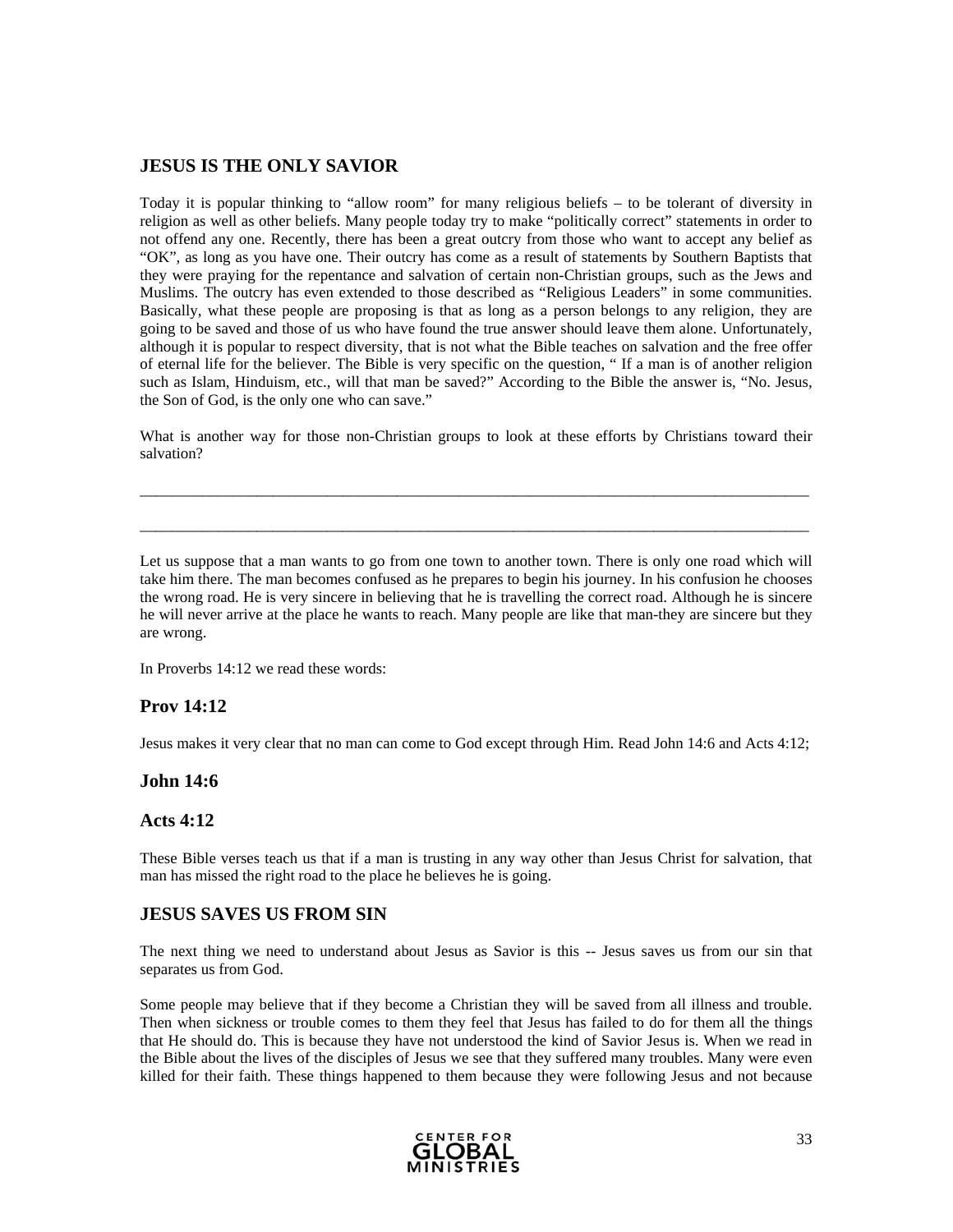## JESUS IS THE ONLY SAVIOR

Today it is popular thinking to "allow room" for many religious beliefs – to be tolerant of diversity in religion as well as other beliefs. Many people today try to make "politically correct" statements in order to not offend any one. Recently, there has been a great outcry from those who want to accept any belief as "OK", as long as you have one. Their outcry has come as a result of statements by Southern Baptists that they were praying for the repentance and salvation of certain non-Christian groups, such as the Jews and Muslims. The outcry has even extended to those described as "Religious Leaders" in some communities. Basically, what these people are proposing is that as long as a person belongs to any religion, they are going to be saved and those of us who have found the true answer should leave them alone. Unfortunately, although it is popular to respect diversity, that is not what the Bible teaches on salvation and the free offer of eternal life for the believer. The Bible is very specific on the question, " If a man is of another religion such as Islam, Hinduism, etc., will that man be saved?" According to the Bible the answer is, "No. Jesus, the Son of God, is the only one who can save."

What is another way for those non-Christian groups to look at these efforts by Christians toward their salvation?

_______________________________________________________________________________________

_______________________________________________________________________________________

Let us suppose that a man wants to go from one town to another town. There is only one road which will take him there. The man becomes confused as he prepares to begin his journey. In his confusion he chooses the wrong road. He is very sincere in believing that he is travelling the correct road. Although he is sincere he will never arrive at the place he wants to reach. Many people are like that man-they are sincere but they are wrong.

In Proverbs 14:12 we read these words:

### Prov 14:12

Jesus makes it very clear that no man can come to God except through Him. Read John 14:6 and Acts 4:12;

### John 14:6

### Acts 4:12

These Bible verses teach us that if a man is trusting in any way other than Jesus Christ for salvation, that man has missed the right road to the place he believes he is going.

## JESUS SAVES US FROM SIN

The next thing we need to understand about Jesus as Savior is this -- Jesus saves us from our sin that separates us from God.

Some people may believe that if they become a Christian they will be saved from all illness and trouble. Then when sickness or trouble comes to them they feel that Jesus has failed to do for them all the things that He should do. This is because they have not understood the kind of Savior Jesus is. When we read in the Bible about the lives of the disciples of Jesus we see that they suffered many troubles. Many were even killed for their faith. These things happened to them because they were following Jesus and not because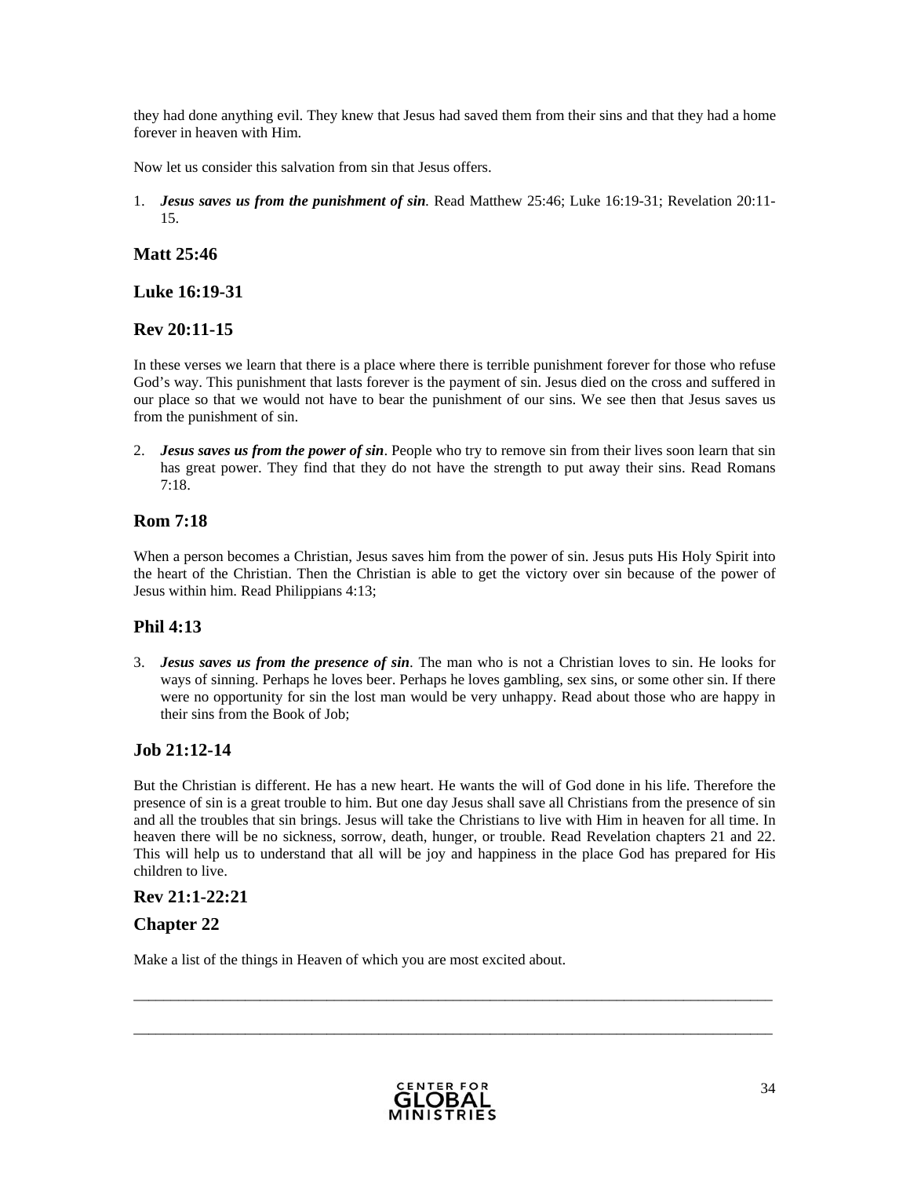they had done anything evil. They knew that Jesus had saved them from their sins and that they had a home forever in heaven with Him.

Now let us consider this salvation from sin that Jesus offers.

1. ***Jesus saves us from the punishment of sin***. Read Matthew 25:46; Luke 16:19-31; Revelation 20:11-15.

### Matt 25:46

### Luke 16:19-31

### Rev 20:11-15

In these verses we learn that there is a place where there is terrible punishment forever for those who refuse God's way. This punishment that lasts forever is the payment of sin. Jesus died on the cross and suffered in our place so that we would not have to bear the punishment of our sins. We see then that Jesus saves us from the punishment of sin.

2. ***Jesus saves us from the power of sin***. People who try to remove sin from their lives soon learn that sin has great power. They find that they do not have the strength to put away their sins. Read Romans 7:18.

### Rom 7:18

When a person becomes a Christian, Jesus saves him from the power of sin. Jesus puts His Holy Spirit into the heart of the Christian. Then the Christian is able to get the victory over sin because of the power of Jesus within him. Read Philippians 4:13;

### Phil 4:13

3. ***Jesus saves us from the presence of sin***. The man who is not a Christian loves to sin. He looks for ways of sinning. Perhaps he loves beer. Perhaps he loves gambling, sex sins, or some other sin. If there were no opportunity for sin the lost man would be very unhappy. Read about those who are happy in their sins from the Book of Job;

### Job 21:12-14

But the Christian is different. He has a new heart. He wants the will of God done in his life. Therefore the presence of sin is a great trouble to him. But one day Jesus shall save all Christians from the presence of sin and all the troubles that sin brings. Jesus will take the Christians to live with Him in heaven for all time. In heaven there will be no sickness, sorrow, death, hunger, or trouble. Read Revelation chapters 21 and 22. This will help us to understand that all will be joy and happiness in the place God has prepared for His children to live.

### Rev 21:1-22:21

### Chapter 22

Make a list of the things in Heaven of which you are most excited about.

\_\_\_\_\_\_\_\_\_\_\_\_\_\_\_\_\_\_\_\_\_\_\_\_\_\_\_\_\_\_\_\_\_\_\_\_\_\_\_\_\_\_\_\_\_\_\_\_\_\_\_\_\_\_\_\_\_\_\_\_\_\_\_\_\_\_\_\_\_\_\_\_\_\_\_\_\_\_\_\_\_\_

\_\_\_\_\_\_\_\_\_\_\_\_\_\_\_\_\_\_\_\_\_\_\_\_\_\_\_\_\_\_\_\_\_\_\_\_\_\_\_\_\_\_\_\_\_\_\_\_\_\_\_\_\_\_\_\_\_\_\_\_\_\_\_\_\_\_\_\_\_\_\_\_\_\_\_\_\_\_\_\_\_\_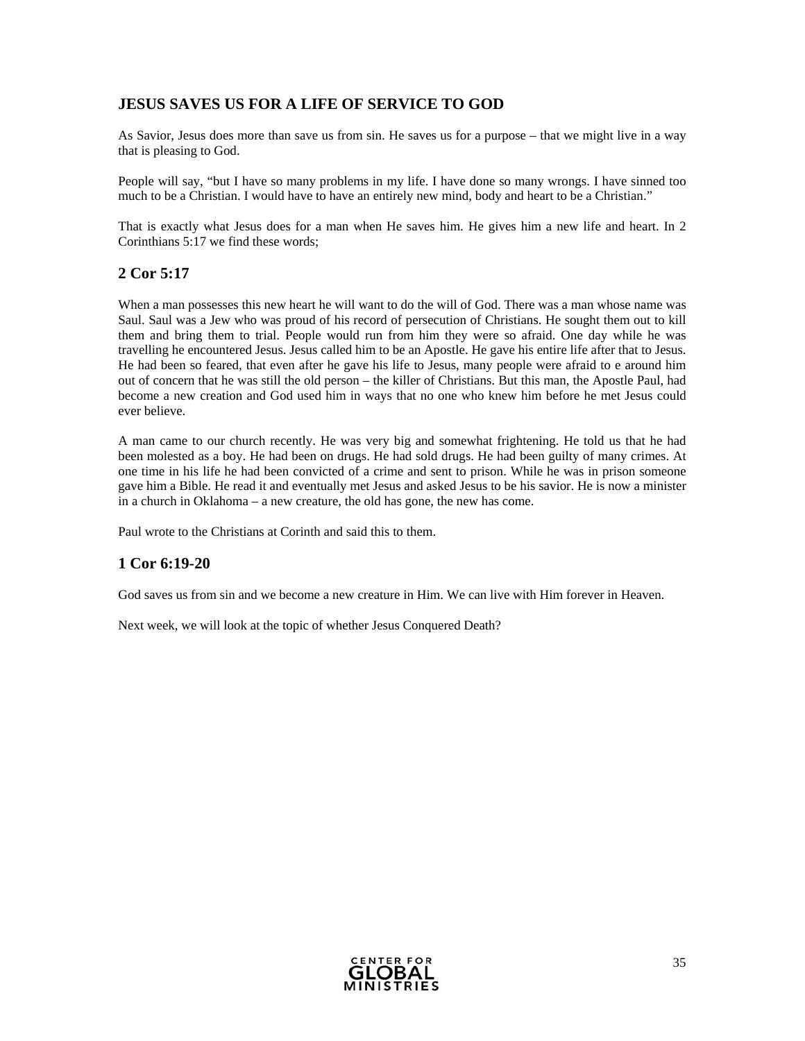## JESUS SAVES US FOR A LIFE OF SERVICE TO GOD

As Savior, Jesus does more than save us from sin. He saves us for a purpose – that we might live in a way that is pleasing to God.

People will say, "but I have so many problems in my life. I have done so many wrongs. I have sinned too much to be a Christian. I would have to have an entirely new mind, body and heart to be a Christian."

That is exactly what Jesus does for a man when He saves him. He gives him a new life and heart. In 2 Corinthians 5:17 we find these words;

### 2 Cor 5:17

When a man possesses this new heart he will want to do the will of God. There was a man whose name was Saul. Saul was a Jew who was proud of his record of persecution of Christians. He sought them out to kill them and bring them to trial. People would run from him they were so afraid. One day while he was travelling he encountered Jesus. Jesus called him to be an Apostle. He gave his entire life after that to Jesus. He had been so feared, that even after he gave his life to Jesus, many people were afraid to e around him out of concern that he was still the old person – the killer of Christians. But this man, the Apostle Paul, had become a new creation and God used him in ways that no one who knew him before he met Jesus could ever believe.

A man came to our church recently. He was very big and somewhat frightening. He told us that he had been molested as a boy. He had been on drugs. He had sold drugs. He had been guilty of many crimes. At one time in his life he had been convicted of a crime and sent to prison. While he was in prison someone gave him a Bible. He read it and eventually met Jesus and asked Jesus to be his savior. He is now a minister in a church in Oklahoma – a new creature, the old has gone, the new has come.

Paul wrote to the Christians at Corinth and said this to them.

### 1 Cor 6:19-20

God saves us from sin and we become a new creature in Him. We can live with Him forever in Heaven.

Next week, we will look at the topic of whether Jesus Conquered Death?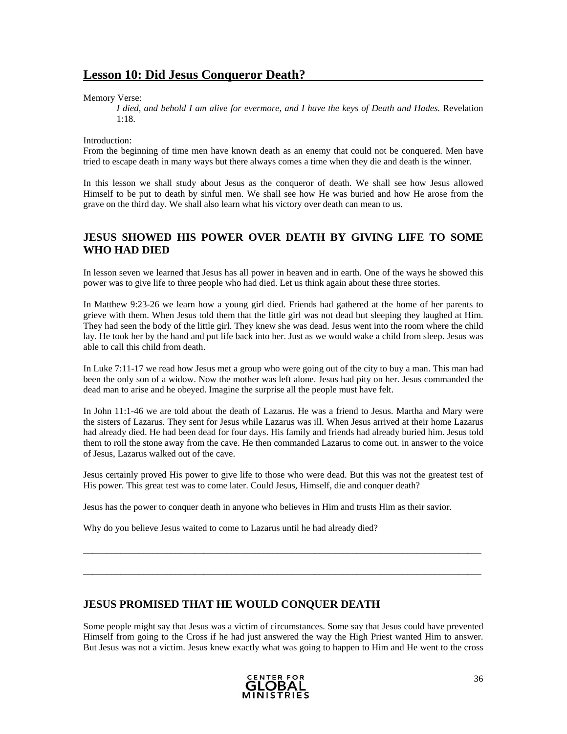## Lesson 10: Did Jesus Conqueror Death?

Memory Verse:

> *I died, and behold I am alive for evermore, and I have the keys of Death and Hades.* Revelation 1:18.

Introduction:

From the beginning of time men have known death as an enemy that could not be conquered. Men have tried to escape death in many ways but there always comes a time when they die and death is the winner.

In this lesson we shall study about Jesus as the conqueror of death. We shall see how Jesus allowed Himself to be put to death by sinful men. We shall see how He was buried and how He arose from the grave on the third day. We shall also learn what his victory over death can mean to us.

### JESUS SHOWED HIS POWER OVER DEATH BY GIVING LIFE TO SOME WHO HAD DIED

In lesson seven we learned that Jesus has all power in heaven and in earth. One of the ways he showed this power was to give life to three people who had died. Let us think again about these three stories.

In Matthew 9:23-26 we learn how a young girl died. Friends had gathered at the home of her parents to grieve with them. When Jesus told them that the little girl was not dead but sleeping they laughed at Him. They had seen the body of the little girl. They knew she was dead. Jesus went into the room where the child lay. He took her by the hand and put life back into her. Just as we would wake a child from sleep. Jesus was able to call this child from death.

In Luke 7:11-17 we read how Jesus met a group who were going out of the city to buy a man. This man had been the only son of a widow. Now the mother was left alone. Jesus had pity on her. Jesus commanded the dead man to arise and he obeyed. Imagine the surprise all the people must have felt.

In John 11:1-46 we are told about the death of Lazarus. He was a friend to Jesus. Martha and Mary were the sisters of Lazarus. They sent for Jesus while Lazarus was ill. When Jesus arrived at their home Lazarus had already died. He had been dead for four days. His family and friends had already buried him. Jesus told them to roll the stone away from the cave. He then commanded Lazarus to come out. in answer to the voice of Jesus, Lazarus walked out of the cave.

Jesus certainly proved His power to give life to those who were dead. But this was not the greatest test of His power. This great test was to come later. Could Jesus, Himself, die and conquer death?

Jesus has the power to conquer death in anyone who believes in Him and trusts Him as their savior.

Why do you believe Jesus waited to come to Lazarus until he had already died?

______________________________________________________________________________

______________________________________________________________________________

### JESUS PROMISED THAT HE WOULD CONQUER DEATH

Some people might say that Jesus was a victim of circumstances. Some say that Jesus could have prevented Himself from going to the Cross if he had just answered the way the High Priest wanted Him to answer. But Jesus was not a victim. Jesus knew exactly what was going to happen to Him and He went to the cross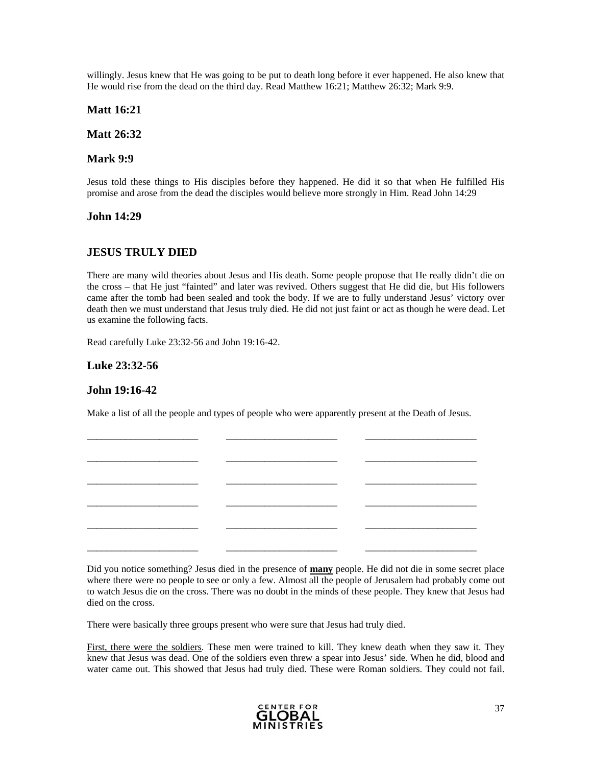willingly. Jesus knew that He was going to be put to death long before it ever happened. He also knew that He would rise from the dead on the third day. Read Matthew 16:21; Matthew 26:32; Mark 9:9.

### Matt 16:21

### Matt 26:32

### Mark 9:9

Jesus told these things to His disciples before they happened. He did it so that when He fulfilled His promise and arose from the dead the disciples would believe more strongly in Him. Read John 14:29

### John 14:29

## JESUS TRULY DIED

There are many wild theories about Jesus and His death. Some people propose that He really didn't die on the cross – that He just "fainted" and later was revived. Others suggest that He did die, but His followers came after the tomb had been sealed and took the body. If we are to fully understand Jesus' victory over death then we must understand that Jesus truly died. He did not just faint or act as though he were dead. Let us examine the following facts.

Read carefully Luke 23:32-56 and John 19:16-42.

### Luke 23:32-56

### John 19:16-42

Make a list of all the people and types of people who were apparently present at the Death of Jesus.

______________________ ______________________ ______________________

______________________ ______________________ ______________________

______________________ ______________________ ______________________

______________________ ______________________ ______________________

______________________ ______________________ ______________________

______________________ ______________________ ______________________

Did you notice something? Jesus died in the presence of <u>**many**</u> people. He did not die in some secret place where there were no people to see or only a few. Almost all the people of Jerusalem had probably come out to watch Jesus die on the cross. There was no doubt in the minds of these people. They knew that Jesus had died on the cross.

There were basically three groups present who were sure that Jesus had truly died.

<u>First, there were the soldiers</u>. These men were trained to kill. They knew death when they saw it. They knew that Jesus was dead. One of the soldiers even threw a spear into Jesus' side. When he did, blood and water came out. This showed that Jesus had truly died. These were Roman soldiers. They could not fail.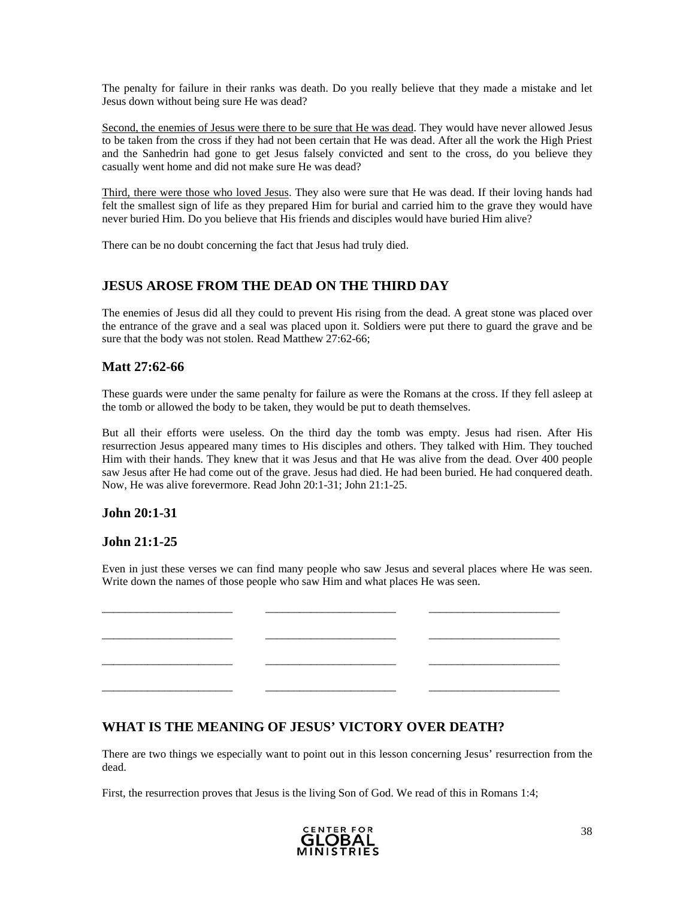The penalty for failure in their ranks was death. Do you really believe that they made a mistake and let Jesus down without being sure He was dead?

Second, the enemies of Jesus were there to be sure that He was dead. They would have never allowed Jesus to be taken from the cross if they had not been certain that He was dead. After all the work the High Priest and the Sanhedrin had gone to get Jesus falsely convicted and sent to the cross, do you believe they casually went home and did not make sure He was dead?

Third, there were those who loved Jesus. They also were sure that He was dead. If their loving hands had felt the smallest sign of life as they prepared Him for burial and carried him to the grave they would have never buried Him. Do you believe that His friends and disciples would have buried Him alive?

There can be no doubt concerning the fact that Jesus had truly died.

## JESUS AROSE FROM THE DEAD ON THE THIRD DAY

The enemies of Jesus did all they could to prevent His rising from the dead. A great stone was placed over the entrance of the grave and a seal was placed upon it. Soldiers were put there to guard the grave and be sure that the body was not stolen. Read Matthew 27:62-66;

### Matt 27:62-66

These guards were under the same penalty for failure as were the Romans at the cross. If they fell asleep at the tomb or allowed the body to be taken, they would be put to death themselves.

But all their efforts were useless. On the third day the tomb was empty. Jesus had risen. After His resurrection Jesus appeared many times to His disciples and others. They talked with Him. They touched Him with their hands. They knew that it was Jesus and that He was alive from the dead. Over 400 people saw Jesus after He had come out of the grave. Jesus had died. He had been buried. He had conquered death. Now, He was alive forevermore. Read John 20:1-31; John 21:1-25.

### John 20:1-31

### John 21:1-25

Even in just these verses we can find many people who saw Jesus and several places where He was seen. Write down the names of those people who saw Him and what places He was seen.

______________________ ______________________ ______________________

______________________ ______________________ ______________________

______________________ ______________________ ______________________

______________________ ______________________ ______________________

## WHAT IS THE MEANING OF JESUS' VICTORY OVER DEATH?

There are two things we especially want to point out in this lesson concerning Jesus' resurrection from the dead.

First, the resurrection proves that Jesus is the living Son of God. We read of this in Romans 1:4;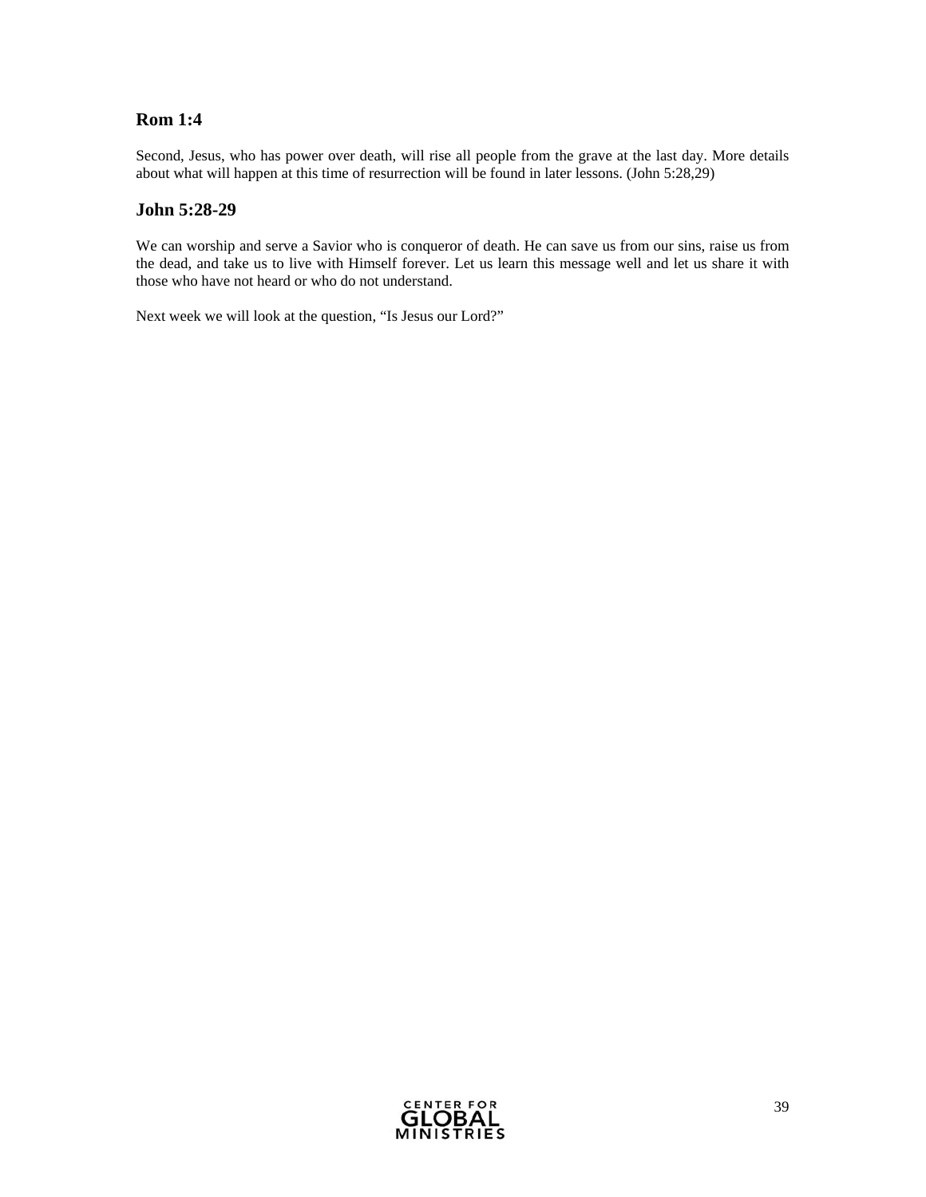## Rom 1:4

Second, Jesus, who has power over death, will rise all people from the grave at the last day. More details about what will happen at this time of resurrection will be found in later lessons. (John 5:28,29)

## John 5:28-29

We can worship and serve a Savior who is conqueror of death. He can save us from our sins, raise us from the dead, and take us to live with Himself forever. Let us learn this message well and let us share it with those who have not heard or who do not understand.

Next week we will look at the question, “Is Jesus our Lord?”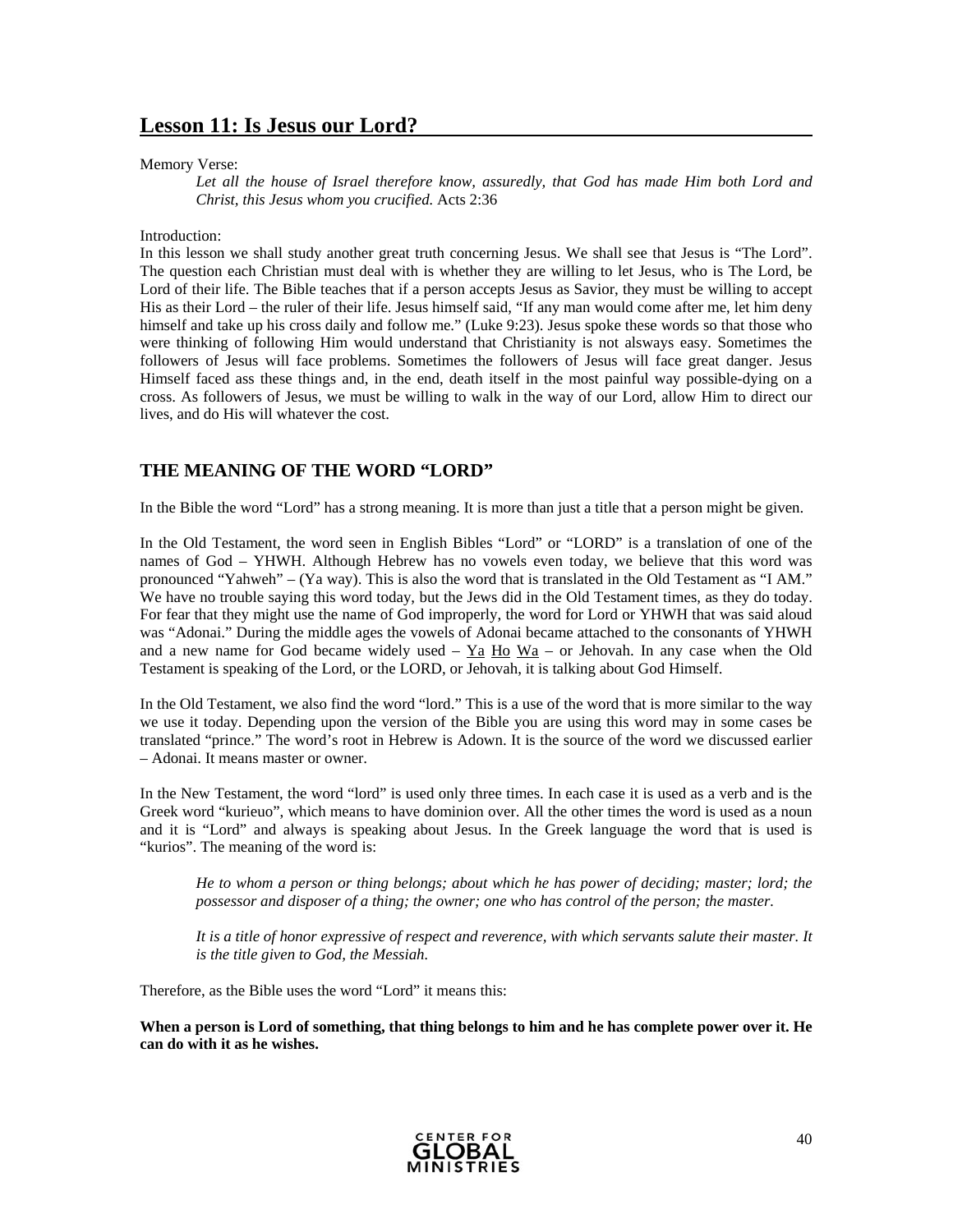## Lesson 11: Is Jesus our Lord?

Memory Verse:

> *Let all the house of Israel therefore know, assuredly, that God has made Him both Lord and Christ, this Jesus whom you crucified.* Acts 2:36

Introduction:
In this lesson we shall study another great truth concerning Jesus. We shall see that Jesus is "The Lord". The question each Christian must deal with is whether they are willing to let Jesus, who is The Lord, be Lord of their life. The Bible teaches that if a person accepts Jesus as Savior, they must be willing to accept His as their Lord – the ruler of their life. Jesus himself said, "If any man would come after me, let him deny himself and take up his cross daily and follow me." (Luke 9:23). Jesus spoke these words so that those who were thinking of following Him would understand that Christianity is not alsways easy. Sometimes the followers of Jesus will face problems. Sometimes the followers of Jesus will face great danger. Jesus Himself faced ass these things and, in the end, death itself in the most painful way possible-dying on a cross. As followers of Jesus, we must be willing to walk in the way of our Lord, allow Him to direct our lives, and do His will whatever the cost.

## THE MEANING OF THE WORD "LORD"

In the Bible the word "Lord" has a strong meaning. It is more than just a title that a person might be given.

In the Old Testament, the word seen in English Bibles "Lord" or "LORD" is a translation of one of the names of God – YHWH. Although Hebrew has no vowels even today, we believe that this word was pronounced "Yahweh" – (Ya way). This is also the word that is translated in the Old Testament as "I AM." We have no trouble saying this word today, but the Jews did in the Old Testament times, as they do today. For fear that they might use the name of God improperly, the word for Lord or YHWH that was said aloud was "Adonai." During the middle ages the vowels of Adonai became attached to the consonants of YHWH and a new name for God became widely used – <u>Ya</u> <u>Ho</u> <u>Wa</u> – or Jehovah. In any case when the Old Testament is speaking of the Lord, or the LORD, or Jehovah, it is talking about God Himself.

In the Old Testament, we also find the word "lord." This is a use of the word that is more similar to the way we use it today. Depending upon the version of the Bible you are using this word may in some cases be translated "prince." The word's root in Hebrew is Adown. It is the source of the word we discussed earlier – Adonai. It means master or owner.

In the New Testament, the word "lord" is used only three times. In each case it is used as a verb and is the Greek word "kurieuo", which means to have dominion over. All the other times the word is used as a noun and it is "Lord" and always is speaking about Jesus. In the Greek language the word that is used is "kurios". The meaning of the word is:

> *He to whom a person or thing belongs; about which he has power of deciding; master; lord; the possessor and disposer of a thing; the owner; one who has control of the person; the master.*
>
> *It is a title of honor expressive of respect and reverence, with which servants salute their master. It is the title given to God, the Messiah.*

Therefore, as the Bible uses the word "Lord" it means this:

**When a person is Lord of something, that thing belongs to him and he has complete power over it. He can do with it as he wishes.**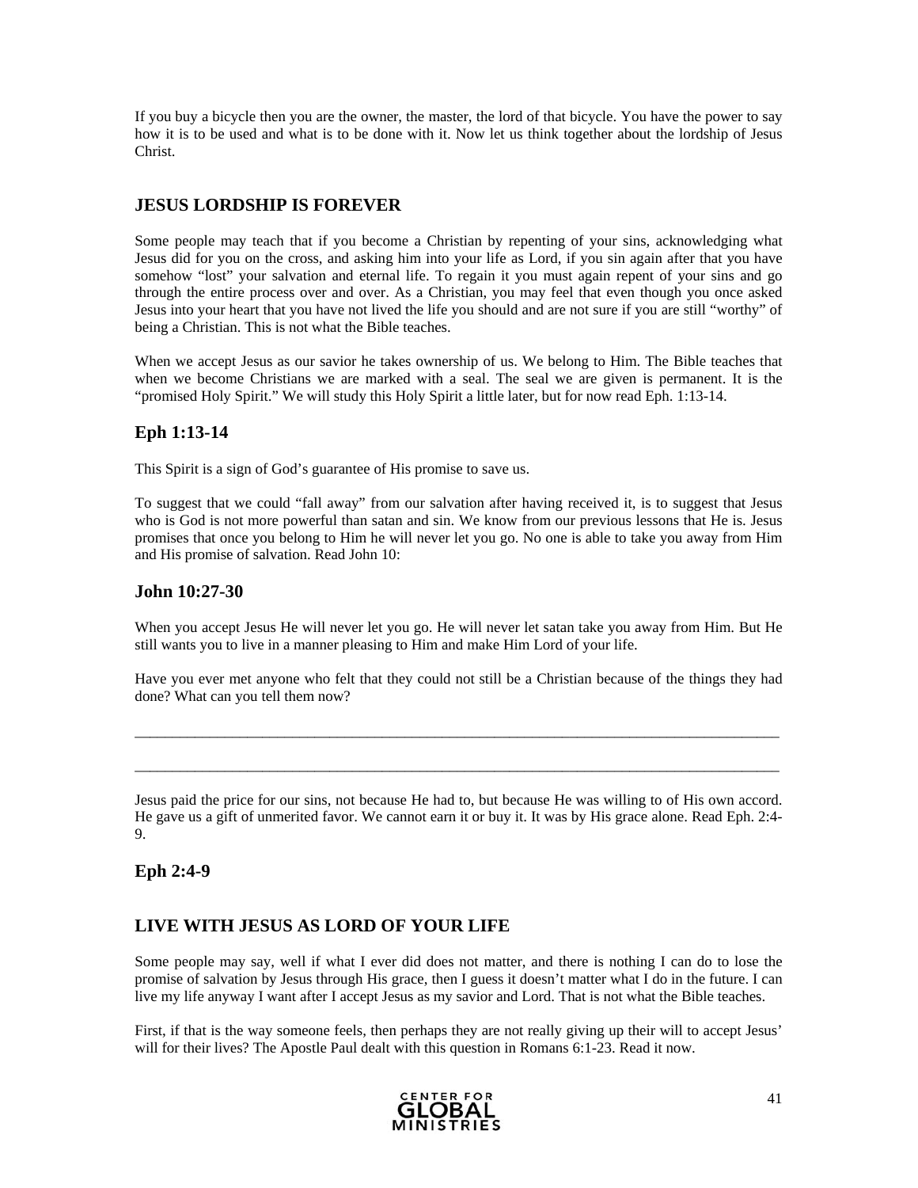If you buy a bicycle then you are the owner, the master, the lord of that bicycle. You have the power to say how it is to be used and what is to be done with it. Now let us think together about the lordship of Jesus Christ.

## JESUS LORDSHIP IS FOREVER

Some people may teach that if you become a Christian by repenting of your sins, acknowledging what Jesus did for you on the cross, and asking him into your life as Lord, if you sin again after that you have somehow "lost" your salvation and eternal life. To regain it you must again repent of your sins and go through the entire process over and over. As a Christian, you may feel that even though you once asked Jesus into your heart that you have not lived the life you should and are not sure if you are still "worthy" of being a Christian. This is not what the Bible teaches.

When we accept Jesus as our savior he takes ownership of us. We belong to Him. The Bible teaches that when we become Christians we are marked with a seal. The seal we are given is permanent. It is the "promised Holy Spirit." We will study this Holy Spirit a little later, but for now read Eph. 1:13-14.

### Eph 1:13-14

This Spirit is a sign of God's guarantee of His promise to save us.

To suggest that we could "fall away" from our salvation after having received it, is to suggest that Jesus who is God is not more powerful than satan and sin. We know from our previous lessons that He is. Jesus promises that once you belong to Him he will never let you go. No one is able to take you away from Him and His promise of salvation. Read John 10:

### John 10:27-30

When you accept Jesus He will never let you go. He will never let satan take you away from Him. But He still wants you to live in a manner pleasing to Him and make Him Lord of your life.

Have you ever met anyone who felt that they could not still be a Christian because of the things they had done? What can you tell them now?

_______________________________________________________________________________

_______________________________________________________________________________

Jesus paid the price for our sins, not because He had to, but because He was willing to of His own accord. He gave us a gift of unmerited favor. We cannot earn it or buy it. It was by His grace alone. Read Eph. 2:4-9.

### Eph 2:4-9

## LIVE WITH JESUS AS LORD OF YOUR LIFE

Some people may say, well if what I ever did does not matter, and there is nothing I can do to lose the promise of salvation by Jesus through His grace, then I guess it doesn't matter what I do in the future. I can live my life anyway I want after I accept Jesus as my savior and Lord. That is not what the Bible teaches.

First, if that is the way someone feels, then perhaps they are not really giving up their will to accept Jesus' will for their lives? The Apostle Paul dealt with this question in Romans 6:1-23. Read it now.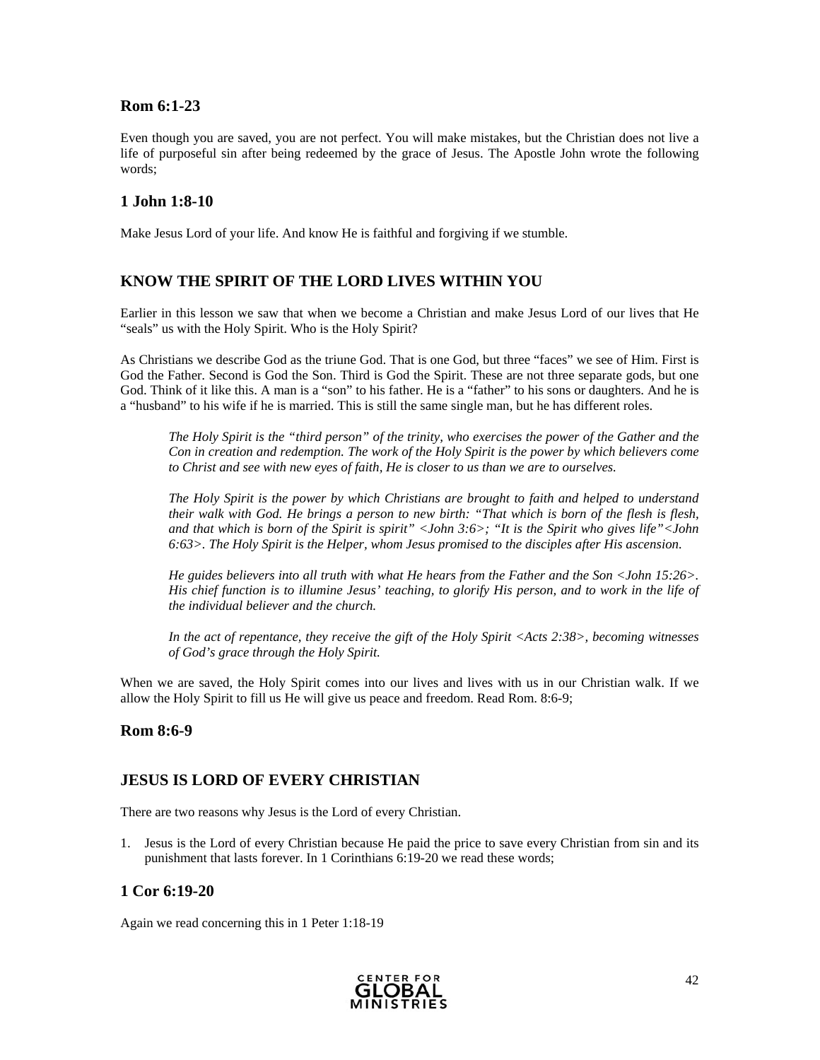### Rom 6:1-23

Even though you are saved, you are not perfect. You will make mistakes, but the Christian does not live a life of purposeful sin after being redeemed by the grace of Jesus. The Apostle John wrote the following words;

### 1 John 1:8-10

Make Jesus Lord of your life. And know He is faithful and forgiving if we stumble.

## KNOW THE SPIRIT OF THE LORD LIVES WITHIN YOU

Earlier in this lesson we saw that when we become a Christian and make Jesus Lord of our lives that He "seals" us with the Holy Spirit. Who is the Holy Spirit?

As Christians we describe God as the triune God. That is one God, but three "faces" we see of Him. First is God the Father. Second is God the Son. Third is God the Spirit. These are not three separate gods, but one God. Think of it like this. A man is a "son" to his father. He is a "father" to his sons or daughters. And he is a "husband" to his wife if he is married. This is still the same single man, but he has different roles.

> *The Holy Spirit is the "third person" of the trinity, who exercises the power of the Gather and the Con in creation and redemption. The work of the Holy Spirit is the power by which believers come to Christ and see with new eyes of faith, He is closer to us than we are to ourselves.*
>
> *The Holy Spirit is the power by which Christians are brought to faith and helped to understand their walk with God. He brings a person to new birth: "That which is born of the flesh is flesh, and that which is born of the Spirit is spirit" <John 3:6>; "It is the Spirit who gives life"<John 6:63>. The Holy Spirit is the Helper, whom Jesus promised to the disciples after His ascension.*
>
> *He guides believers into all truth with what He hears from the Father and the Son <John 15:26>. His chief function is to illumine Jesus' teaching, to glorify His person, and to work in the life of the individual believer and the church.*
>
> *In the act of repentance, they receive the gift of the Holy Spirit <Acts 2:38>, becoming witnesses of God's grace through the Holy Spirit.*

When we are saved, the Holy Spirit comes into our lives and lives with us in our Christian walk. If we allow the Holy Spirit to fill us He will give us peace and freedom. Read Rom. 8:6-9;

### Rom 8:6-9

## JESUS IS LORD OF EVERY CHRISTIAN

There are two reasons why Jesus is the Lord of every Christian.

1. Jesus is the Lord of every Christian because He paid the price to save every Christian from sin and its punishment that lasts forever. In 1 Corinthians 6:19-20 we read these words;

### 1 Cor 6:19-20

Again we read concerning this in 1 Peter 1:18-19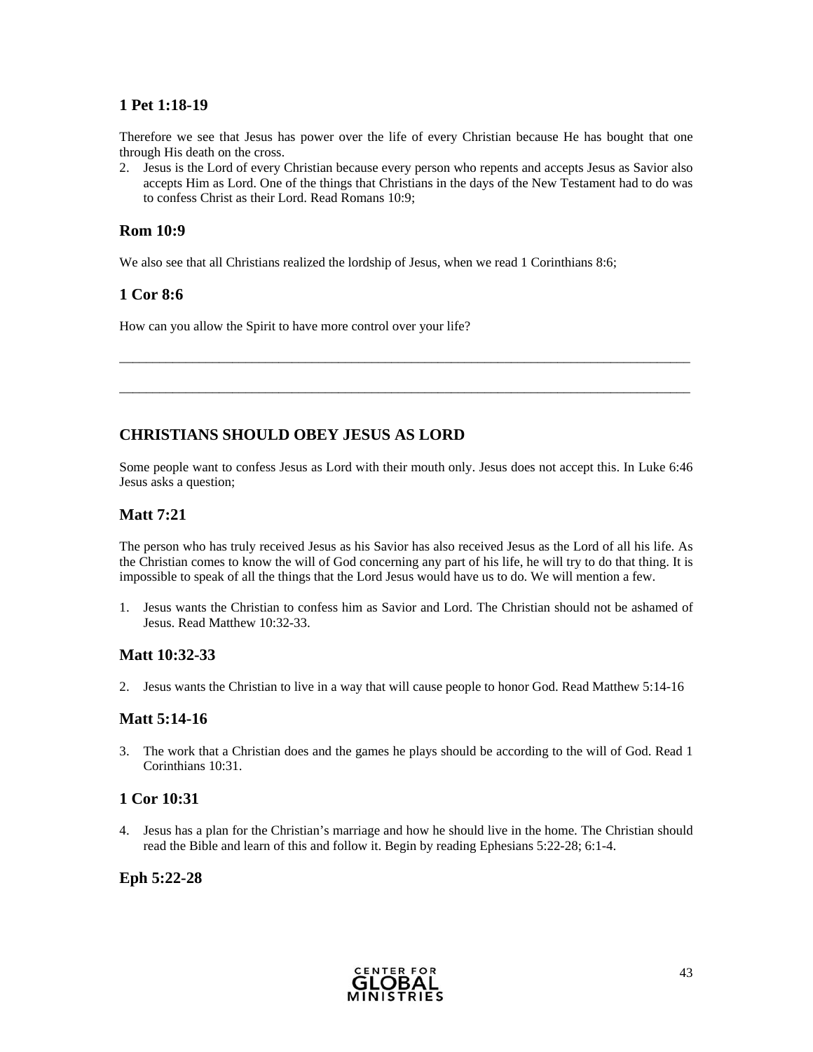## 1 Pet 1:18-19

Therefore we see that Jesus has power over the life of every Christian because He has bought that one through His death on the cross.

2. Jesus is the Lord of every Christian because every person who repents and accepts Jesus as Savior also accepts Him as Lord. One of the things that Christians in the days of the New Testament had to do was to confess Christ as their Lord. Read Romans 10:9;

## Rom 10:9

We also see that all Christians realized the lordship of Jesus, when we read 1 Corinthians 8:6;

## 1 Cor 8:6

How can you allow the Spirit to have more control over your life?

_______________________________________________________________________________________

_______________________________________________________________________________________

## CHRISTIANS SHOULD OBEY JESUS AS LORD

Some people want to confess Jesus as Lord with their mouth only. Jesus does not accept this. In Luke 6:46 Jesus asks a question;

## Matt 7:21

The person who has truly received Jesus as his Savior has also received Jesus as the Lord of all his life. As the Christian comes to know the will of God concerning any part of his life, he will try to do that thing. It is impossible to speak of all the things that the Lord Jesus would have us to do. We will mention a few.

1. Jesus wants the Christian to confess him as Savior and Lord. The Christian should not be ashamed of Jesus. Read Matthew 10:32-33.

## Matt 10:32-33

2. Jesus wants the Christian to live in a way that will cause people to honor God. Read Matthew 5:14-16

## Matt 5:14-16

3. The work that a Christian does and the games he plays should be according to the will of God. Read 1 Corinthians 10:31.

## 1 Cor 10:31

4. Jesus has a plan for the Christian's marriage and how he should live in the home. The Christian should read the Bible and learn of this and follow it. Begin by reading Ephesians 5:22-28; 6:1-4.

## Eph 5:22-28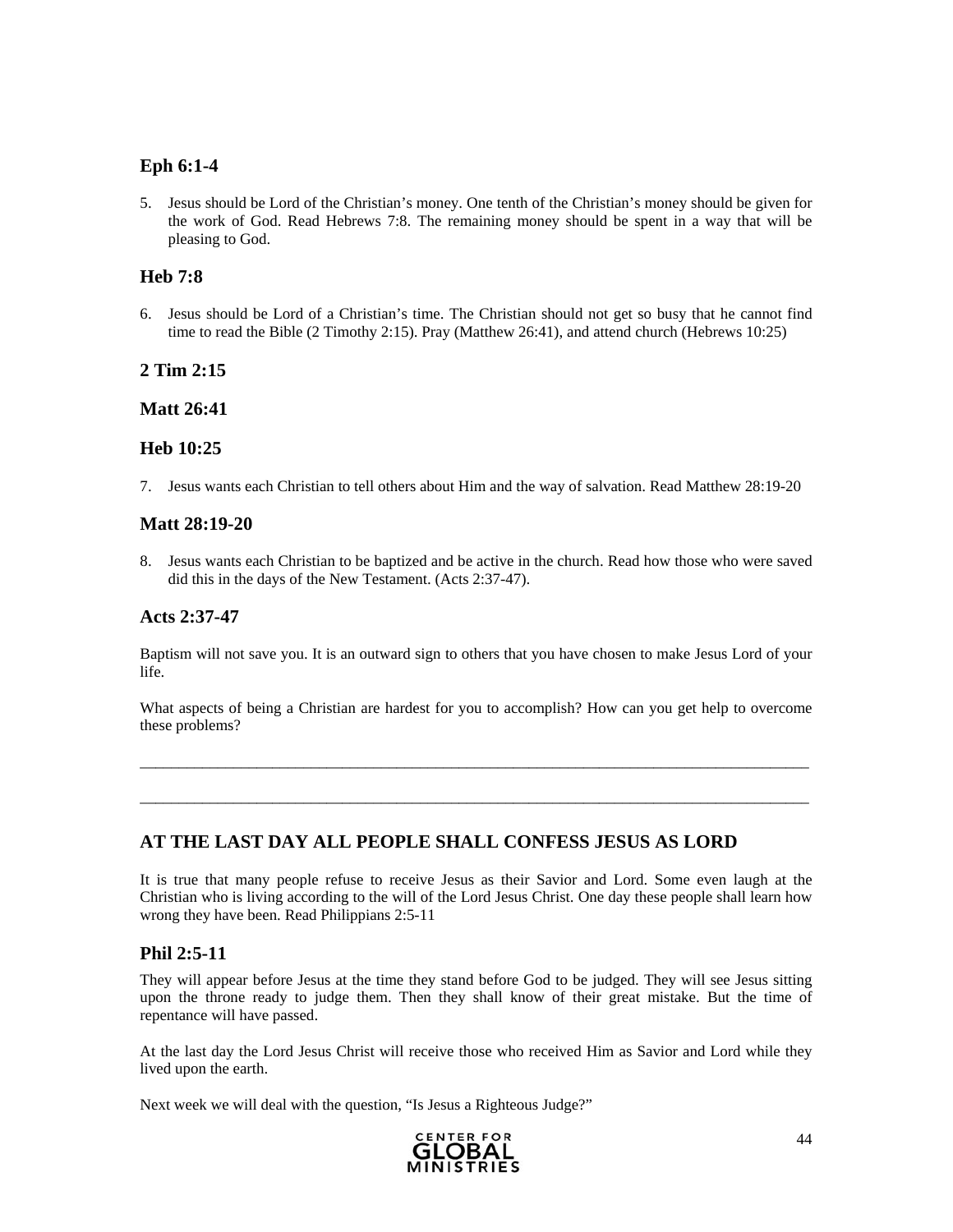### Eph 6:1-4

5. Jesus should be Lord of the Christian's money. One tenth of the Christian's money should be given for the work of God. Read Hebrews 7:8. The remaining money should be spent in a way that will be pleasing to God.

### Heb 7:8

6. Jesus should be Lord of a Christian's time. The Christian should not get so busy that he cannot find time to read the Bible (2 Timothy 2:15). Pray (Matthew 26:41), and attend church (Hebrews 10:25)

### 2 Tim 2:15

### Matt 26:41

### Heb 10:25

7. Jesus wants each Christian to tell others about Him and the way of salvation. Read Matthew 28:19-20

### Matt 28:19-20

8. Jesus wants each Christian to be baptized and be active in the church. Read how those who were saved did this in the days of the New Testament. (Acts 2:37-47).

### Acts 2:37-47

Baptism will not save you. It is an outward sign to others that you have chosen to make Jesus Lord of your life.

What aspects of being a Christian are hardest for you to accomplish? How can you get help to overcome these problems?

___________________________________________________________________________________________

___________________________________________________________________________________________

## AT THE LAST DAY ALL PEOPLE SHALL CONFESS JESUS AS LORD

It is true that many people refuse to receive Jesus as their Savior and Lord. Some even laugh at the Christian who is living according to the will of the Lord Jesus Christ. One day these people shall learn how wrong they have been. Read Philippians 2:5-11

### Phil 2:5-11

They will appear before Jesus at the time they stand before God to be judged. They will see Jesus sitting upon the throne ready to judge them. Then they shall know of their great mistake. But the time of repentance will have passed.

At the last day the Lord Jesus Christ will receive those who received Him as Savior and Lord while they lived upon the earth.

Next week we will deal with the question, "Is Jesus a Righteous Judge?"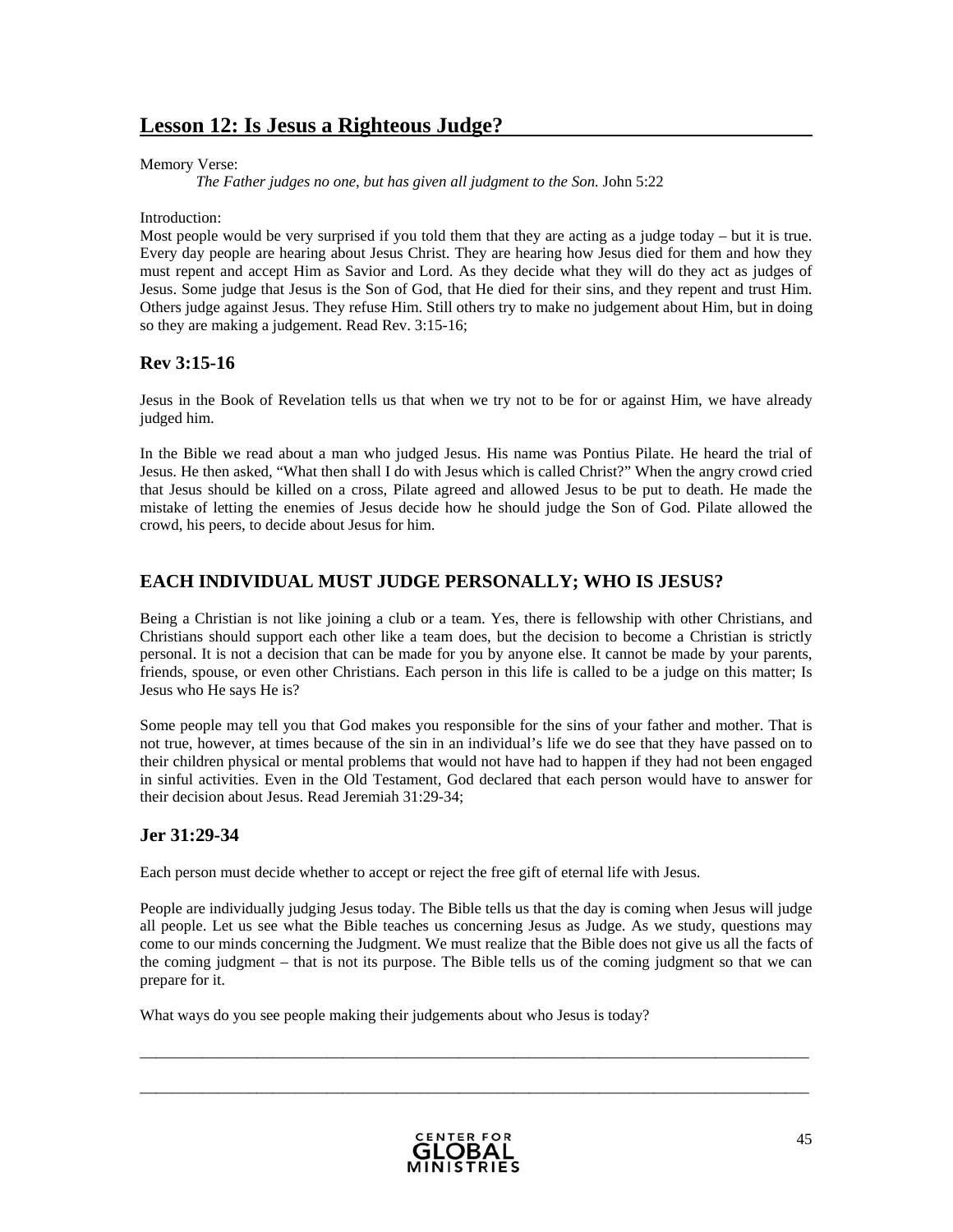# Lesson 12: Is Jesus a Righteous Judge?

Memory Verse:

*The Father judges no one, but has given all judgment to the Son.* John 5:22

Introduction:

Most people would be very surprised if you told them that they are acting as a judge today – but it is true. Every day people are hearing about Jesus Christ. They are hearing how Jesus died for them and how they must repent and accept Him as Savior and Lord. As they decide what they will do they act as judges of Jesus. Some judge that Jesus is the Son of God, that He died for their sins, and they repent and trust Him. Others judge against Jesus. They refuse Him. Still others try to make no judgement about Him, but in doing so they are making a judgement. Read Rev. 3:15-16;

### Rev 3:15-16

Jesus in the Book of Revelation tells us that when we try not to be for or against Him, we have already judged him.

In the Bible we read about a man who judged Jesus. His name was Pontius Pilate. He heard the trial of Jesus. He then asked, "What then shall I do with Jesus which is called Christ?" When the angry crowd cried that Jesus should be killed on a cross, Pilate agreed and allowed Jesus to be put to death. He made the mistake of letting the enemies of Jesus decide how he should judge the Son of God. Pilate allowed the crowd, his peers, to decide about Jesus for him.

## EACH INDIVIDUAL MUST JUDGE PERSONALLY; WHO IS JESUS?

Being a Christian is not like joining a club or a team. Yes, there is fellowship with other Christians, and Christians should support each other like a team does, but the decision to become a Christian is strictly personal. It is not a decision that can be made for you by anyone else. It cannot be made by your parents, friends, spouse, or even other Christians. Each person in this life is called to be a judge on this matter; Is Jesus who He says He is?

Some people may tell you that God makes you responsible for the sins of your father and mother. That is not true, however, at times because of the sin in an individual's life we do see that they have passed on to their children physical or mental problems that would not have had to happen if they had not been engaged in sinful activities. Even in the Old Testament, God declared that each person would have to answer for their decision about Jesus. Read Jeremiah 31:29-34;

### Jer 31:29-34

Each person must decide whether to accept or reject the free gift of eternal life with Jesus.

People are individually judging Jesus today. The Bible tells us that the day is coming when Jesus will judge all people. Let us see what the Bible teaches us concerning Jesus as Judge. As we study, questions may come to our minds concerning the Judgment. We must realize that the Bible does not give us all the facts of the coming judgment – that is not its purpose. The Bible tells us of the coming judgment so that we can prepare for it.

What ways do you see people making their judgements about who Jesus is today?

\_\_\_\_\_\_\_\_\_\_\_\_\_\_\_\_\_\_\_\_\_\_\_\_\_\_\_\_\_\_\_\_\_\_\_\_\_\_\_\_\_\_\_\_\_\_\_\_\_\_\_\_\_\_\_\_\_\_\_\_\_\_\_\_\_\_\_\_\_\_\_\_\_\_\_\_\_\_

\_\_\_\_\_\_\_\_\_\_\_\_\_\_\_\_\_\_\_\_\_\_\_\_\_\_\_\_\_\_\_\_\_\_\_\_\_\_\_\_\_\_\_\_\_\_\_\_\_\_\_\_\_\_\_\_\_\_\_\_\_\_\_\_\_\_\_\_\_\_\_\_\_\_\_\_\_\_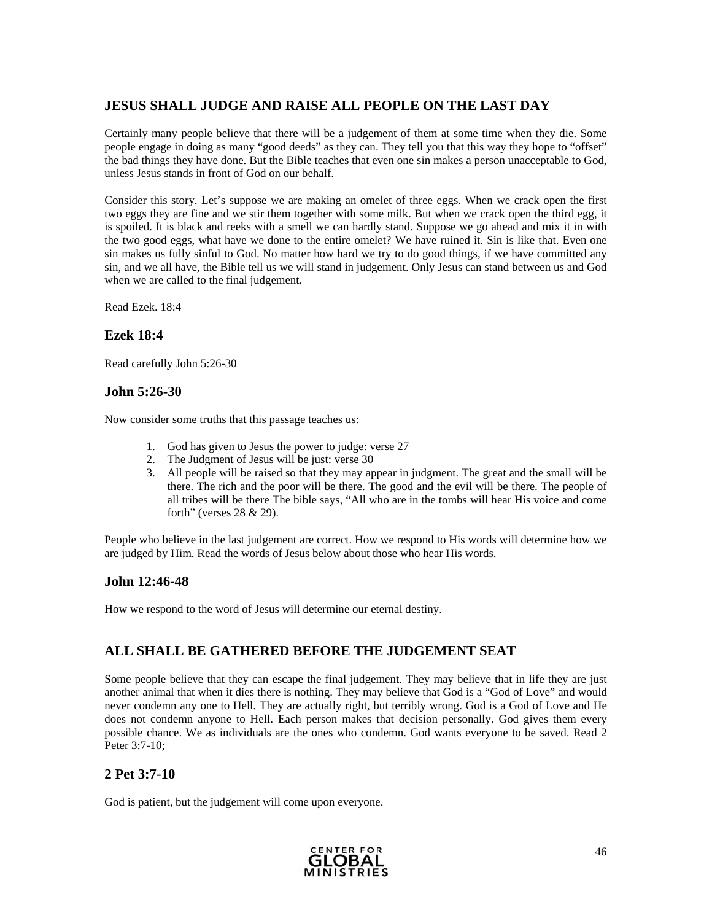## JESUS SHALL JUDGE AND RAISE ALL PEOPLE ON THE LAST DAY

Certainly many people believe that there will be a judgement of them at some time when they die. Some people engage in doing as many "good deeds" as they can. They tell you that this way they hope to "offset" the bad things they have done. But the Bible teaches that even one sin makes a person unacceptable to God, unless Jesus stands in front of God on our behalf.

Consider this story. Let's suppose we are making an omelet of three eggs. When we crack open the first two eggs they are fine and we stir them together with some milk. But when we crack open the third egg, it is spoiled. It is black and reeks with a smell we can hardly stand. Suppose we go ahead and mix it in with the two good eggs, what have we done to the entire omelet? We have ruined it. Sin is like that. Even one sin makes us fully sinful to God. No matter how hard we try to do good things, if we have committed any sin, and we all have, the Bible tell us we will stand in judgement. Only Jesus can stand between us and God when we are called to the final judgement.

Read Ezek. 18:4

### Ezek 18:4

Read carefully John 5:26-30

### John 5:26-30

Now consider some truths that this passage teaches us:

1. God has given to Jesus the power to judge: verse 27
2. The Judgment of Jesus will be just: verse 30
3. All people will be raised so that they may appear in judgment. The great and the small will be there. The rich and the poor will be there. The good and the evil will be there. The people of all tribes will be there The bible says, "All who are in the tombs will hear His voice and come forth" (verses 28 & 29).

People who believe in the last judgement are correct. How we respond to His words will determine how we are judged by Him. Read the words of Jesus below about those who hear His words.

### John 12:46-48

How we respond to the word of Jesus will determine our eternal destiny.

## ALL SHALL BE GATHERED BEFORE THE JUDGEMENT SEAT

Some people believe that they can escape the final judgement. They may believe that in life they are just another animal that when it dies there is nothing. They may believe that God is a "God of Love" and would never condemn any one to Hell. They are actually right, but terribly wrong. God is a God of Love and He does not condemn anyone to Hell. Each person makes that decision personally. God gives them every possible chance. We as individuals are the ones who condemn. God wants everyone to be saved. Read 2 Peter 3:7-10;

### 2 Pet 3:7-10

God is patient, but the judgement will come upon everyone.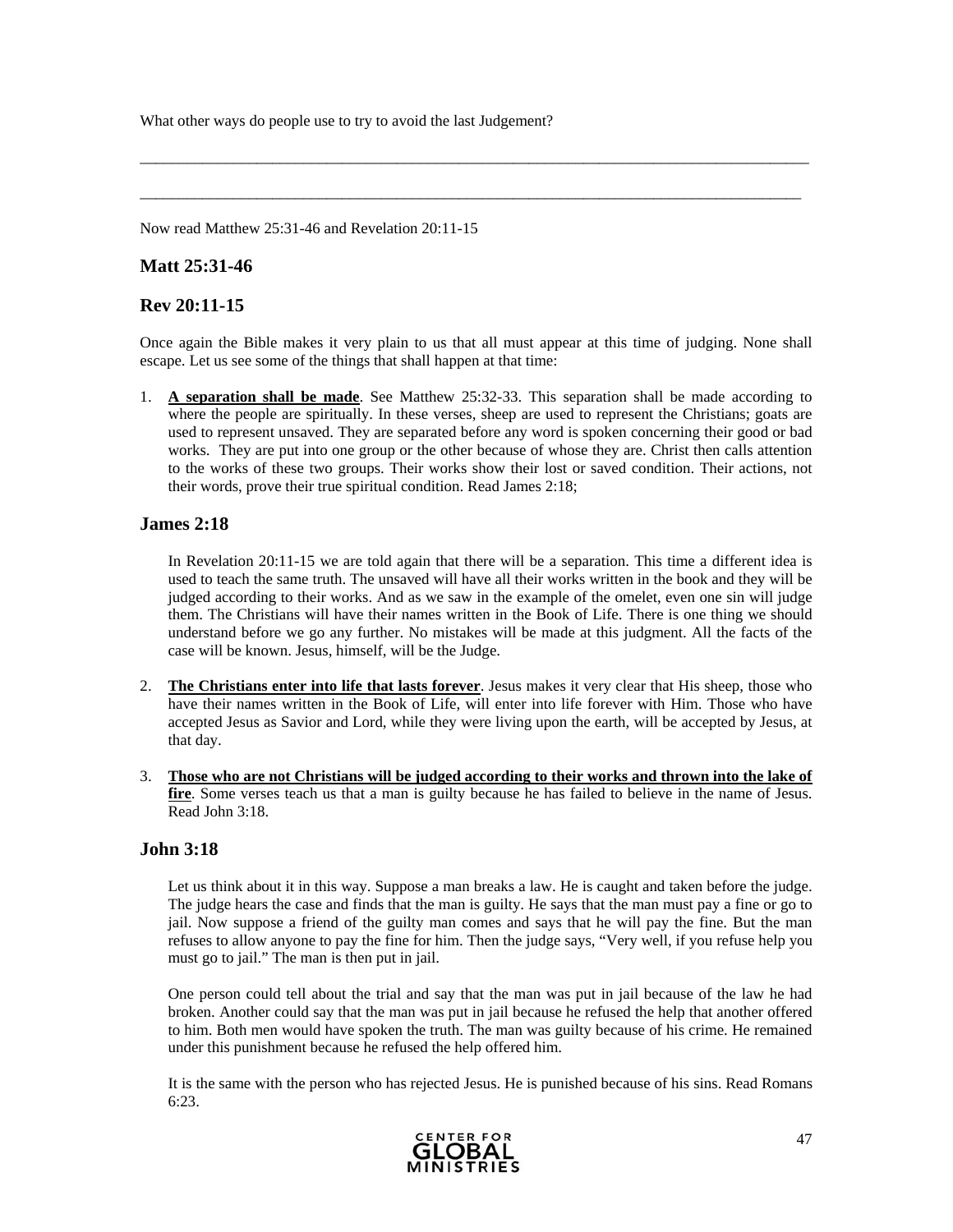What other ways do people use to try to avoid the last Judgement?

_________________________________________________________________________________________

_________________________________________________________________________________________

Now read Matthew 25:31-46 and Revelation 20:11-15

### Matt 25:31-46

### Rev 20:11-15

Once again the Bible makes it very plain to us that all must appear at this time of judging. None shall escape. Let us see some of the things that shall happen at that time:

1. **<u>A separation shall be made</u>**. See Matthew 25:32-33. This separation shall be made according to where the people are spiritually. In these verses, sheep are used to represent the Christians; goats are used to represent unsaved. They are separated before any word is spoken concerning their good or bad works. They are put into one group or the other because of whose they are. Christ then calls attention to the works of these two groups. Their works show their lost or saved condition. Their actions, not their words, prove their true spiritual condition. Read James 2:18;

### James 2:18

In Revelation 20:11-15 we are told again that there will be a separation. This time a different idea is used to teach the same truth. The unsaved will have all their works written in the book and they will be judged according to their works. And as we saw in the example of the omelet, even one sin will judge them. The Christians will have their names written in the Book of Life. There is one thing we should understand before we go any further. No mistakes will be made at this judgment. All the facts of the case will be known. Jesus, himself, will be the Judge.

2. **<u>The Christians enter into life that lasts forever</u>**. Jesus makes it very clear that His sheep, those who have their names written in the Book of Life, will enter into life forever with Him. Those who have accepted Jesus as Savior and Lord, while they were living upon the earth, will be accepted by Jesus, at that day.

3. **<u>Those who are not Christians will be judged according to their works and thrown into the lake of fire</u>**. Some verses teach us that a man is guilty because he has failed to believe in the name of Jesus. Read John 3:18.

### John 3:18

Let us think about it in this way. Suppose a man breaks a law. He is caught and taken before the judge. The judge hears the case and finds that the man is guilty. He says that the man must pay a fine or go to jail. Now suppose a friend of the guilty man comes and says that he will pay the fine. But the man refuses to allow anyone to pay the fine for him. Then the judge says, "Very well, if you refuse help you must go to jail." The man is then put in jail.

One person could tell about the trial and say that the man was put in jail because of the law he had broken. Another could say that the man was put in jail because he refused the help that another offered to him. Both men would have spoken the truth. The man was guilty because of his crime. He remained under this punishment because he refused the help offered him.

It is the same with the person who has rejected Jesus. He is punished because of his sins. Read Romans 6:23.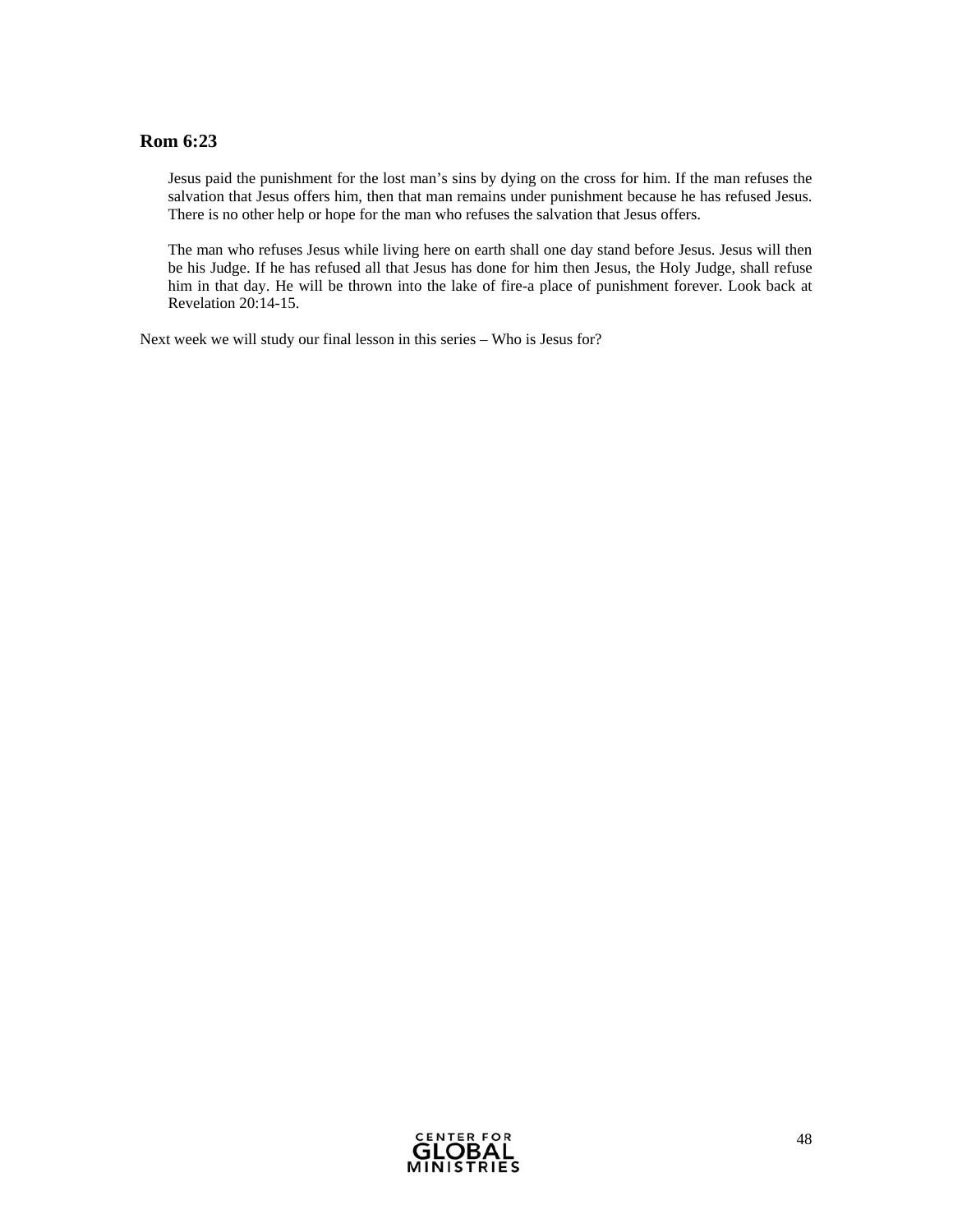### Rom 6:23

Jesus paid the punishment for the lost man's sins by dying on the cross for him. If the man refuses the salvation that Jesus offers him, then that man remains under punishment because he has refused Jesus. There is no other help or hope for the man who refuses the salvation that Jesus offers.

The man who refuses Jesus while living here on earth shall one day stand before Jesus. Jesus will then be his Judge. If he has refused all that Jesus has done for him then Jesus, the Holy Judge, shall refuse him in that day. He will be thrown into the lake of fire-a place of punishment forever. Look back at Revelation 20:14-15.

Next week we will study our final lesson in this series – Who is Jesus for?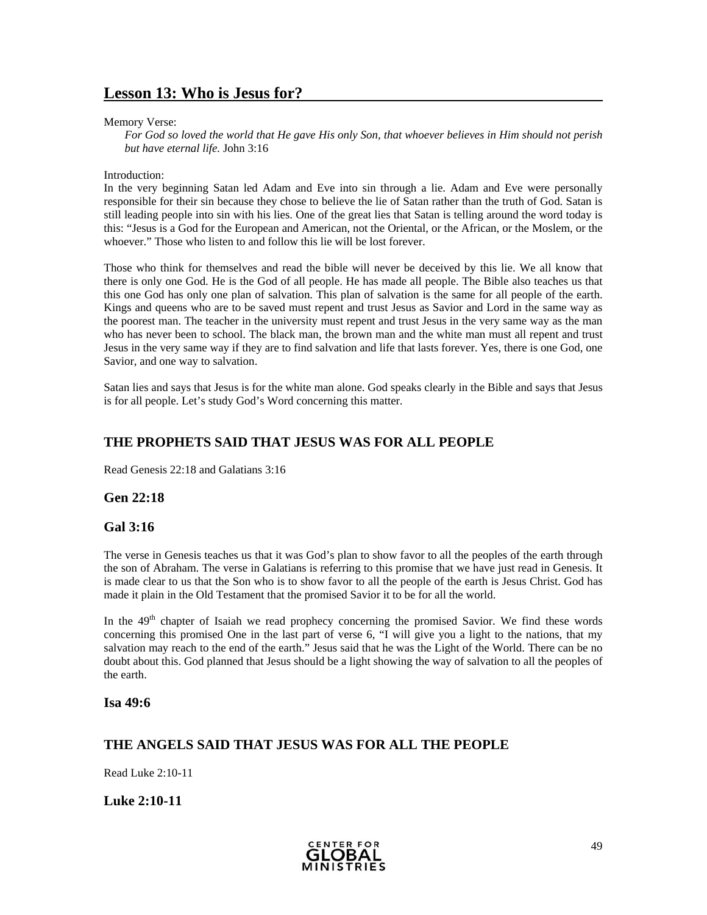## Lesson 13: Who is Jesus for?

Memory Verse:

*For God so loved the world that He gave His only Son, that whoever believes in Him should not perish but have eternal life.* John 3:16

Introduction:

In the very beginning Satan led Adam and Eve into sin through a lie. Adam and Eve were personally responsible for their sin because they chose to believe the lie of Satan rather than the truth of God. Satan is still leading people into sin with his lies. One of the great lies that Satan is telling around the word today is this: "Jesus is a God for the European and American, not the Oriental, or the African, or the Moslem, or the whoever." Those who listen to and follow this lie will be lost forever.

Those who think for themselves and read the bible will never be deceived by this lie. We all know that there is only one God. He is the God of all people. He has made all people. The Bible also teaches us that this one God has only one plan of salvation. This plan of salvation is the same for all people of the earth. Kings and queens who are to be saved must repent and trust Jesus as Savior and Lord in the same way as the poorest man. The teacher in the university must repent and trust Jesus in the very same way as the man who has never been to school. The black man, the brown man and the white man must all repent and trust Jesus in the very same way if they are to find salvation and life that lasts forever. Yes, there is one God, one Savior, and one way to salvation.

Satan lies and says that Jesus is for the white man alone. God speaks clearly in the Bible and says that Jesus is for all people. Let's study God's Word concerning this matter.

### THE PROPHETS SAID THAT JESUS WAS FOR ALL PEOPLE

Read Genesis 22:18 and Galatians 3:16

### Gen 22:18

### Gal 3:16

The verse in Genesis teaches us that it was God's plan to show favor to all the peoples of the earth through the son of Abraham. The verse in Galatians is referring to this promise that we have just read in Genesis. It is made clear to us that the Son who is to show favor to all the people of the earth is Jesus Christ. God has made it plain in the Old Testament that the promised Savior it to be for all the world.

In the 49th chapter of Isaiah we read prophecy concerning the promised Savior. We find these words concerning this promised One in the last part of verse 6, "I will give you a light to the nations, that my salvation may reach to the end of the earth." Jesus said that he was the Light of the World. There can be no doubt about this. God planned that Jesus should be a light showing the way of salvation to all the peoples of the earth.

### Isa 49:6

### THE ANGELS SAID THAT JESUS WAS FOR ALL THE PEOPLE

Read Luke 2:10-11

### Luke 2:10-11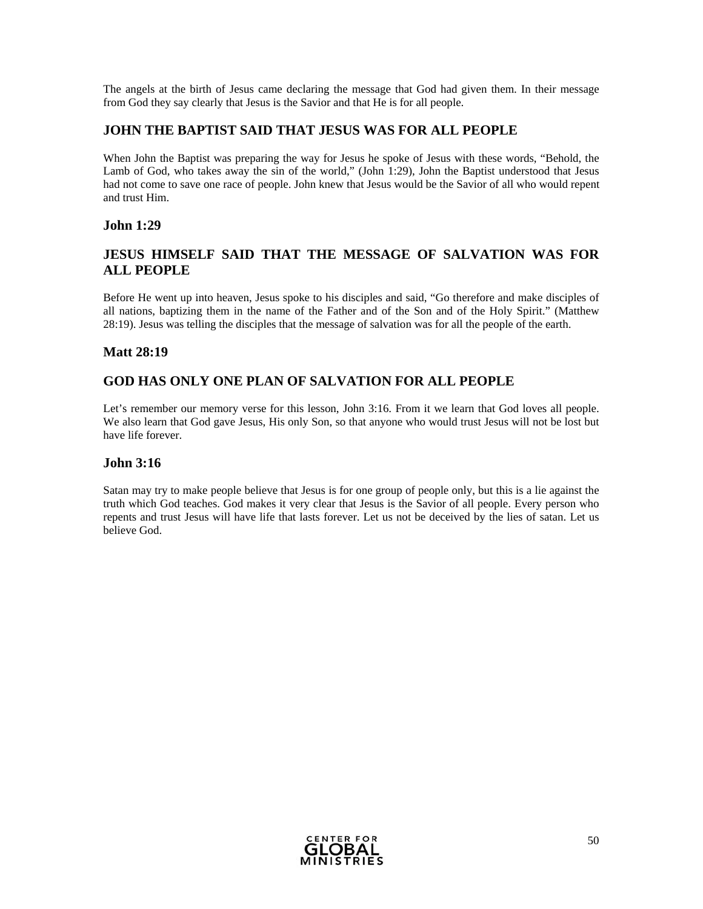The angels at the birth of Jesus came declaring the message that God had given them. In their message from God they say clearly that Jesus is the Savior and that He is for all people.

## JOHN THE BAPTIST SAID THAT JESUS WAS FOR ALL PEOPLE

When John the Baptist was preparing the way for Jesus he spoke of Jesus with these words, "Behold, the Lamb of God, who takes away the sin of the world," (John 1:29), John the Baptist understood that Jesus had not come to save one race of people. John knew that Jesus would be the Savior of all who would repent and trust Him.

## John 1:29

## JESUS HIMSELF SAID THAT THE MESSAGE OF SALVATION WAS FOR ALL PEOPLE

Before He went up into heaven, Jesus spoke to his disciples and said, "Go therefore and make disciples of all nations, baptizing them in the name of the Father and of the Son and of the Holy Spirit." (Matthew 28:19). Jesus was telling the disciples that the message of salvation was for all the people of the earth.

## Matt 28:19

## GOD HAS ONLY ONE PLAN OF SALVATION FOR ALL PEOPLE

Let's remember our memory verse for this lesson, John 3:16. From it we learn that God loves all people. We also learn that God gave Jesus, His only Son, so that anyone who would trust Jesus will not be lost but have life forever.

## John 3:16

Satan may try to make people believe that Jesus is for one group of people only, but this is a lie against the truth which God teaches. God makes it very clear that Jesus is the Savior of all people. Every person who repents and trust Jesus will have life that lasts forever. Let us not be deceived by the lies of satan. Let us believe God.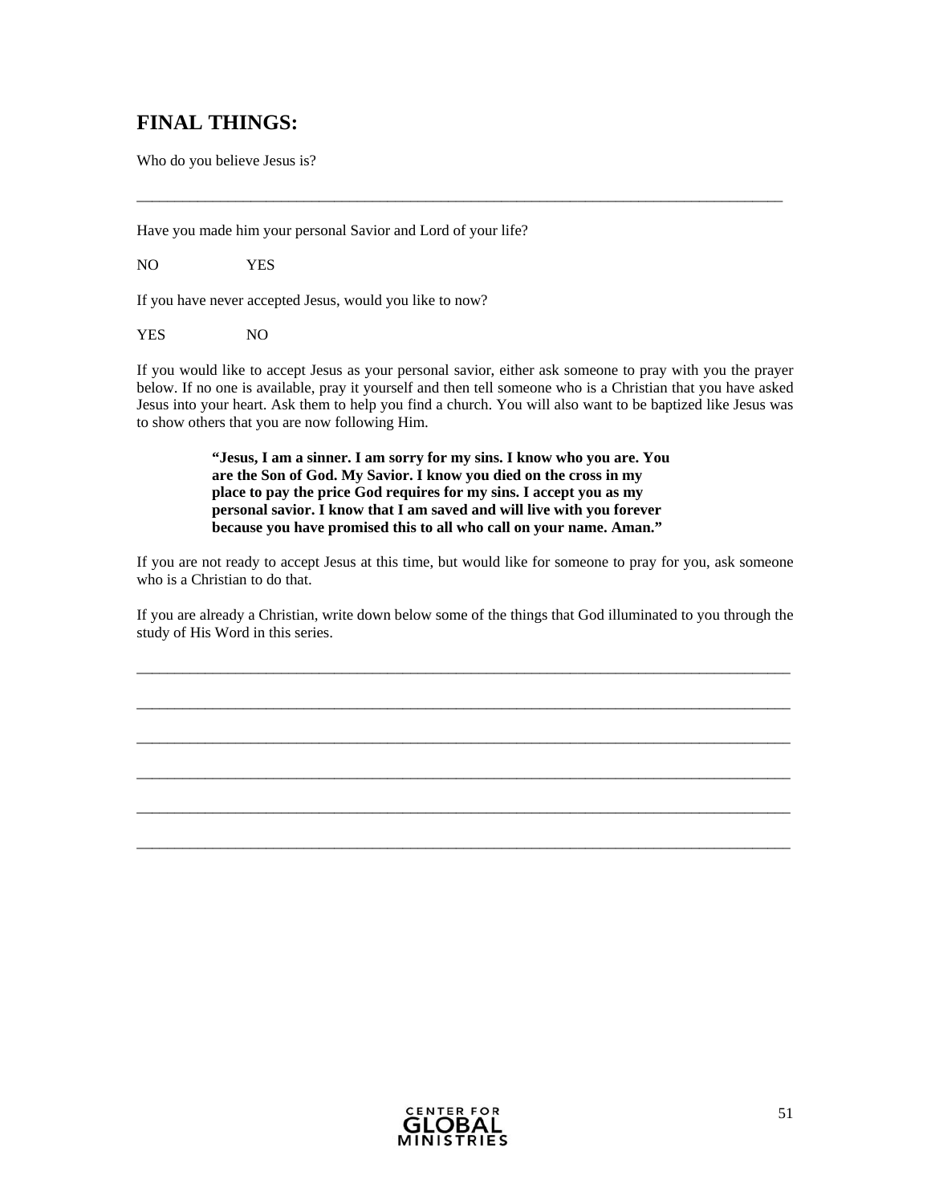## FINAL THINGS:

Who do you believe Jesus is?

______________________________________________________________________________

Have you made him your personal Savior and Lord of your life?

NO                YES

If you have never accepted Jesus, would you like to now?

YES               NO

If you would like to accept Jesus as your personal savior, either ask someone to pray with you the prayer below. If no one is available, pray it yourself and then tell someone who is a Christian that you have asked Jesus into your heart. Ask them to help you find a church. You will also want to be baptized like Jesus was to show others that you are now following Him.

> **"Jesus, I am a sinner. I am sorry for my sins. I know who you are. You are the Son of God. My Savior. I know you died on the cross in my place to pay the price God requires for my sins. I accept you as my personal savior. I know that I am saved and will live with you forever because you have promised this to all who call on your name. Aman."**

If you are not ready to accept Jesus at this time, but would like for someone to pray for you, ask someone who is a Christian to do that.

If you are already a Christian, write down below some of the things that God illuminated to you through the study of His Word in this series.

______________________________________________________________________________

______________________________________________________________________________

______________________________________________________________________________

______________________________________________________________________________

______________________________________________________________________________

______________________________________________________________________________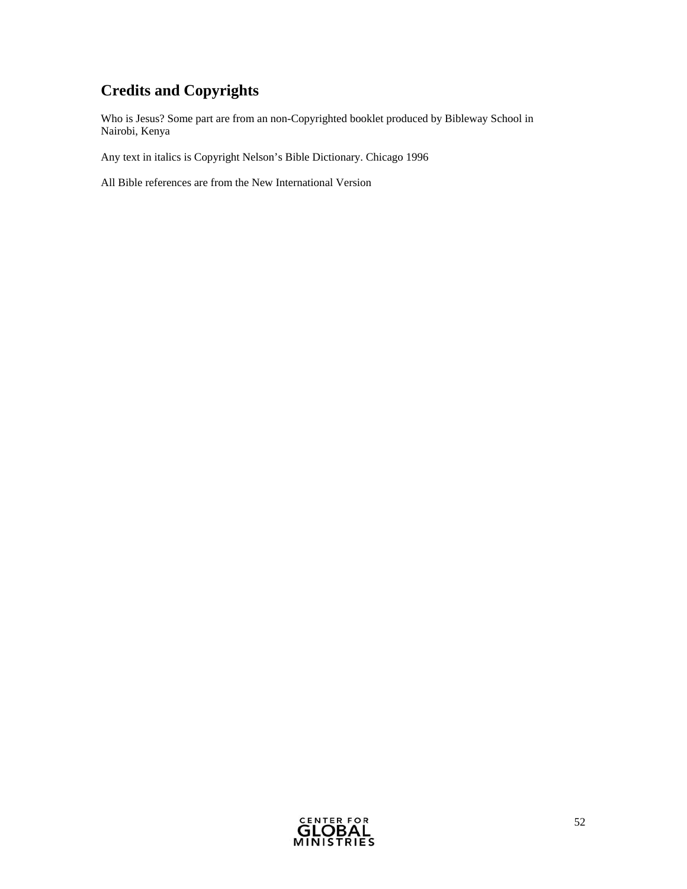## Credits and Copyrights

Who is Jesus? Some part are from an non-Copyrighted booklet produced by Bibleway School in Nairobi, Kenya

Any text in italics is Copyright Nelson's Bible Dictionary. Chicago 1996

All Bible references are from the New International Version